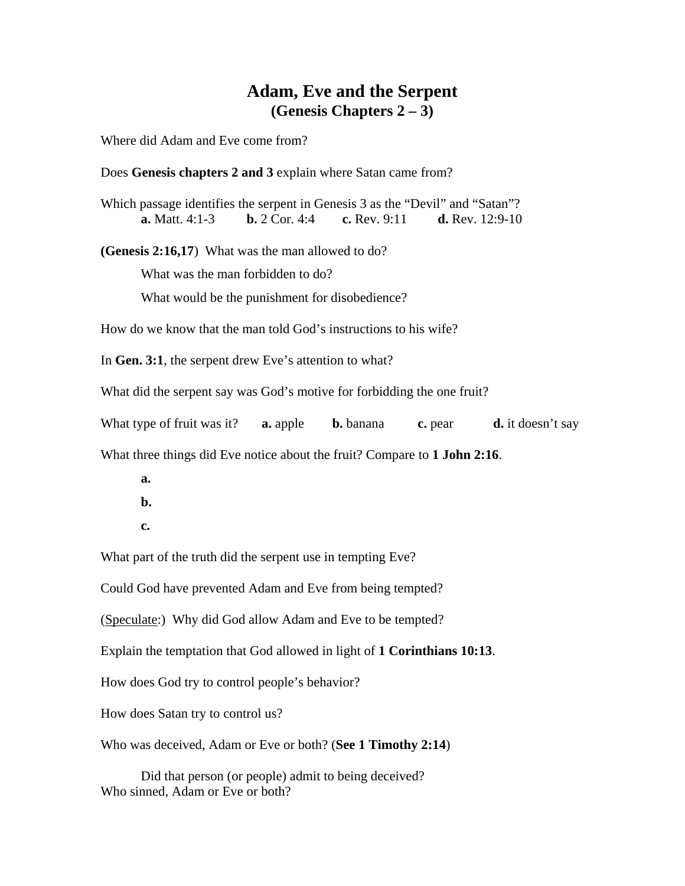# Adam, Eve and the Serpent
## (Genesis Chapters 2 – 3)

Where did Adam and Eve come from?

Does **Genesis chapters 2 and 3** explain where Satan came from?

Which passage identifies the serpent in Genesis 3 as the "Devil" and "Satan"?
**a.** Matt. 4:1-3 **b.** 2 Cor. 4:4 **c.** Rev. 9:11 **d.** Rev. 12:9-10

**(Genesis 2:16,17**) What was the man allowed to do?

What was the man forbidden to do?

What would be the punishment for disobedience?

How do we know that the man told God's instructions to his wife?

In **Gen. 3:1**, the serpent drew Eve's attention to what?

What did the serpent say was God's motive for forbidding the one fruit?

What type of fruit was it? **a.** apple **b.** banana **c.** pear **d.** it doesn't say

What three things did Eve notice about the fruit? Compare to **1 John 2:16**.

**a.**

**b.**

**c.**

What part of the truth did the serpent use in tempting Eve?

Could God have prevented Adam and Eve from being tempted?

(Speculate:) Why did God allow Adam and Eve to be tempted?

Explain the temptation that God allowed in light of **1 Corinthians 10:13**.

How does God try to control people's behavior?

How does Satan try to control us?

Who was deceived, Adam or Eve or both? (**See 1 Timothy 2:14**)

Did that person (or people) admit to being deceived?

Who sinned, Adam or Eve or both?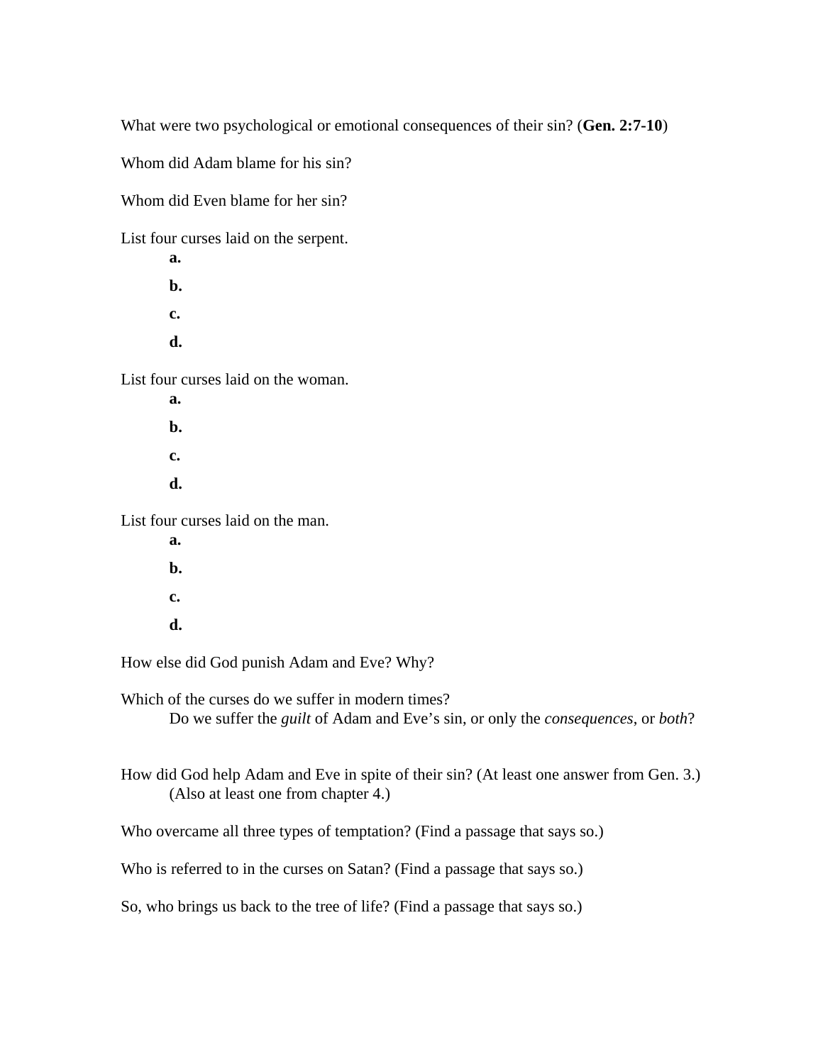What were two psychological or emotional consequences of their sin? (**Gen. 2:7-10**)

Whom did Adam blame for his sin?

Whom did Even blame for her sin?

List four curses laid on the serpent.

**a.**

**b.**

**c.**

**d.**

List four curses laid on the woman.

**a.**

**b.**

**c.**

**d.**

List four curses laid on the man.

**a.**

**b.**

**c.**

**d.**

How else did God punish Adam and Eve? Why?

Which of the curses do we suffer in modern times?

Do we suffer the *guilt* of Adam and Eve's sin, or only the *consequences*, or *both*?

How did God help Adam and Eve in spite of their sin? (At least one answer from Gen. 3.)

(Also at least one from chapter 4.)

Who overcame all three types of temptation? (Find a passage that says so.)

Who is referred to in the curses on Satan? (Find a passage that says so.)

So, who brings us back to the tree of life? (Find a passage that says so.)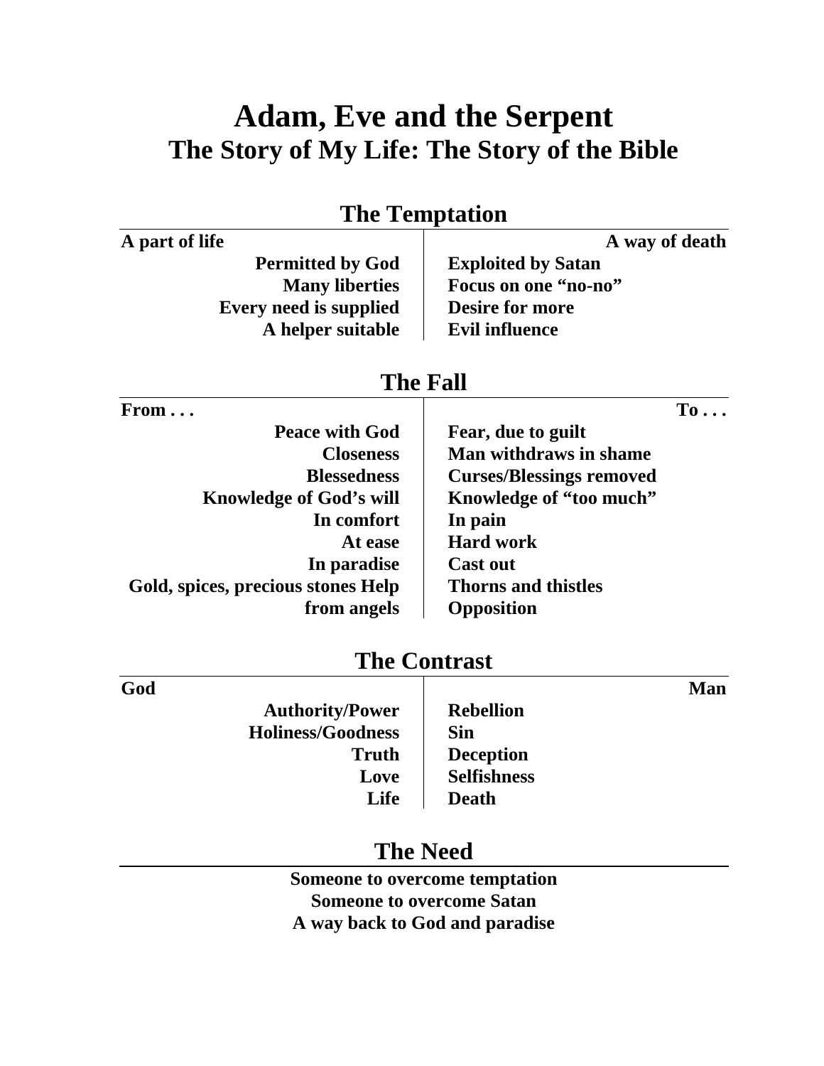# Adam, Eve and the Serpent
## The Story of My Life: The Story of the Bible

### The Temptation

| A part of life | A way of death |
|---|---|
| Permitted by God | Exploited by Satan |
| Many liberties | Focus on one "no-no" |
| Every need is supplied | Desire for more |
| A helper suitable | Evil influence |

### The Fall

| From . . . | To . . . |
|---|---|
| Peace with God | Fear, due to guilt |
| Closeness | Man withdraws in shame |
| Blessedness | Curses/Blessings removed |
| Knowledge of God's will | Knowledge of "too much" |
| In comfort | In pain |
| At ease | Hard work |
| In paradise | Cast out |
| Gold, spices, precious stones Help | Thorns and thistles |
| from angels | Opposition |

### The Contrast

| God | Man |
|---|---|
| Authority/Power | Rebellion |
| Holiness/Goodness | Sin |
| Truth | Deception |
| Love | Selfishness |
| Life | Death |

### The Need

**Someone to overcome temptation**
**Someone to overcome Satan**
**A way back to God and paradise**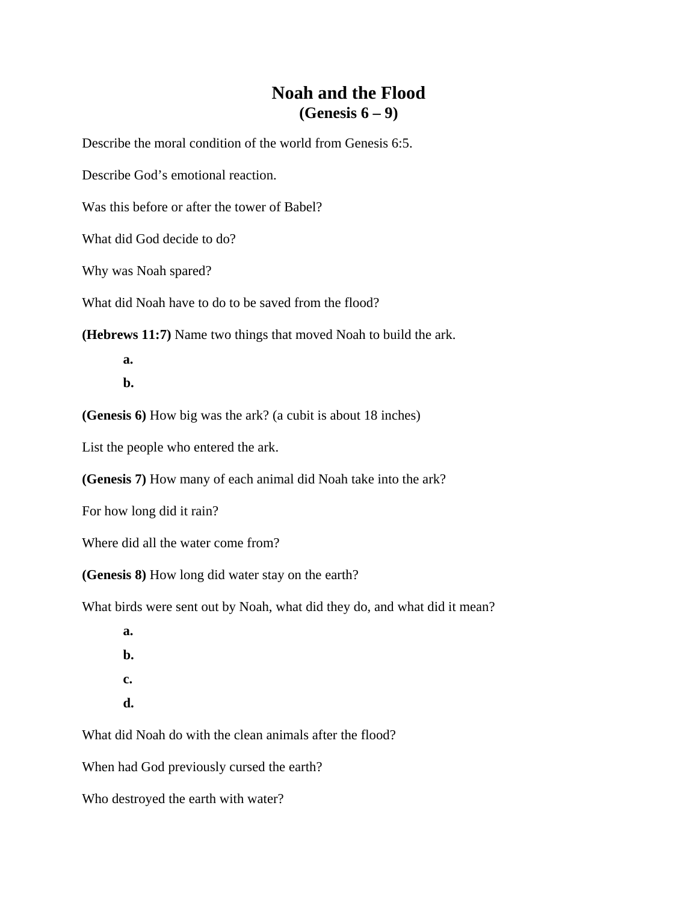# Noah and the Flood
## (Genesis 6 – 9)

Describe the moral condition of the world from Genesis 6:5.

Describe God's emotional reaction.

Was this before or after the tower of Babel?

What did God decide to do?

Why was Noah spared?

What did Noah have to do to be saved from the flood?

**(Hebrews 11:7)** Name two things that moved Noah to build the ark.

**a.**

**b.**

**(Genesis 6)** How big was the ark? (a cubit is about 18 inches)

List the people who entered the ark.

**(Genesis 7)** How many of each animal did Noah take into the ark?

For how long did it rain?

Where did all the water come from?

**(Genesis 8)** How long did water stay on the earth?

What birds were sent out by Noah, what did they do, and what did it mean?

**a.**

**b.**

**c.**

**d.**

What did Noah do with the clean animals after the flood?

When had God previously cursed the earth?

Who destroyed the earth with water?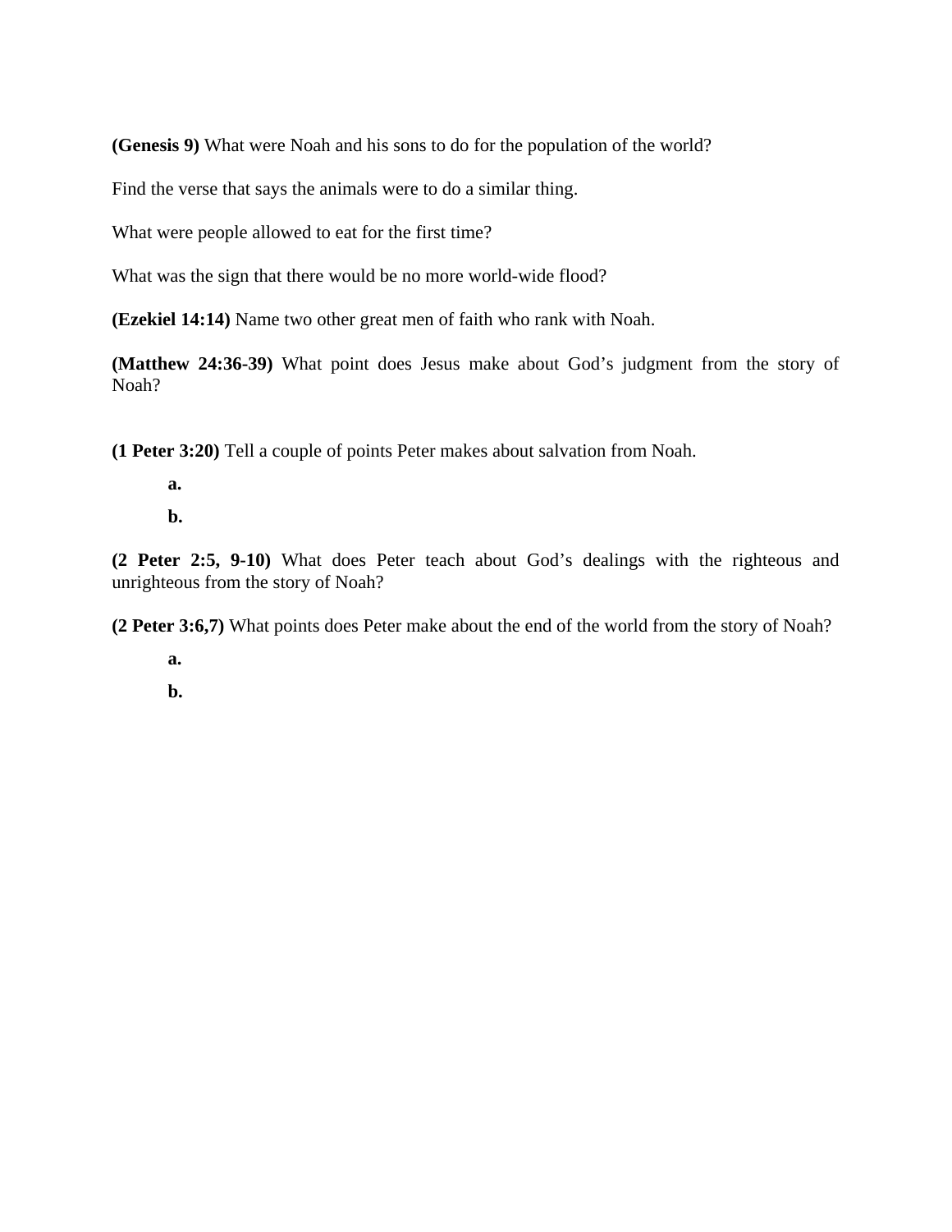**(Genesis 9)** What were Noah and his sons to do for the population of the world?

Find the verse that says the animals were to do a similar thing.

What were people allowed to eat for the first time?

What was the sign that there would be no more world-wide flood?

**(Ezekiel 14:14)** Name two other great men of faith who rank with Noah.

**(Matthew 24:36-39)** What point does Jesus make about God's judgment from the story of Noah?

**(1 Peter 3:20)** Tell a couple of points Peter makes about salvation from Noah.

**a.**

**b.**

**(2 Peter 2:5, 9-10)** What does Peter teach about God's dealings with the righteous and unrighteous from the story of Noah?

**(2 Peter 3:6,7)** What points does Peter make about the end of the world from the story of Noah?

**a.**

**b.**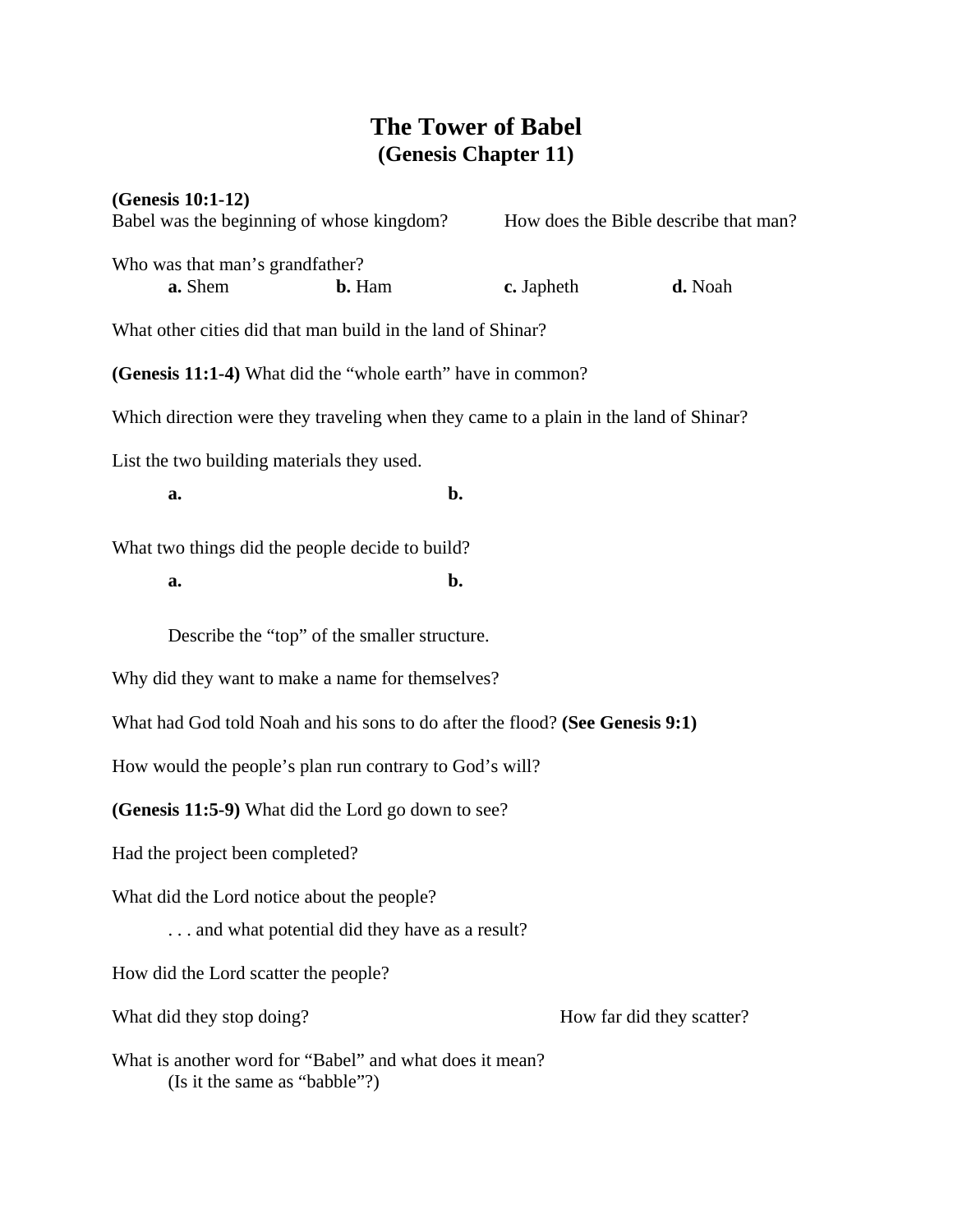# The Tower of Babel
## (Genesis Chapter 11)

**(Genesis 10:1-12)**
Babel was the beginning of whose kingdom?

How does the Bible describe that man?

Who was that man's grandfather?

**a.** Shem **b.** Ham **c.** Japheth **d.** Noah

What other cities did that man build in the land of Shinar?

**(Genesis 11:1-4)** What did the "whole earth" have in common?

Which direction were they traveling when they came to a plain in the land of Shinar?

List the two building materials they used.

**a.**

**b.**

What two things did the people decide to build?

**a.**

**b.**

Describe the "top" of the smaller structure.

Why did they want to make a name for themselves?

What had God told Noah and his sons to do after the flood? **(See Genesis 9:1)**

How would the people's plan run contrary to God's will?

**(Genesis 11:5-9)** What did the Lord go down to see?

Had the project been completed?

What did the Lord notice about the people?

. . . and what potential did they have as a result?

How did the Lord scatter the people?

What did they stop doing?

How far did they scatter?

What is another word for "Babel" and what does it mean?
(Is it the same as "babble"?)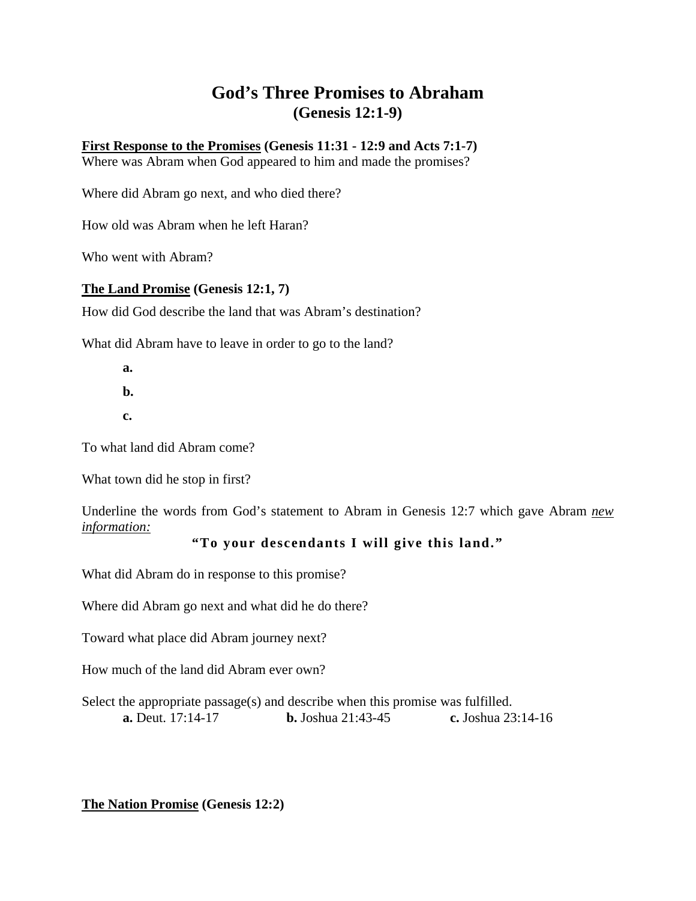# God's Three Promises to Abraham
## (Genesis 12:1-9)

**<u>First Response to the Promises</u> (Genesis 11:31 - 12:9 and Acts 7:1-7)**
Where was Abram when God appeared to him and made the promises?

Where did Abram go next, and who died there?

How old was Abram when he left Haran?

Who went with Abram?

**<u>The Land Promise</u> (Genesis 12:1, 7)**

How did God describe the land that was Abram's destination?

What did Abram have to leave in order to go to the land?

**a.**

**b.**

**c.**

To what land did Abram come?

What town did he stop in first?

Underline the words from God's statement to Abram in Genesis 12:7 which gave Abram *<u>new information:</u>*

**"To your descendants I will give this land."**

What did Abram do in response to this promise?

Where did Abram go next and what did he do there?

Toward what place did Abram journey next?

How much of the land did Abram ever own?

Select the appropriate passage(s) and describe when this promise was fulfilled.
**a.** Deut. 17:14-17 **b.** Joshua 21:43-45 **c.** Joshua 23:14-16

**<u>The Nation Promise</u> (Genesis 12:2)**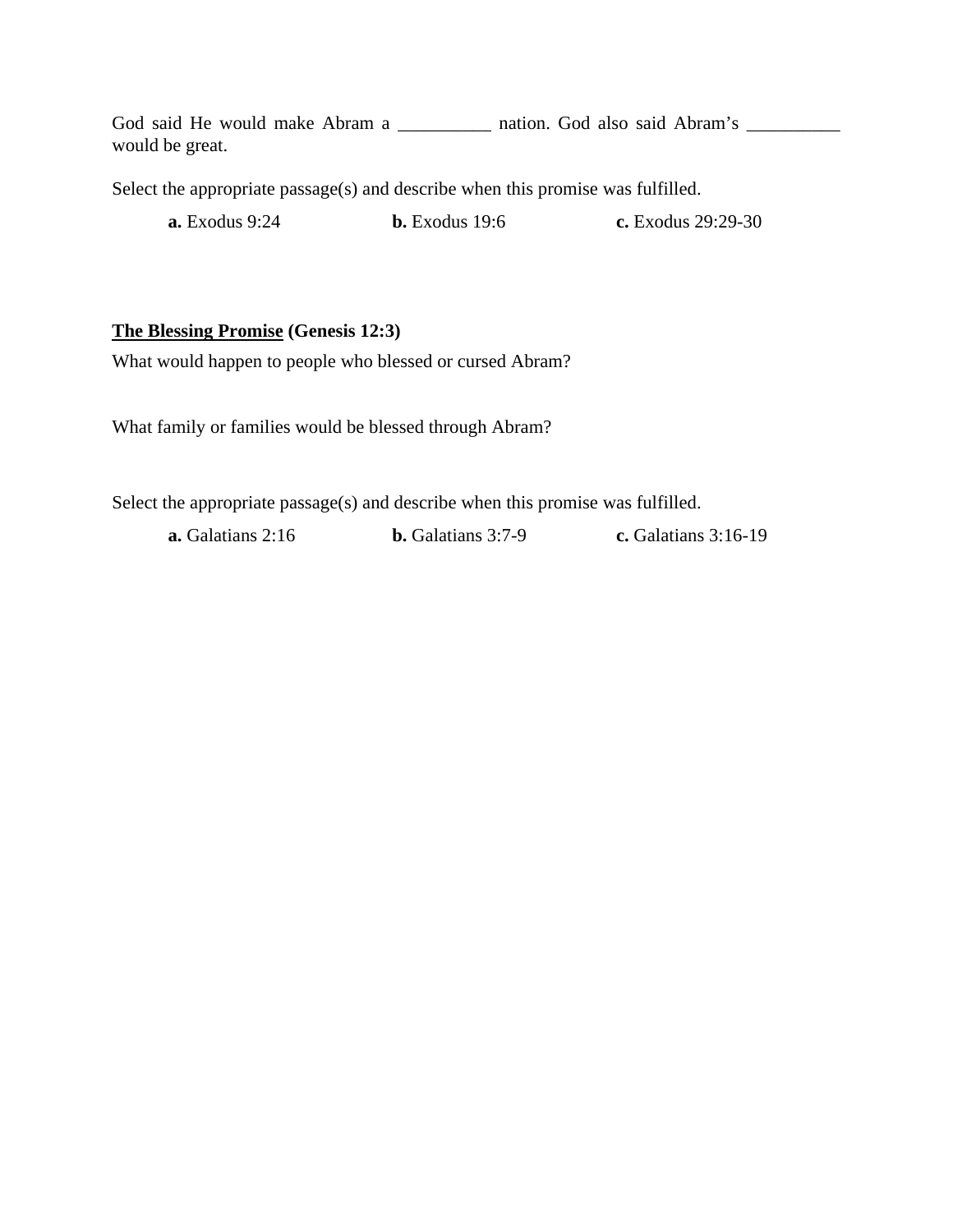God said He would make Abram a __________ nation. God also said Abram's __________ would be great.

Select the appropriate passage(s) and describe when this promise was fulfilled.

**a.** Exodus 9:24 **b.** Exodus 19:6 **c.** Exodus 29:29-30

**<u>The Blessing Promise</u> (Genesis 12:3)**

What would happen to people who blessed or cursed Abram?

What family or families would be blessed through Abram?

Select the appropriate passage(s) and describe when this promise was fulfilled.

**a.** Galatians 2:16 **b.** Galatians 3:7-9 **c.** Galatians 3:16-19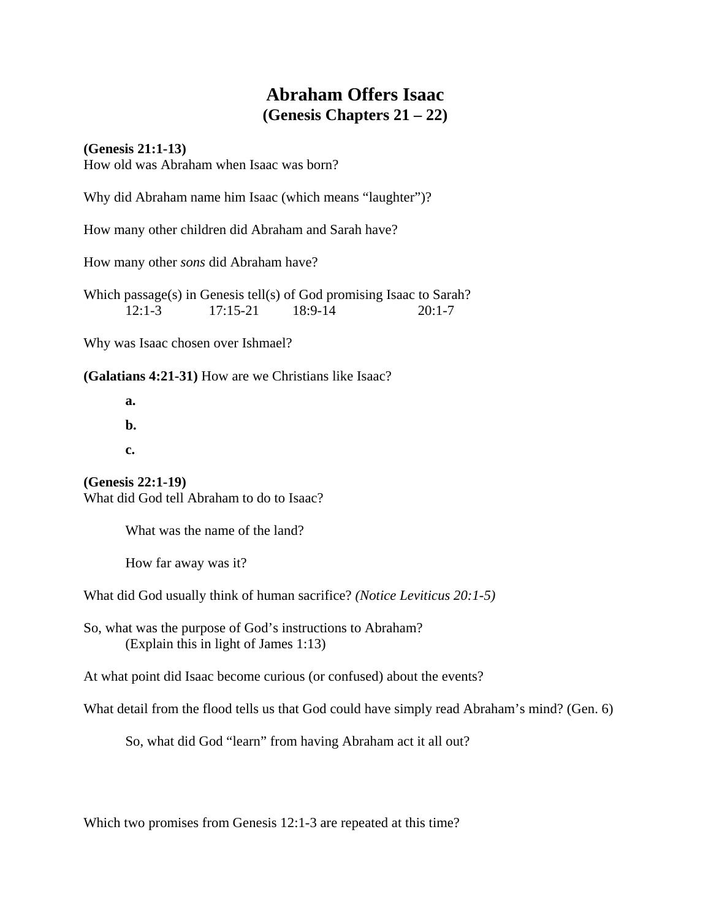# Abraham Offers Isaac
## (Genesis Chapters 21 – 22)

**(Genesis 21:1-13)**
How old was Abraham when Isaac was born?

Why did Abraham name him Isaac (which means "laughter")?

How many other children did Abraham and Sarah have?

How many other *sons* did Abraham have?

Which passage(s) in Genesis tell(s) of God promising Isaac to Sarah?
12:1-3 17:15-21 18:9-14 20:1-7

Why was Isaac chosen over Ishmael?

**(Galatians 4:21-31)** How are we Christians like Isaac?

**a.**

**b.**

**c.**

**(Genesis 22:1-19)**
What did God tell Abraham to do to Isaac?

What was the name of the land?

How far away was it?

What did God usually think of human sacrifice? *(Notice Leviticus 20:1-5)*

So, what was the purpose of God's instructions to Abraham?
(Explain this in light of James 1:13)

At what point did Isaac become curious (or confused) about the events?

What detail from the flood tells us that God could have simply read Abraham's mind? (Gen. 6)

So, what did God "learn" from having Abraham act it all out?

Which two promises from Genesis 12:1-3 are repeated at this time?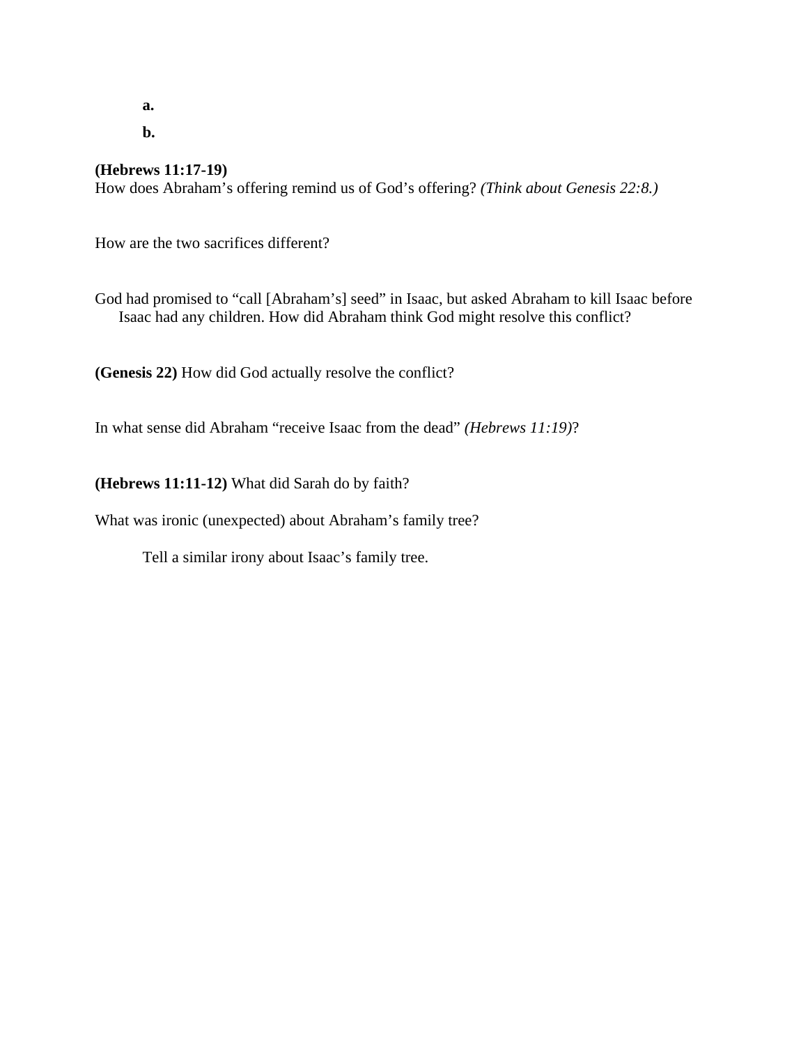**a.**

**b.**

**(Hebrews 11:17-19)**
How does Abraham's offering remind us of God's offering? *(Think about Genesis 22:8.)*

How are the two sacrifices different?

God had promised to "call [Abraham's] seed" in Isaac, but asked Abraham to kill Isaac before Isaac had any children. How did Abraham think God might resolve this conflict?

**(Genesis 22)** How did God actually resolve the conflict?

In what sense did Abraham "receive Isaac from the dead" *(Hebrews 11:19)*?

**(Hebrews 11:11-12)** What did Sarah do by faith?

What was ironic (unexpected) about Abraham's family tree?

Tell a similar irony about Isaac's family tree.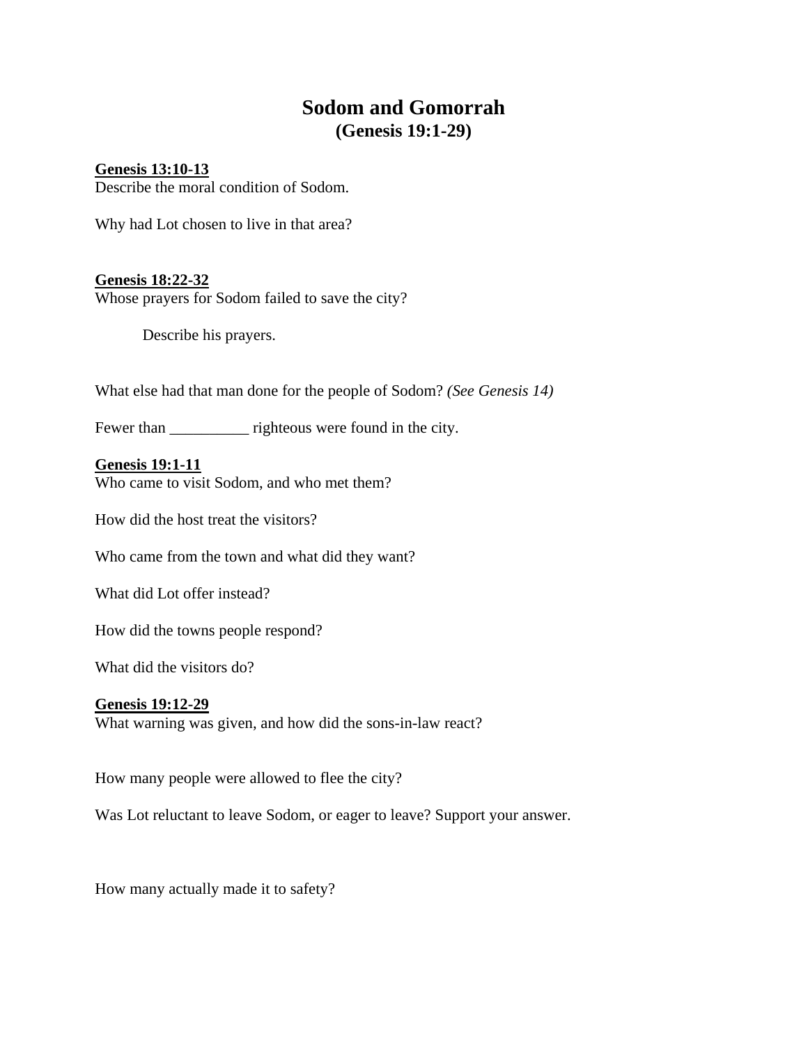# Sodom and Gomorrah
## (Genesis 19:1-29)

**<u>Genesis 13:10-13</u>**

Describe the moral condition of Sodom.

Why had Lot chosen to live in that area?

**<u>Genesis 18:22-32</u>**

Whose prayers for Sodom failed to save the city?

Describe his prayers.

What else had that man done for the people of Sodom? *(See Genesis 14)*

Fewer than __________ righteous were found in the city.

**<u>Genesis 19:1-11</u>**

Who came to visit Sodom, and who met them?

How did the host treat the visitors?

Who came from the town and what did they want?

What did Lot offer instead?

How did the towns people respond?

What did the visitors do?

**<u>Genesis 19:12-29</u>**

What warning was given, and how did the sons-in-law react?

How many people were allowed to flee the city?

Was Lot reluctant to leave Sodom, or eager to leave? Support your answer.

How many actually made it to safety?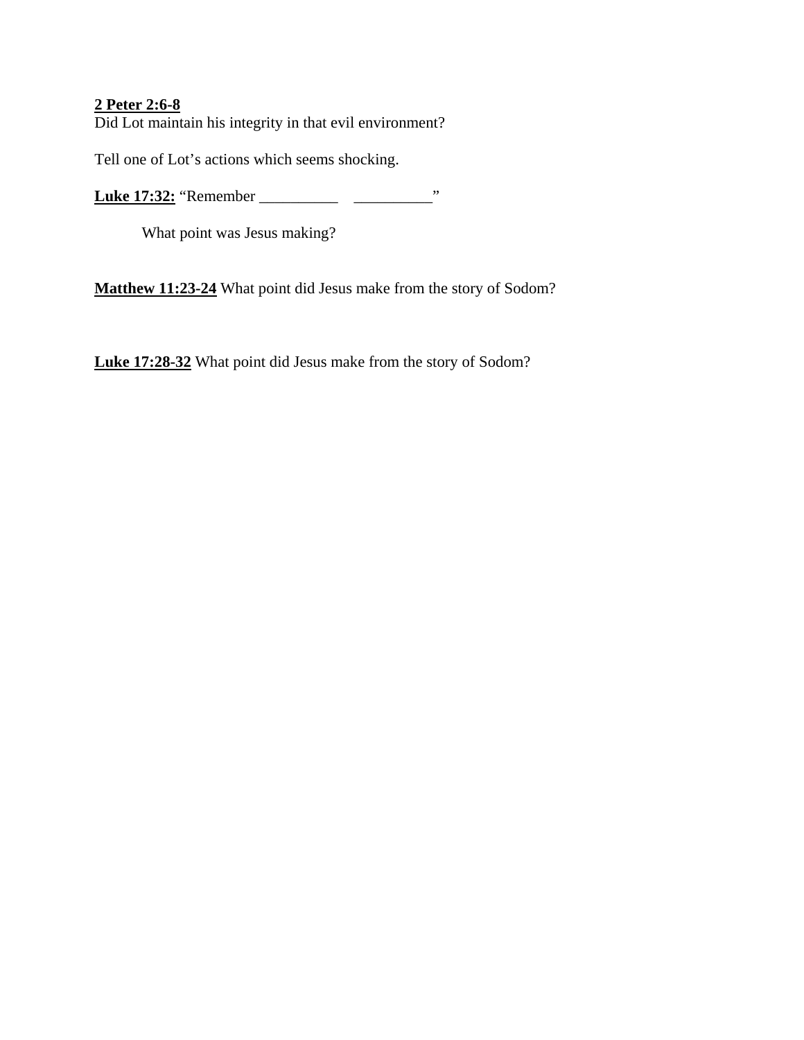**<u>2 Peter 2:6-8</u>**
Did Lot maintain his integrity in that evil environment?

Tell one of Lot's actions which seems shocking.

**<u>Luke 17:32:</u>** "Remember __________ __________"

What point was Jesus making?

**<u>Matthew 11:23-24</u>** What point did Jesus make from the story of Sodom?

**<u>Luke 17:28-32</u>** What point did Jesus make from the story of Sodom?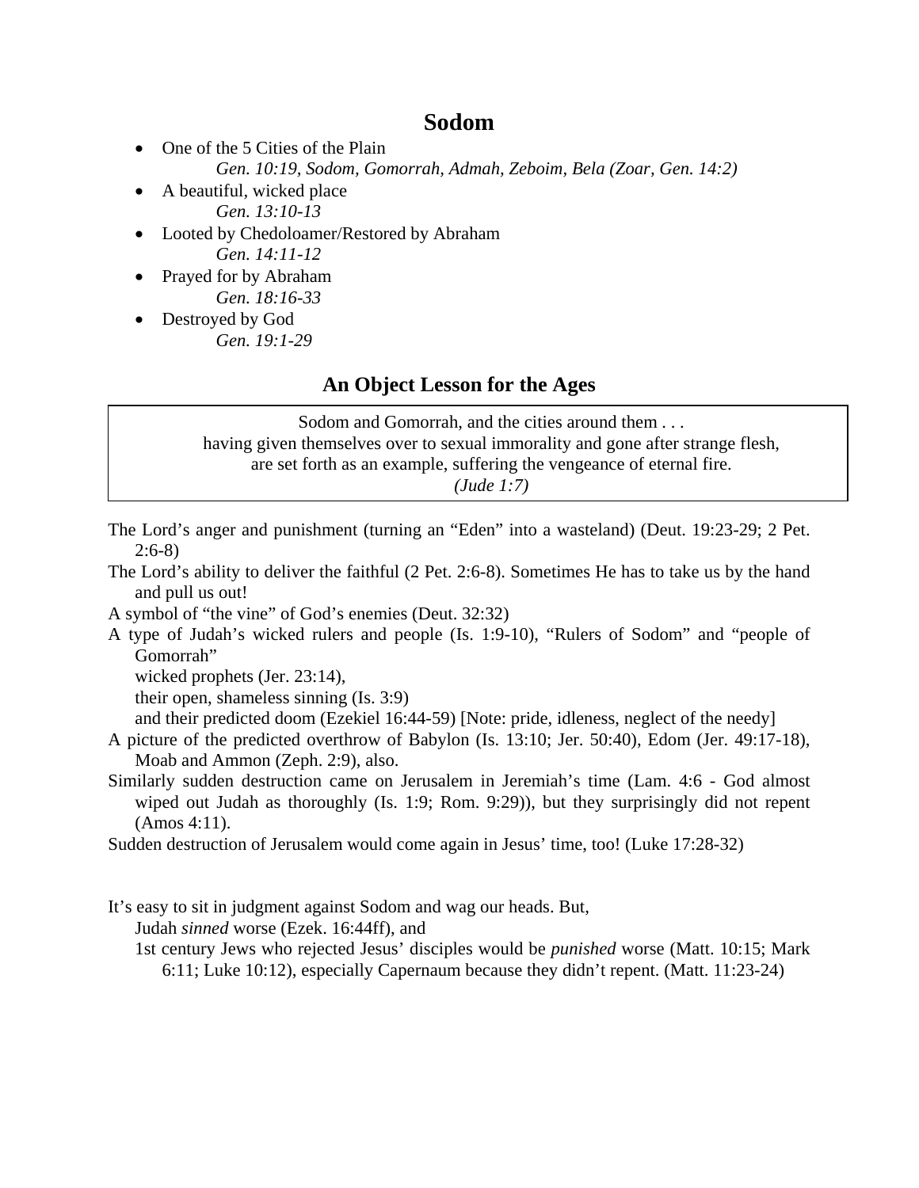# Sodom

- One of the 5 Cities of the Plain
  *Gen. 10:19, Sodom, Gomorrah, Admah, Zeboim, Bela (Zoar, Gen. 14:2)*
- A beautiful, wicked place
  *Gen. 13:10-13*
- Looted by Chedoloamer/Restored by Abraham
  *Gen. 14:11-12*
- Prayed for by Abraham
  *Gen. 18:16-33*
- Destroyed by God
  *Gen. 19:1-29*

## An Object Lesson for the Ages

> Sodom and Gomorrah, and the cities around them . . .
> having given themselves over to sexual immorality and gone after strange flesh,
> are set forth as an example, suffering the vengeance of eternal fire.
> *(Jude 1:7)*

The Lord's anger and punishment (turning an "Eden" into a wasteland) (Deut. 19:23-29; 2 Pet. 2:6-8)

The Lord's ability to deliver the faithful (2 Pet. 2:6-8). Sometimes He has to take us by the hand and pull us out!

A symbol of "the vine" of God's enemies (Deut. 32:32)

A type of Judah's wicked rulers and people (Is. 1:9-10), "Rulers of Sodom" and "people of Gomorrah"
  wicked prophets (Jer. 23:14),
  their open, shameless sinning (Is. 3:9)
  and their predicted doom (Ezekiel 16:44-59) [Note: pride, idleness, neglect of the needy]

A picture of the predicted overthrow of Babylon (Is. 13:10; Jer. 50:40), Edom (Jer. 49:17-18), Moab and Ammon (Zeph. 2:9), also.

Similarly sudden destruction came on Jerusalem in Jeremiah's time (Lam. 4:6 - God almost wiped out Judah as thoroughly (Is. 1:9; Rom. 9:29)), but they surprisingly did not repent (Amos 4:11).

Sudden destruction of Jerusalem would come again in Jesus' time, too! (Luke 17:28-32)

It's easy to sit in judgment against Sodom and wag our heads. But,
  Judah *sinned* worse (Ezek. 16:44ff), and
  1st century Jews who rejected Jesus' disciples would be *punished* worse (Matt. 10:15; Mark 6:11; Luke 10:12), especially Capernaum because they didn't repent. (Matt. 11:23-24)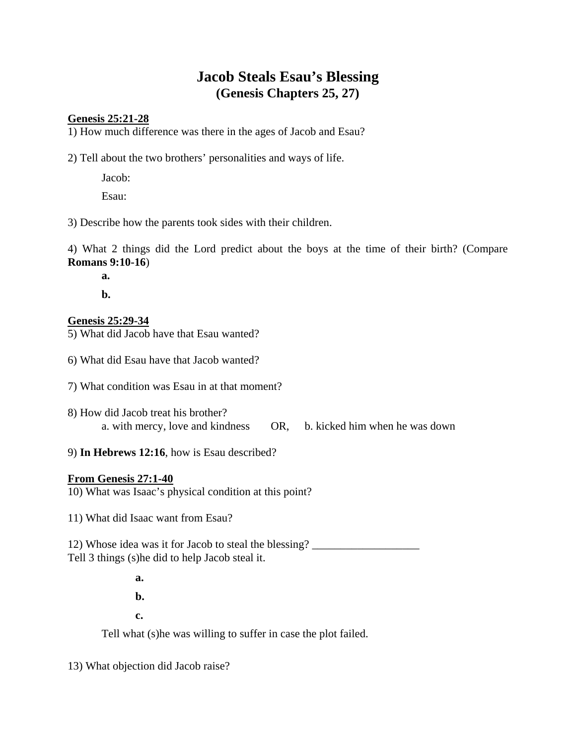# Jacob Steals Esau's Blessing
## (Genesis Chapters 25, 27)

**Genesis 25:21-28**

1) How much difference was there in the ages of Jacob and Esau?

2) Tell about the two brothers' personalities and ways of life.

Jacob:

Esau:

3) Describe how the parents took sides with their children.

4) What 2 things did the Lord predict about the boys at the time of their birth? (Compare **Romans 9:10-16**)

**a.**

**b.**

**Genesis 25:29-34**

5) What did Jacob have that Esau wanted?

6) What did Esau have that Jacob wanted?

7) What condition was Esau in at that moment?

8) How did Jacob treat his brother?

a. with mercy, love and kindness OR, b. kicked him when he was down

9) **In Hebrews 12:16**, how is Esau described?

**From Genesis 27:1-40**

10) What was Isaac's physical condition at this point?

11) What did Isaac want from Esau?

12) Whose idea was it for Jacob to steal the blessing? ___________________

Tell 3 things (s)he did to help Jacob steal it.

**a.**

**b.**

**c.**

Tell what (s)he was willing to suffer in case the plot failed.

13) What objection did Jacob raise?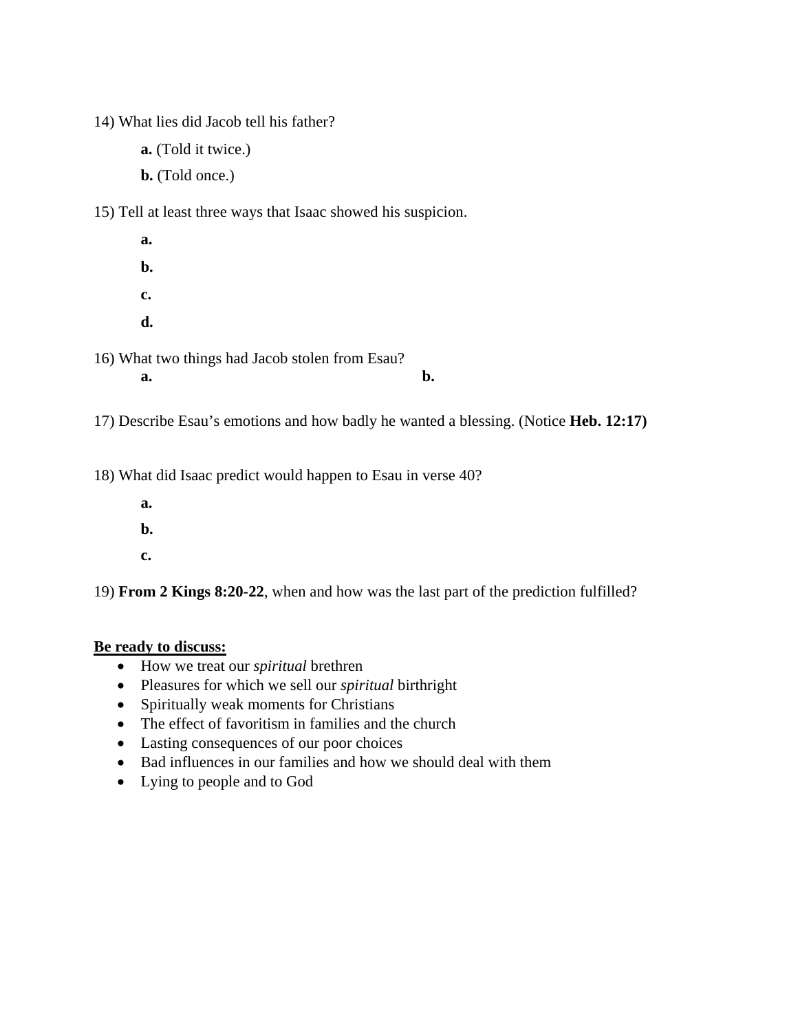14) What lies did Jacob tell his father?

**a.** (Told it twice.)

**b.** (Told once.)

15) Tell at least three ways that Isaac showed his suspicion.

**a.**

**b.**

**c.**

**d.**

16) What two things had Jacob stolen from Esau?

**a.** **b.**

17) Describe Esau's emotions and how badly he wanted a blessing. (Notice **Heb. 12:17)**

18) What did Isaac predict would happen to Esau in verse 40?

**a.**

**b.**

**c.**

19) **From 2 Kings 8:20-22**, when and how was the last part of the prediction fulfilled?

**<u>Be ready to discuss:</u>**

- How we treat our *spiritual* brethren
- Pleasures for which we sell our *spiritual* birthright
- Spiritually weak moments for Christians
- The effect of favoritism in families and the church
- Lasting consequences of our poor choices
- Bad influences in our families and how we should deal with them
- Lying to people and to God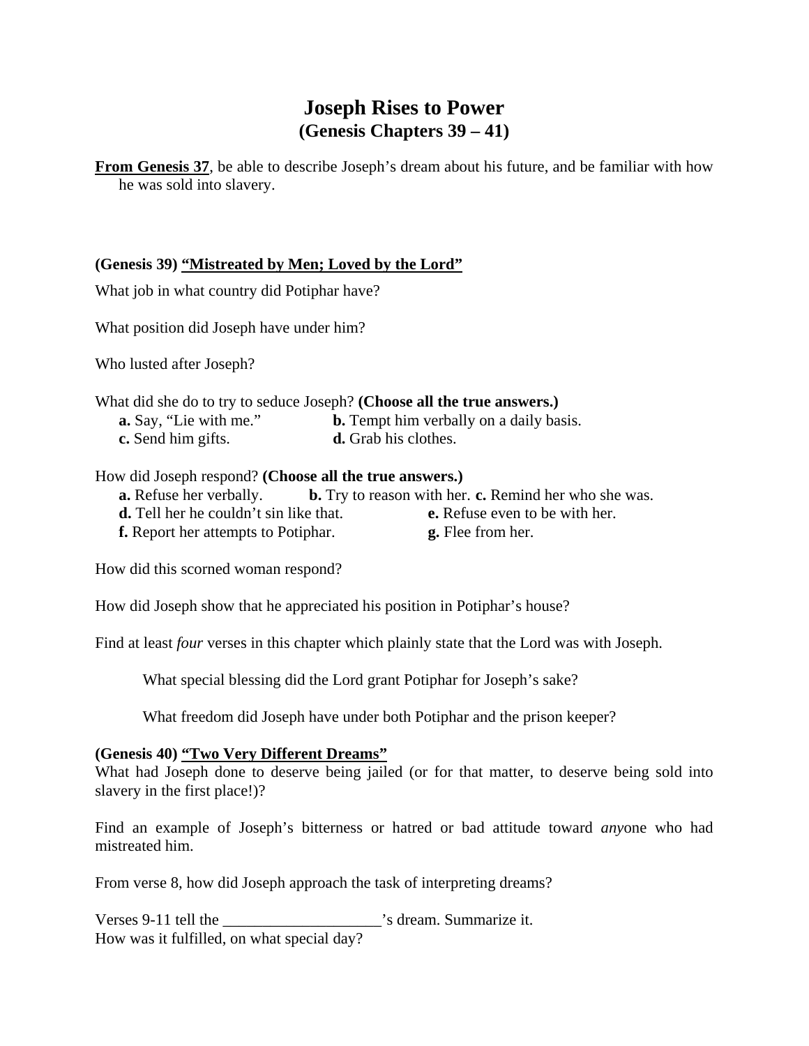# Joseph Rises to Power
## (Genesis Chapters 39 – 41)

**<u>From Genesis 37</u>**, be able to describe Joseph's dream about his future, and be familiar with how he was sold into slavery.

### (Genesis 39) <u>"Mistreated by Men; Loved by the Lord"</u>

What job in what country did Potiphar have?

What position did Joseph have under him?

Who lusted after Joseph?

What did she do to try to seduce Joseph? **(Choose all the true answers.)**

**a.** Say, "Lie with me." **b.** Tempt him verbally on a daily basis.
**c.** Send him gifts. **d.** Grab his clothes.

How did Joseph respond? **(Choose all the true answers.)**

**a.** Refuse her verbally. **b.** Try to reason with her. **c.** Remind her who she was.
**d.** Tell her he couldn't sin like that. **e.** Refuse even to be with her.
**f.** Report her attempts to Potiphar. **g.** Flee from her.

How did this scorned woman respond?

How did Joseph show that he appreciated his position in Potiphar's house?

Find at least *four* verses in this chapter which plainly state that the Lord was with Joseph.

What special blessing did the Lord grant Potiphar for Joseph's sake?

What freedom did Joseph have under both Potiphar and the prison keeper?

### (Genesis 40) <u>"Two Very Different Dreams"</u>

What had Joseph done to deserve being jailed (or for that matter, to deserve being sold into slavery in the first place!)?

Find an example of Joseph's bitterness or hatred or bad attitude toward *any*one who had mistreated him.

From verse 8, how did Joseph approach the task of interpreting dreams?

Verses 9-11 tell the ____________________'s dream. Summarize it.
How was it fulfilled, on what special day?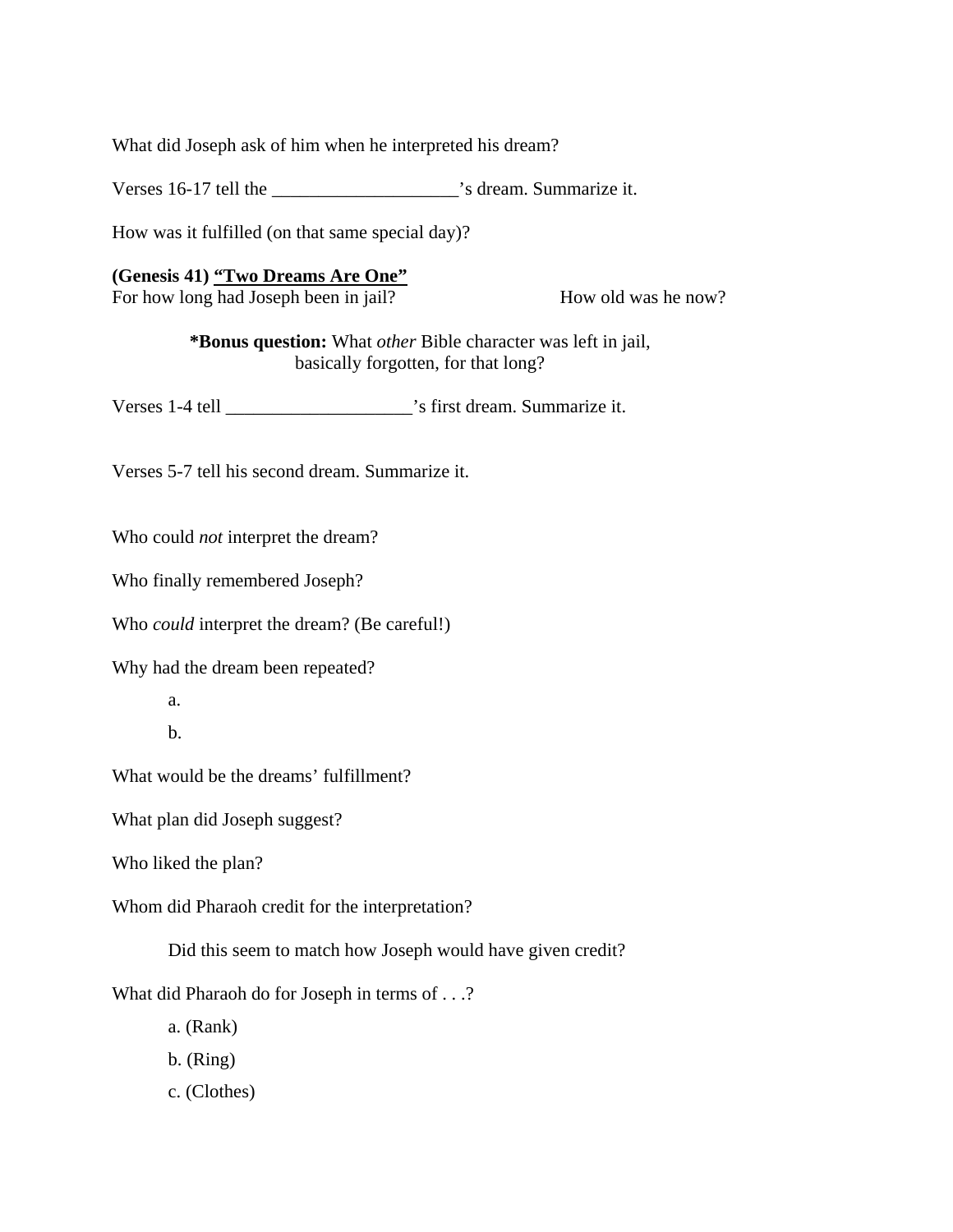What did Joseph ask of him when he interpreted his dream?

Verses 16-17 tell the ____________________'s dream. Summarize it.

How was it fulfilled (on that same special day)?

**(Genesis 41)** **<u>"Two Dreams Are One"</u>**
For how long had Joseph been in jail? How old was he now?

> ***Bonus question:** What *other* Bible character was left in jail, basically forgotten, for that long?

Verses 1-4 tell ____________________'s first dream. Summarize it.

Verses 5-7 tell his second dream. Summarize it.

Who could *not* interpret the dream?

Who finally remembered Joseph?

Who *could* interpret the dream? (Be careful!)

Why had the dream been repeated?

a.

b.

What would be the dreams' fulfillment?

What plan did Joseph suggest?

Who liked the plan?

Whom did Pharaoh credit for the interpretation?

Did this seem to match how Joseph would have given credit?

What did Pharaoh do for Joseph in terms of . . .?

a. (Rank)

b. (Ring)

c. (Clothes)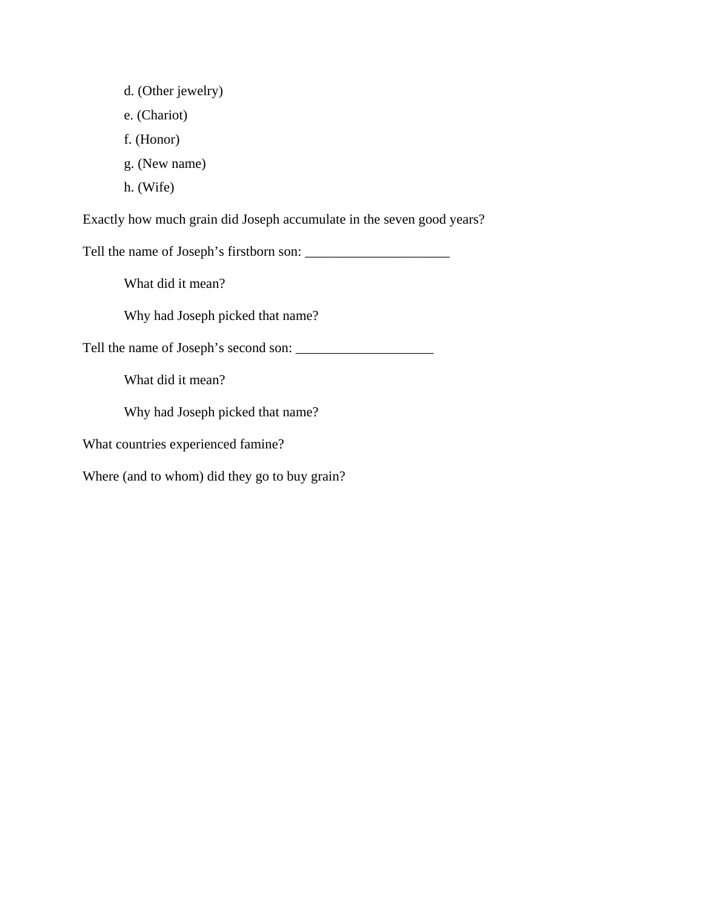d. (Other jewelry)

e. (Chariot)

f. (Honor)

g. (New name)

h. (Wife)

Exactly how much grain did Joseph accumulate in the seven good years?

Tell the name of Joseph’s firstborn son: _____________________

What did it mean?

Why had Joseph picked that name?

Tell the name of Joseph’s second son: ____________________

What did it mean?

Why had Joseph picked that name?

What countries experienced famine?

Where (and to whom) did they go to buy grain?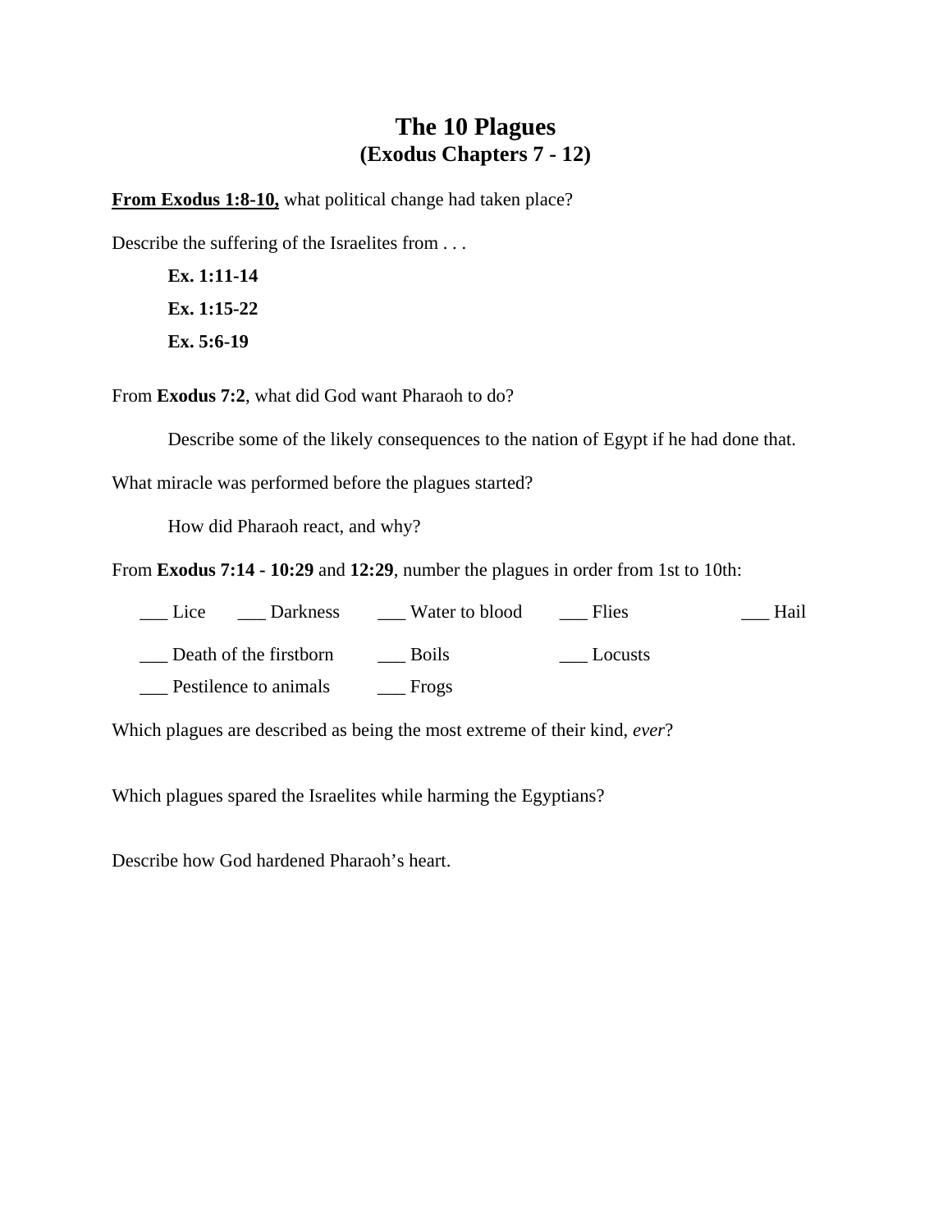# The 10 Plagues
## (Exodus Chapters 7 - 12)

**From Exodus 1:8-10,** what political change had taken place?

Describe the suffering of the Israelites from . . .

**Ex. 1:11-14**

**Ex. 1:15-22**

**Ex. 5:6-19**

From **Exodus 7:2**, what did God want Pharaoh to do?

Describe some of the likely consequences to the nation of Egypt if he had done that.

What miracle was performed before the plagues started?

How did Pharaoh react, and why?

From **Exodus 7:14 - 10:29** and **12:29**, number the plagues in order from 1st to 10th:

___ Lice ___ Darkness ___ Water to blood ___ Flies ___ Hail

___ Death of the firstborn ___ Boils ___ Locusts

___ Pestilence to animals ___ Frogs

Which plagues are described as being the most extreme of their kind, *ever*?

Which plagues spared the Israelites while harming the Egyptians?

Describe how God hardened Pharaoh's heart.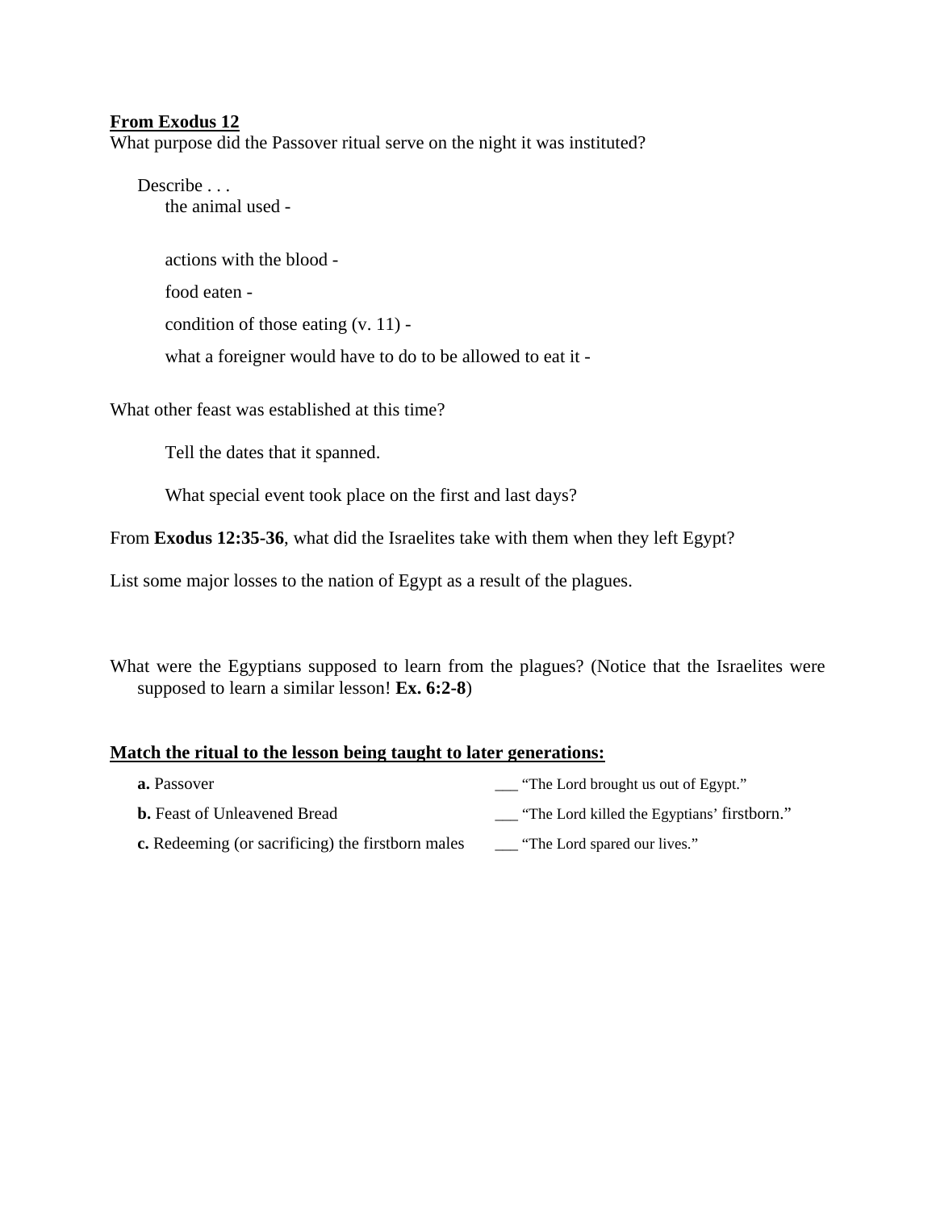**<u>From Exodus 12</u>**
What purpose did the Passover ritual serve on the night it was instituted?

Describe . . .

the animal used -

actions with the blood -

food eaten -

condition of those eating (v. 11) -

what a foreigner would have to do to be allowed to eat it -

What other feast was established at this time?

Tell the dates that it spanned.

What special event took place on the first and last days?

From **Exodus 12:35-36**, what did the Israelites take with them when they left Egypt?

List some major losses to the nation of Egypt as a result of the plagues.

What were the Egyptians supposed to learn from the plagues? (Notice that the Israelites were supposed to learn a similar lesson! **Ex. 6:2-8**)

**<u>Match the ritual to the lesson being taught to later generations:</u>**

| | |
|---|---|
| **a.** Passover | ___ "The Lord brought us out of Egypt." |
| **b.** Feast of Unleavened Bread | ___ "The Lord killed the Egyptians' firstborn." |
| **c.** Redeeming (or sacrificing) the firstborn males | ___ "The Lord spared our lives." |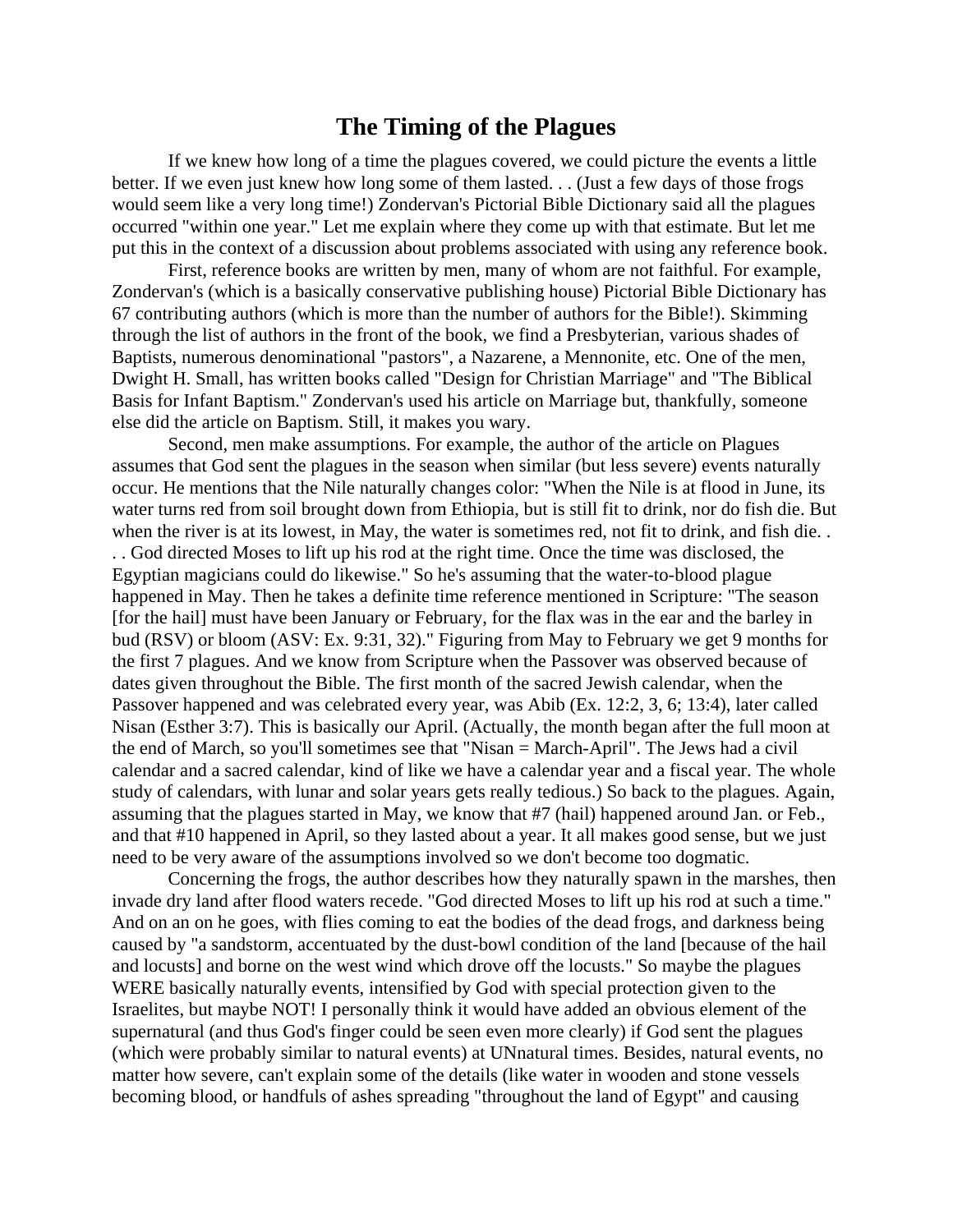# The Timing of the Plagues

If we knew how long of a time the plagues covered, we could picture the events a little better. If we even just knew how long some of them lasted. . . (Just a few days of those frogs would seem like a very long time!) Zondervan's Pictorial Bible Dictionary said all the plagues occurred "within one year." Let me explain where they come up with that estimate. But let me put this in the context of a discussion about problems associated with using any reference book.

First, reference books are written by men, many of whom are not faithful. For example, Zondervan's (which is a basically conservative publishing house) Pictorial Bible Dictionary has 67 contributing authors (which is more than the number of authors for the Bible!). Skimming through the list of authors in the front of the book, we find a Presbyterian, various shades of Baptists, numerous denominational "pastors", a Nazarene, a Mennonite, etc. One of the men, Dwight H. Small, has written books called "Design for Christian Marriage" and "The Biblical Basis for Infant Baptism." Zondervan's used his article on Marriage but, thankfully, someone else did the article on Baptism. Still, it makes you wary.

Second, men make assumptions. For example, the author of the article on Plagues assumes that God sent the plagues in the season when similar (but less severe) events naturally occur. He mentions that the Nile naturally changes color: "When the Nile is at flood in June, its water turns red from soil brought down from Ethiopia, but is still fit to drink, nor do fish die. But when the river is at its lowest, in May, the water is sometimes red, not fit to drink, and fish die. . . . God directed Moses to lift up his rod at the right time. Once the time was disclosed, the Egyptian magicians could do likewise." So he's assuming that the water-to-blood plague happened in May. Then he takes a definite time reference mentioned in Scripture: "The season [for the hail] must have been January or February, for the flax was in the ear and the barley in bud (RSV) or bloom (ASV: Ex. 9:31, 32)." Figuring from May to February we get 9 months for the first 7 plagues. And we know from Scripture when the Passover was observed because of dates given throughout the Bible. The first month of the sacred Jewish calendar, when the Passover happened and was celebrated every year, was Abib (Ex. 12:2, 3, 6; 13:4), later called Nisan (Esther 3:7). This is basically our April. (Actually, the month began after the full moon at the end of March, so you'll sometimes see that "Nisan = March-April". The Jews had a civil calendar and a sacred calendar, kind of like we have a calendar year and a fiscal year. The whole study of calendars, with lunar and solar years gets really tedious.) So back to the plagues. Again, assuming that the plagues started in May, we know that #7 (hail) happened around Jan. or Feb., and that #10 happened in April, so they lasted about a year. It all makes good sense, but we just need to be very aware of the assumptions involved so we don't become too dogmatic.

Concerning the frogs, the author describes how they naturally spawn in the marshes, then invade dry land after flood waters recede. "God directed Moses to lift up his rod at such a time." And on an on he goes, with flies coming to eat the bodies of the dead frogs, and darkness being caused by "a sandstorm, accentuated by the dust-bowl condition of the land [because of the hail and locusts] and borne on the west wind which drove off the locusts." So maybe the plagues WERE basically naturally events, intensified by God with special protection given to the Israelites, but maybe NOT! I personally think it would have added an obvious element of the supernatural (and thus God's finger could be seen even more clearly) if God sent the plagues (which were probably similar to natural events) at UNnatural times. Besides, natural events, no matter how severe, can't explain some of the details (like water in wooden and stone vessels becoming blood, or handfuls of ashes spreading "throughout the land of Egypt" and causing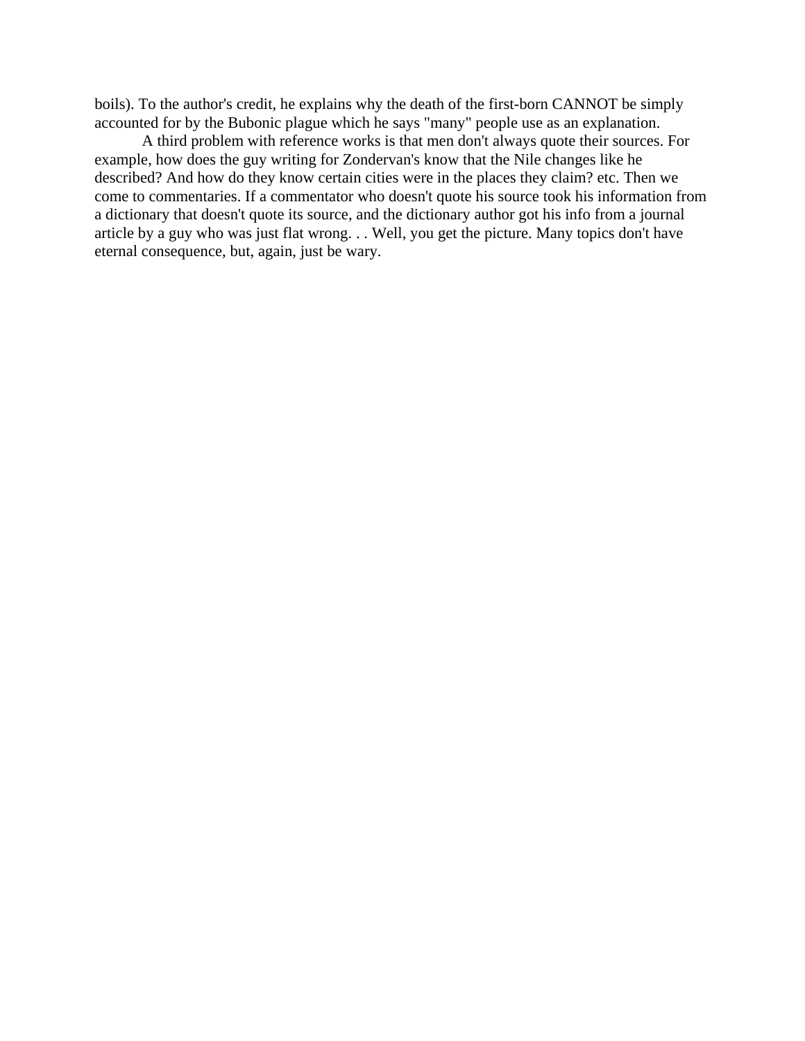boils). To the author's credit, he explains why the death of the first-born CANNOT be simply accounted for by the Bubonic plague which he says "many" people use as an explanation.

A third problem with reference works is that men don't always quote their sources. For example, how does the guy writing for Zondervan's know that the Nile changes like he described? And how do they know certain cities were in the places they claim? etc. Then we come to commentaries. If a commentator who doesn't quote his source took his information from a dictionary that doesn't quote its source, and the dictionary author got his info from a journal article by a guy who was just flat wrong. . . Well, you get the picture. Many topics don't have eternal consequence, but, again, just be wary.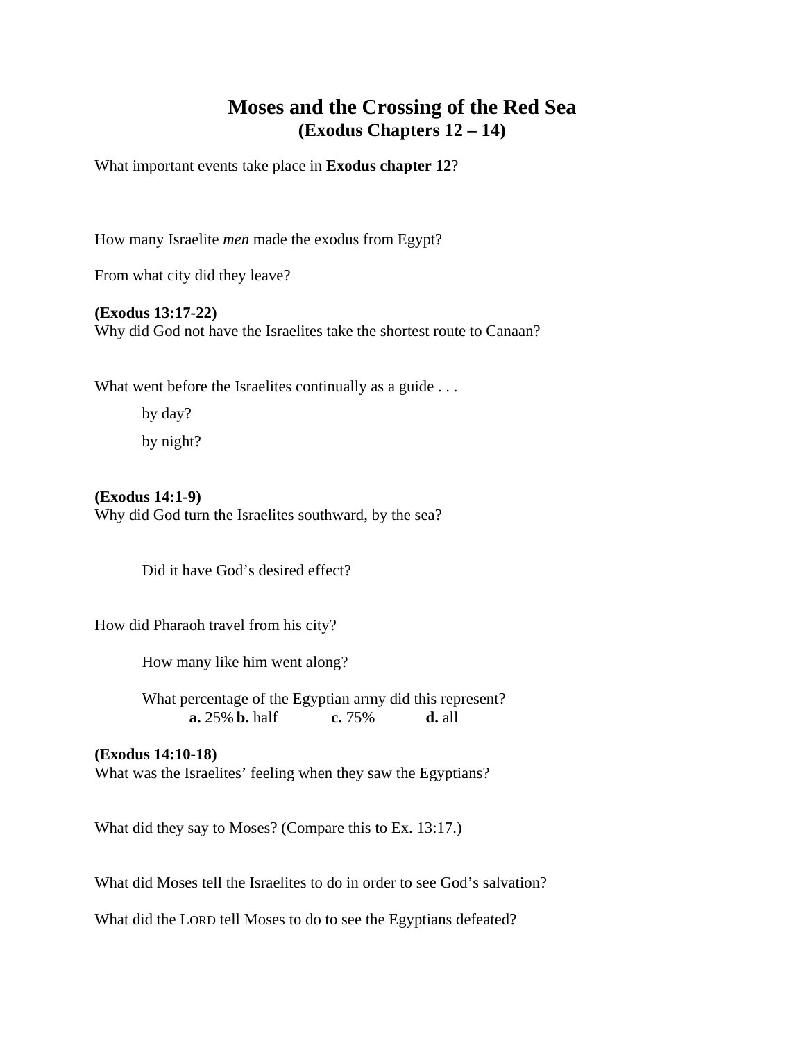# Moses and the Crossing of the Red Sea
## (Exodus Chapters 12 – 14)

What important events take place in **Exodus chapter 12**?

How many Israelite *men* made the exodus from Egypt?

From what city did they leave?

**(Exodus 13:17-22)**
Why did God not have the Israelites take the shortest route to Canaan?

What went before the Israelites continually as a guide . . .

by day?

by night?

**(Exodus 14:1-9)**
Why did God turn the Israelites southward, by the sea?

Did it have God's desired effect?

How did Pharaoh travel from his city?

How many like him went along?

What percentage of the Egyptian army did this represent?
**a.** 25% **b.** half **c.** 75% **d.** all

**(Exodus 14:10-18)**
What was the Israelites' feeling when they saw the Egyptians?

What did they say to Moses? (Compare this to Ex. 13:17.)

What did Moses tell the Israelites to do in order to see God's salvation?

What did the LORD tell Moses to do to see the Egyptians defeated?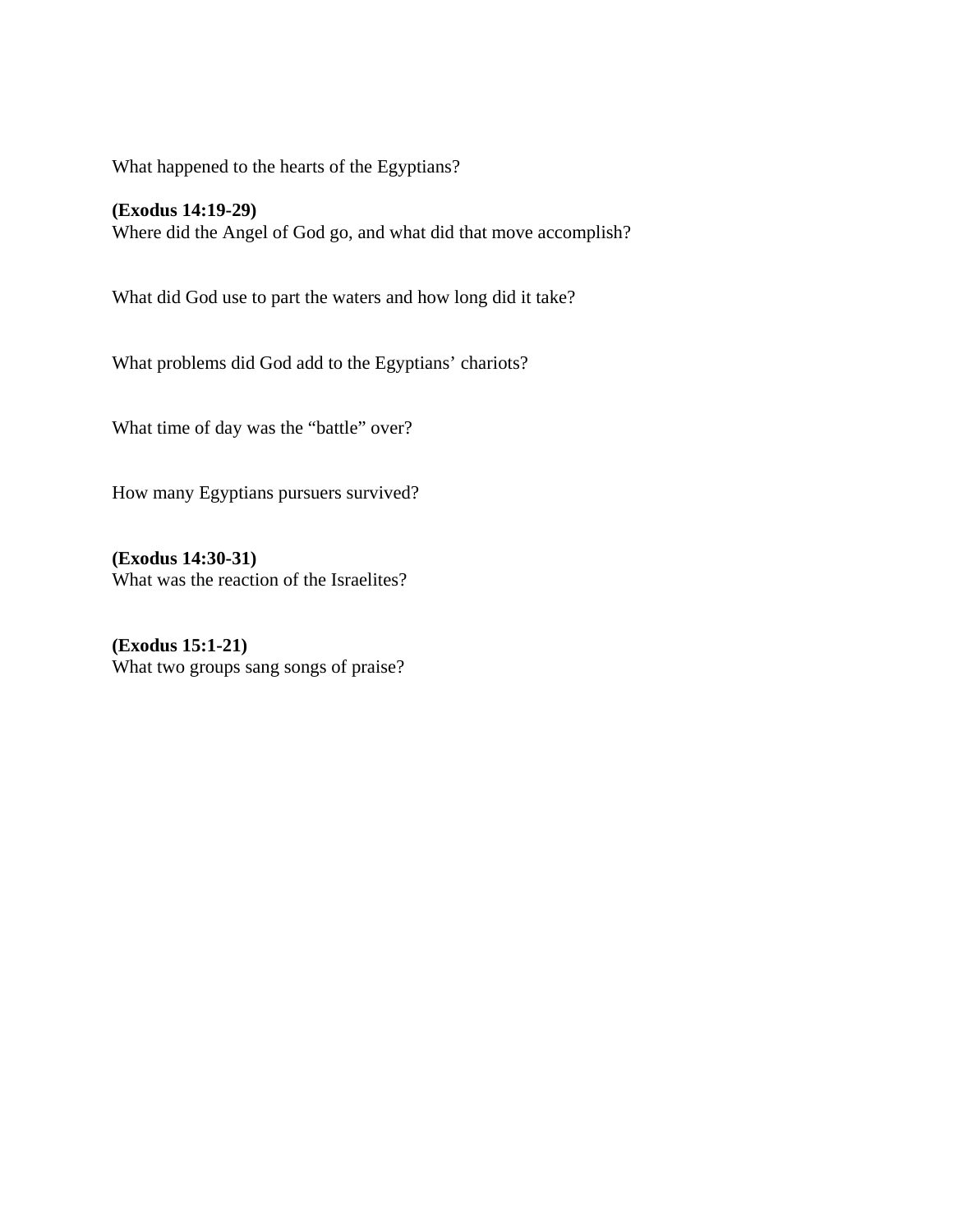What happened to the hearts of the Egyptians?

**(Exodus 14:19-29)**
Where did the Angel of God go, and what did that move accomplish?

What did God use to part the waters and how long did it take?

What problems did God add to the Egyptians' chariots?

What time of day was the "battle" over?

How many Egyptians pursuers survived?

**(Exodus 14:30-31)**
What was the reaction of the Israelites?

**(Exodus 15:1-21)**
What two groups sang songs of praise?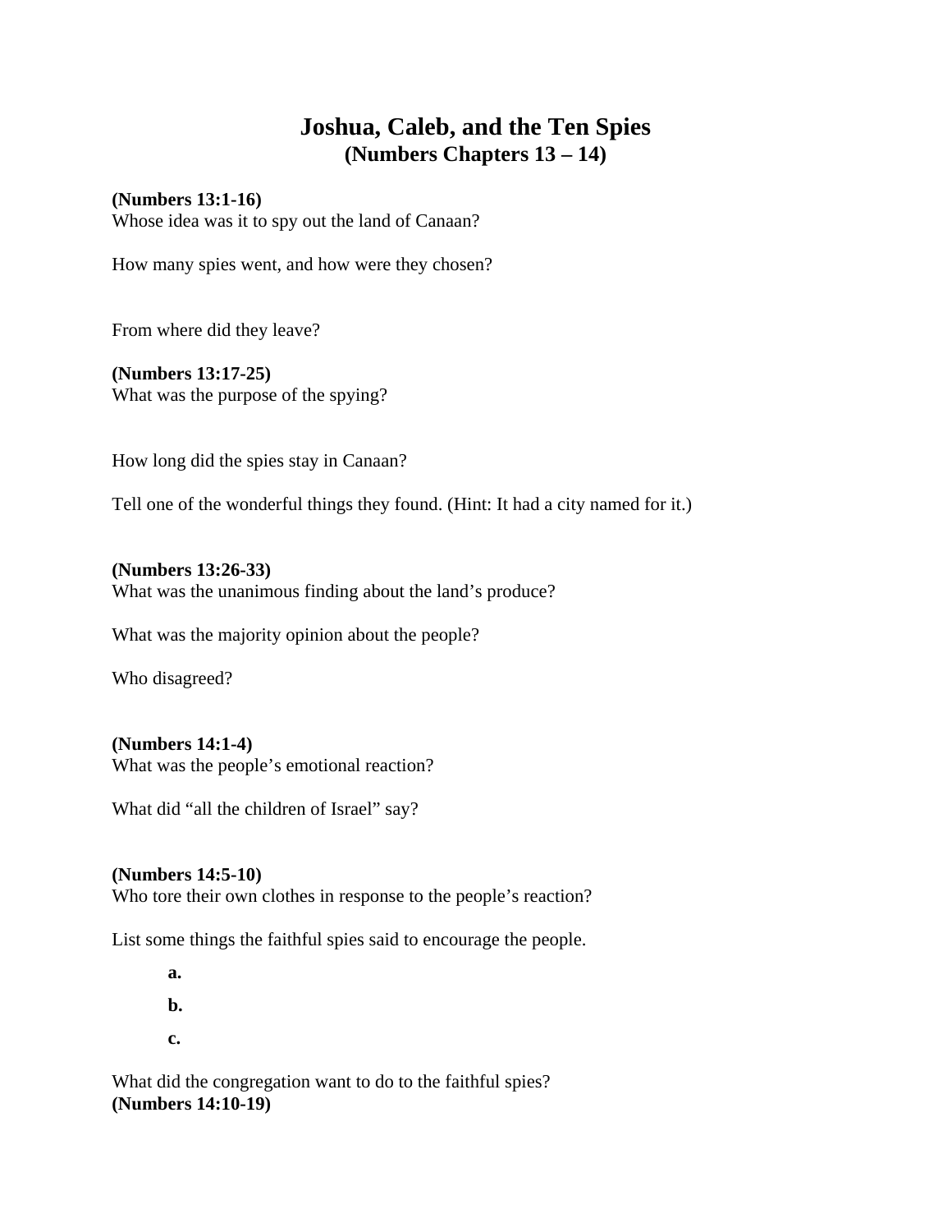# Joshua, Caleb, and the Ten Spies
## (Numbers Chapters 13 – 14)

**(Numbers 13:1-16)**
Whose idea was it to spy out the land of Canaan?

How many spies went, and how were they chosen?

From where did they leave?

**(Numbers 13:17-25)**
What was the purpose of the spying?

How long did the spies stay in Canaan?

Tell one of the wonderful things they found. (Hint: It had a city named for it.)

**(Numbers 13:26-33)**
What was the unanimous finding about the land's produce?

What was the majority opinion about the people?

Who disagreed?

**(Numbers 14:1-4)**
What was the people's emotional reaction?

What did "all the children of Israel" say?

**(Numbers 14:5-10)**
Who tore their own clothes in response to the people's reaction?

List some things the faithful spies said to encourage the people.

**a.**

**b.**

**c.**

What did the congregation want to do to the faithful spies?

**(Numbers 14:10-19)**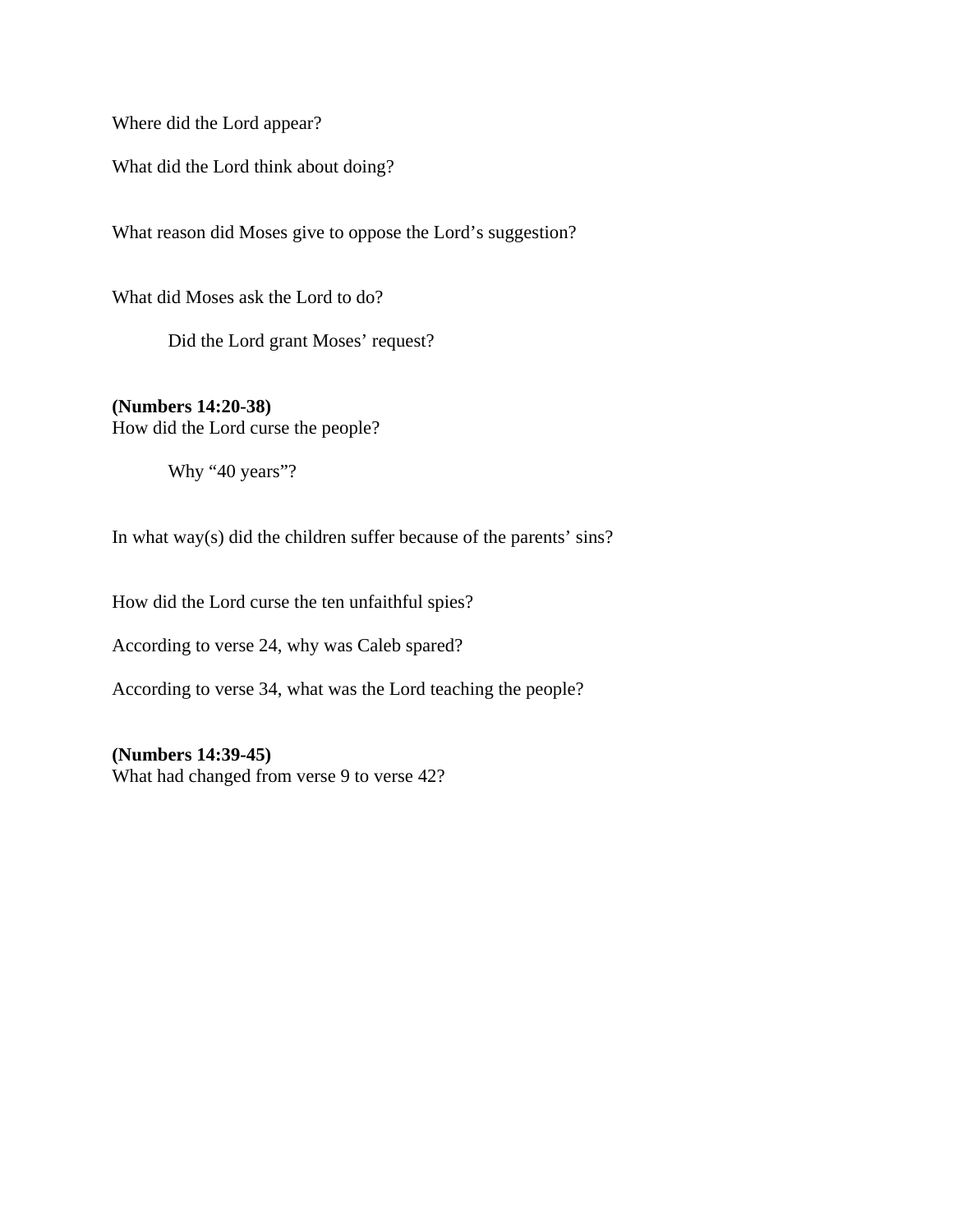Where did the Lord appear?

What did the Lord think about doing?

What reason did Moses give to oppose the Lord's suggestion?

What did Moses ask the Lord to do?

> Did the Lord grant Moses' request?

**(Numbers 14:20-38)**
How did the Lord curse the people?

> Why "40 years"?

In what way(s) did the children suffer because of the parents' sins?

How did the Lord curse the ten unfaithful spies?

According to verse 24, why was Caleb spared?

According to verse 34, what was the Lord teaching the people?

**(Numbers 14:39-45)**
What had changed from verse 9 to verse 42?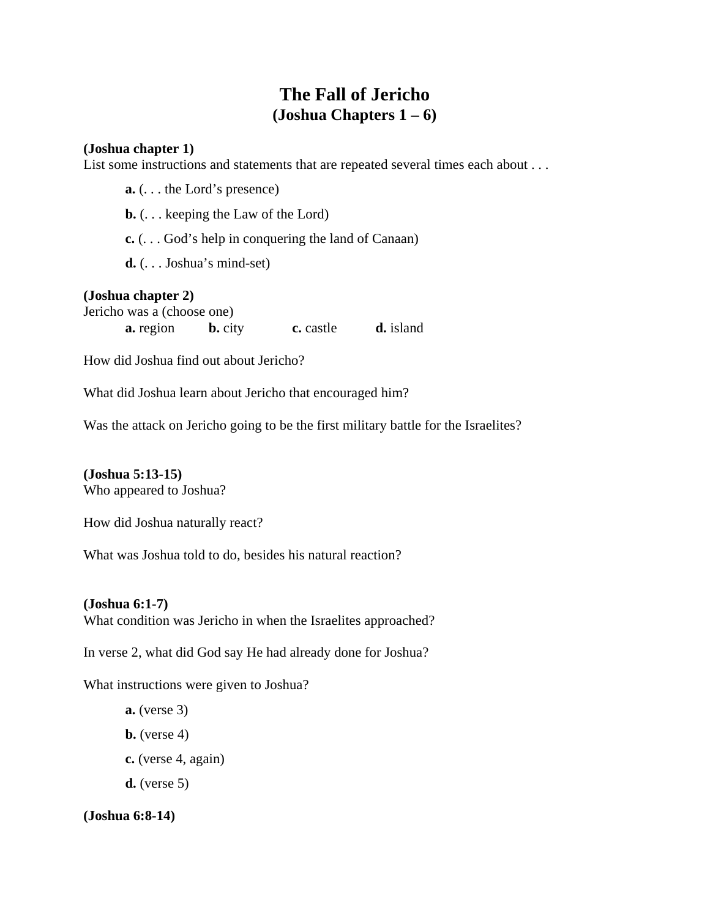# The Fall of Jericho
## (Joshua Chapters 1 – 6)

**(Joshua chapter 1)**
List some instructions and statements that are repeated several times each about . . .

**a.** (. . . the Lord's presence)

**b.** (. . . keeping the Law of the Lord)

**c.** (. . . God's help in conquering the land of Canaan)

**d.** (. . . Joshua's mind-set)

**(Joshua chapter 2)**
Jericho was a (choose one)

**a.** region **b.** city **c.** castle **d.** island

How did Joshua find out about Jericho?

What did Joshua learn about Jericho that encouraged him?

Was the attack on Jericho going to be the first military battle for the Israelites?

**(Joshua 5:13-15)**
Who appeared to Joshua?

How did Joshua naturally react?

What was Joshua told to do, besides his natural reaction?

**(Joshua 6:1-7)**
What condition was Jericho in when the Israelites approached?

In verse 2, what did God say He had already done for Joshua?

What instructions were given to Joshua?

**a.** (verse 3)

**b.** (verse 4)

**c.** (verse 4, again)

**d.** (verse 5)

**(Joshua 6:8-14)**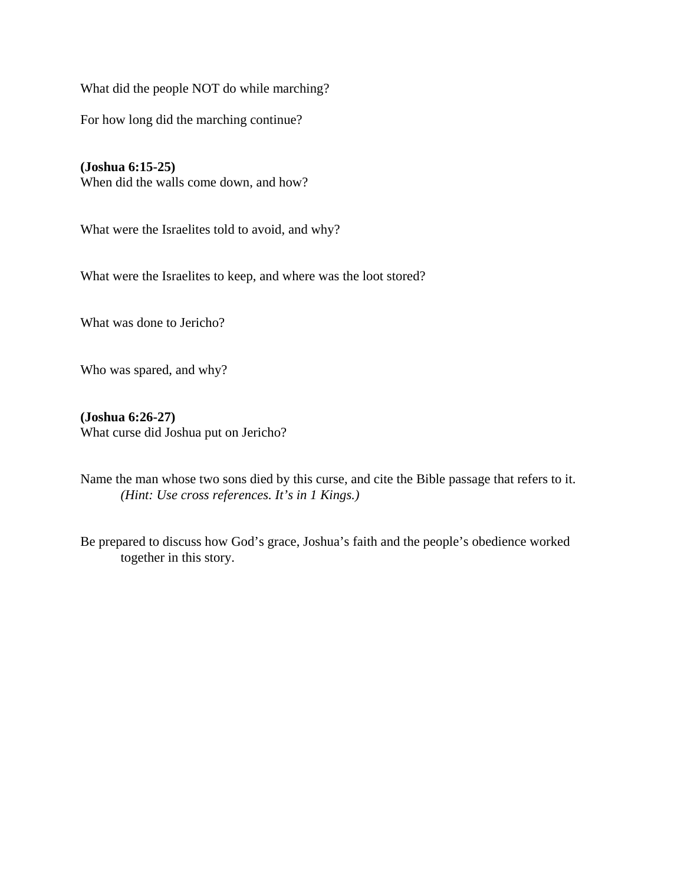What did the people NOT do while marching?

For how long did the marching continue?

**(Joshua 6:15-25)**
When did the walls come down, and how?

What were the Israelites told to avoid, and why?

What were the Israelites to keep, and where was the loot stored?

What was done to Jericho?

Who was spared, and why?

**(Joshua 6:26-27)**
What curse did Joshua put on Jericho?

Name the man whose two sons died by this curse, and cite the Bible passage that refers to it.
*(Hint: Use cross references. It's in 1 Kings.)*

Be prepared to discuss how God's grace, Joshua's faith and the people's obedience worked together in this story.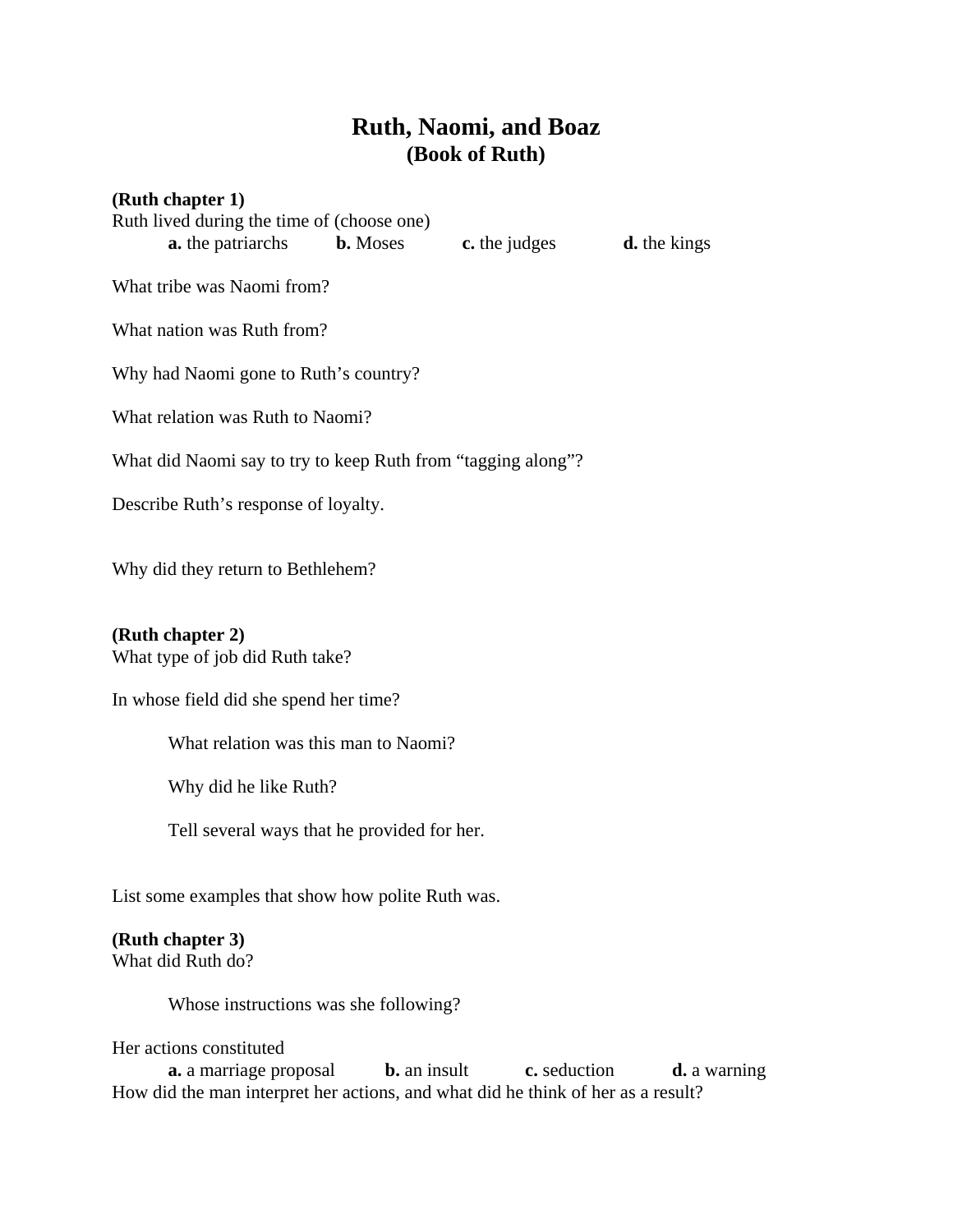# Ruth, Naomi, and Boaz
## (Book of Ruth)

**(Ruth chapter 1)**

Ruth lived during the time of (choose one)

**a.** the patriarchs **b.** Moses **c.** the judges **d.** the kings

What tribe was Naomi from?

What nation was Ruth from?

Why had Naomi gone to Ruth's country?

What relation was Ruth to Naomi?

What did Naomi say to try to keep Ruth from "tagging along"?

Describe Ruth's response of loyalty.

Why did they return to Bethlehem?

**(Ruth chapter 2)**

What type of job did Ruth take?

In whose field did she spend her time?

What relation was this man to Naomi?

Why did he like Ruth?

Tell several ways that he provided for her.

List some examples that show how polite Ruth was.

**(Ruth chapter 3)**

What did Ruth do?

Whose instructions was she following?

Her actions constituted

**a.** a marriage proposal **b.** an insult **c.** seduction **d.** a warning

How did the man interpret her actions, and what did he think of her as a result?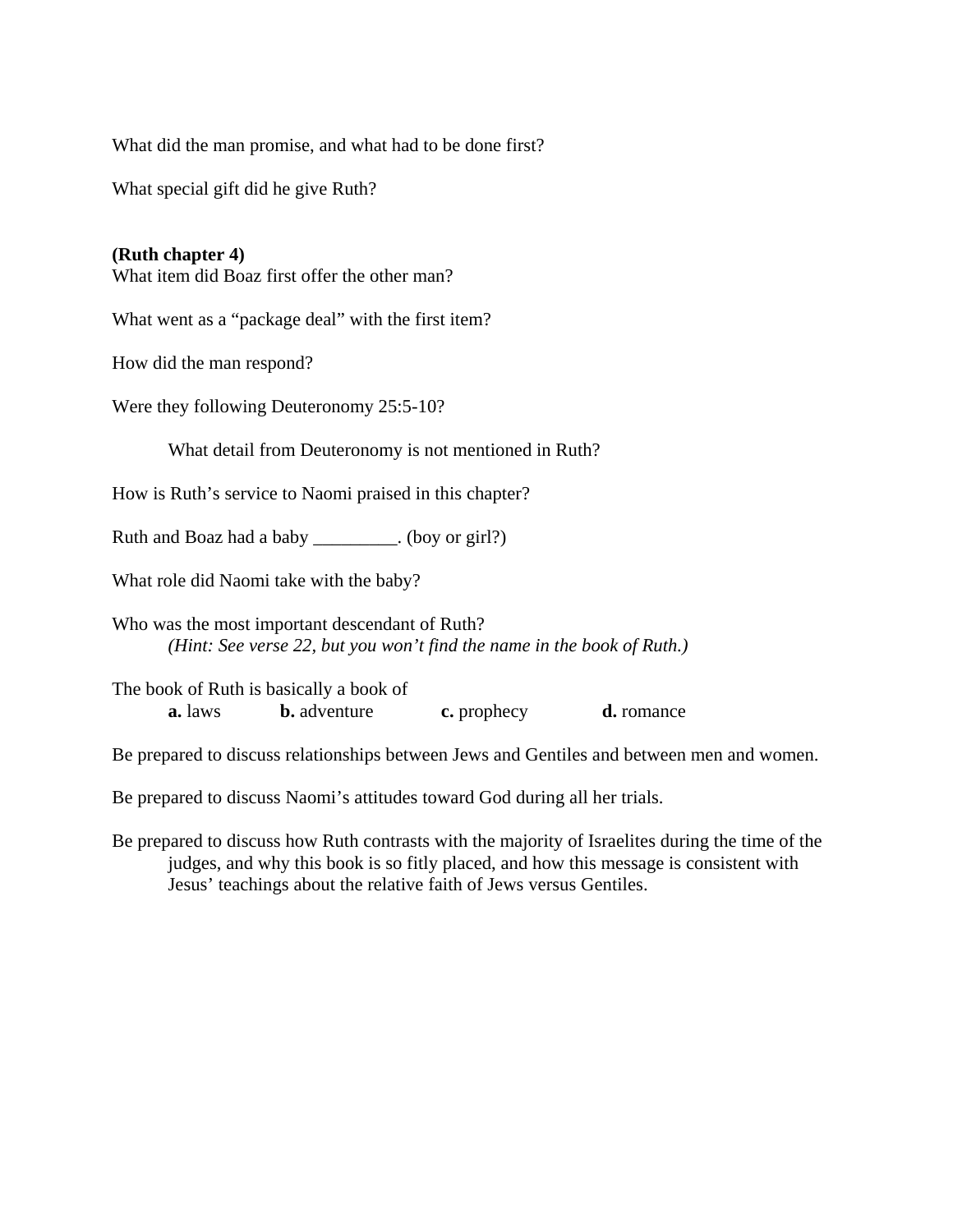What did the man promise, and what had to be done first?

What special gift did he give Ruth?

**(Ruth chapter 4)**
What item did Boaz first offer the other man?

What went as a "package deal" with the first item?

How did the man respond?

Were they following Deuteronomy 25:5-10?

What detail from Deuteronomy is not mentioned in Ruth?

How is Ruth's service to Naomi praised in this chapter?

Ruth and Boaz had a baby _________. (boy or girl?)

What role did Naomi take with the baby?

Who was the most important descendant of Ruth?
*(Hint: See verse 22, but you won't find the name in the book of Ruth.)*

The book of Ruth is basically a book of
**a.** laws **b.** adventure **c.** prophecy **d.** romance

Be prepared to discuss relationships between Jews and Gentiles and between men and women.

Be prepared to discuss Naomi's attitudes toward God during all her trials.

Be prepared to discuss how Ruth contrasts with the majority of Israelites during the time of the judges, and why this book is so fitly placed, and how this message is consistent with Jesus' teachings about the relative faith of Jews versus Gentiles.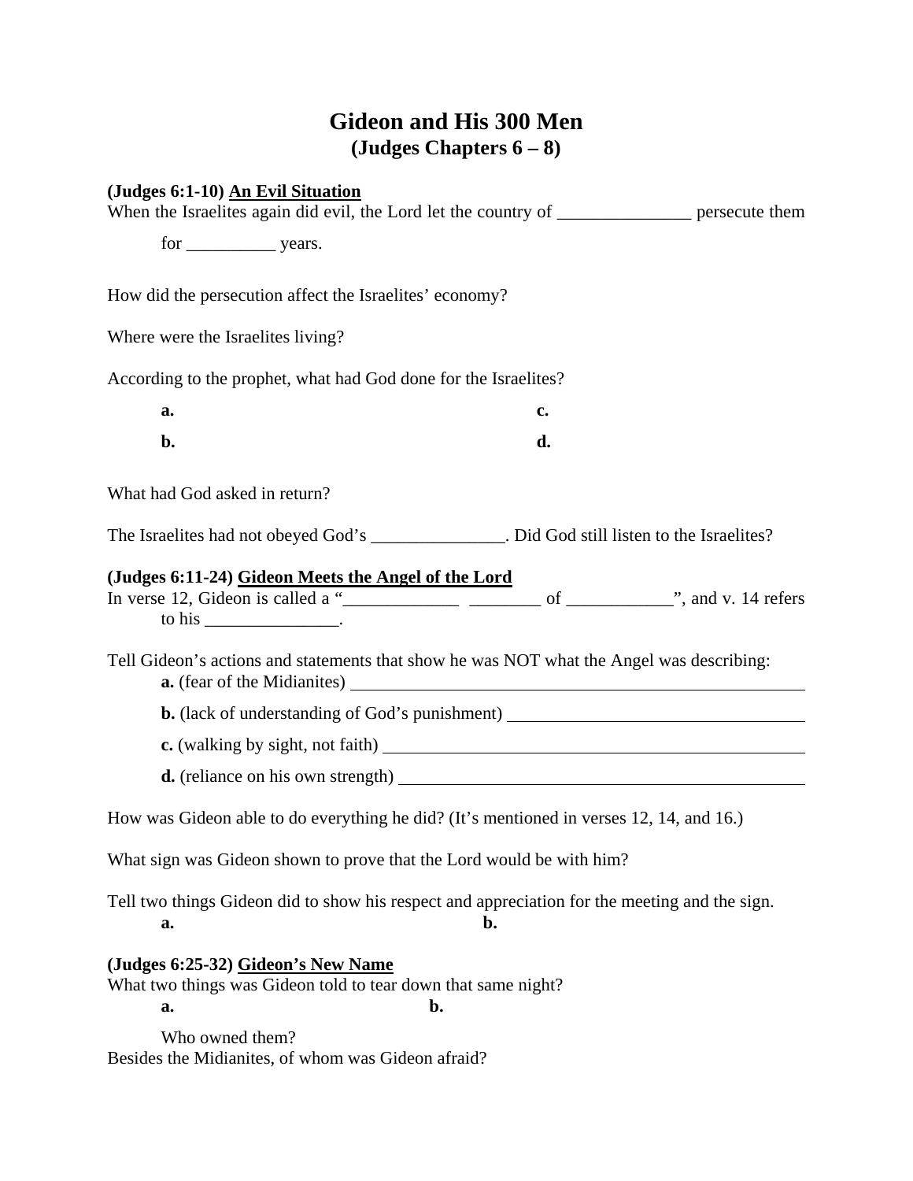# Gideon and His 300 Men
## (Judges Chapters 6 – 8)

**(Judges 6:1-10)** **An Evil Situation**

When the Israelites again did evil, the Lord let the country of _______________ persecute them for __________ years.

How did the persecution affect the Israelites' economy?

Where were the Israelites living?

According to the prophet, what had God done for the Israelites?

**a.** **c.**

**b.** **d.**

What had God asked in return?

The Israelites had not obeyed God's _______________. Did God still listen to the Israelites?

**(Judges 6:11-24)** **Gideon Meets the Angel of the Lord**

In verse 12, Gideon is called a "_____________ ________ of ____________", and v. 14 refers to his _______________.

Tell Gideon's actions and statements that show he was NOT what the Angel was describing:

**a.** (fear of the Midianites) ________________________________________

**b.** (lack of understanding of God's punishment) ____________________________

**c.** (walking by sight, not faith) ________________________________________

**d.** (reliance on his own strength) ______________________________________

How was Gideon able to do everything he did? (It's mentioned in verses 12, 14, and 16.)

What sign was Gideon shown to prove that the Lord would be with him?

Tell two things Gideon did to show his respect and appreciation for the meeting and the sign.

**a.** **b.**

**(Judges 6:25-32)** **Gideon's New Name**

What two things was Gideon told to tear down that same night?

**a.** **b.**

Who owned them?

Besides the Midianites, of whom was Gideon afraid?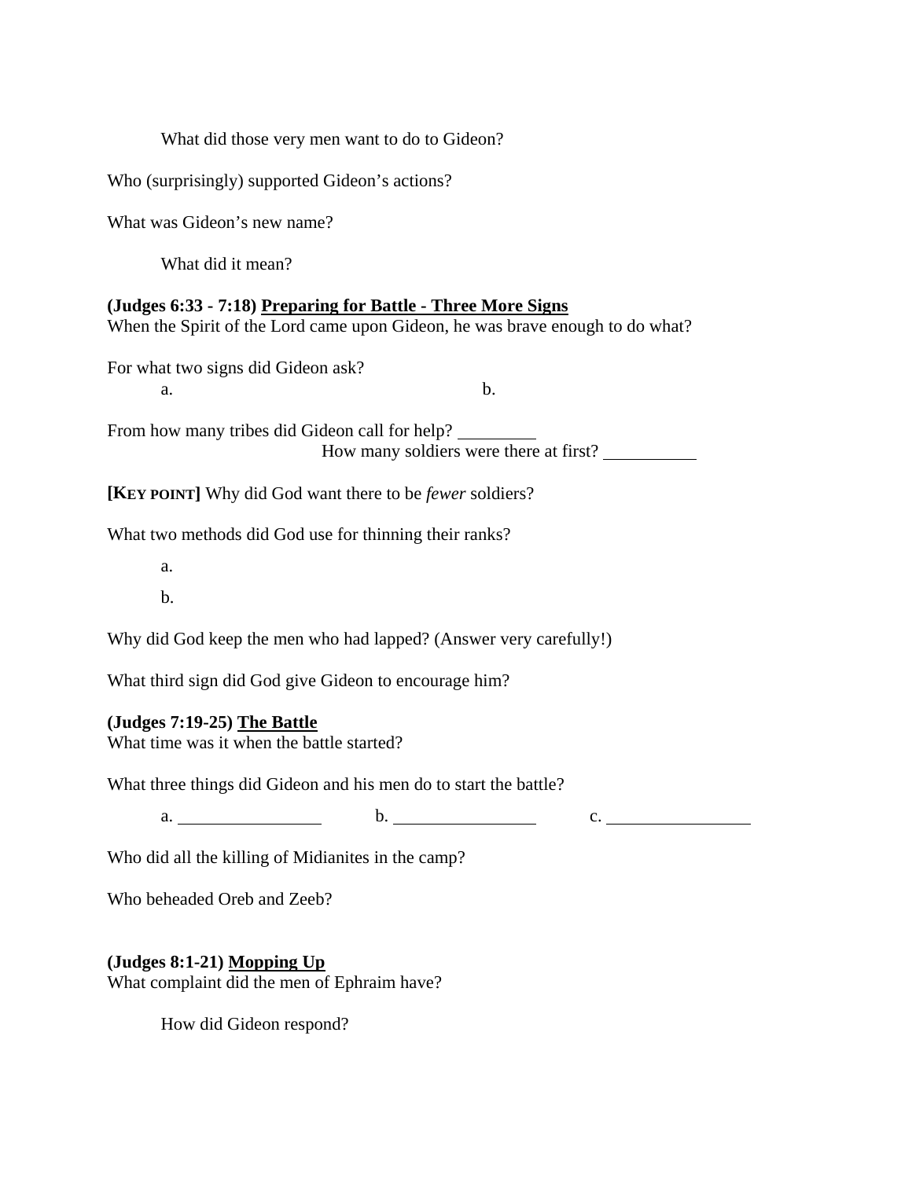What did those very men want to do to Gideon?

Who (surprisingly) supported Gideon's actions?

What was Gideon's new name?

What did it mean?

**(Judges 6:33 - 7:18) <u>Preparing for Battle - Three More Signs</u>**
When the Spirit of the Lord came upon Gideon, he was brave enough to do what?

For what two signs did Gideon ask?

a. b.

From how many tribes did Gideon call for help? ________
How many soldiers were there at first? __________

**[KEY POINT]** Why did God want there to be *fewer* soldiers?

What two methods did God use for thinning their ranks?

a.

b.

Why did God keep the men who had lapped? (Answer very carefully!)

What third sign did God give Gideon to encourage him?

**(Judges 7:19-25) <u>The Battle</u>**
What time was it when the battle started?

What three things did Gideon and his men do to start the battle?

a. ______________ b. ______________ c. ______________

Who did all the killing of Midianites in the camp?

Who beheaded Oreb and Zeeb?

**(Judges 8:1-21) <u>Mopping Up</u>**
What complaint did the men of Ephraim have?

How did Gideon respond?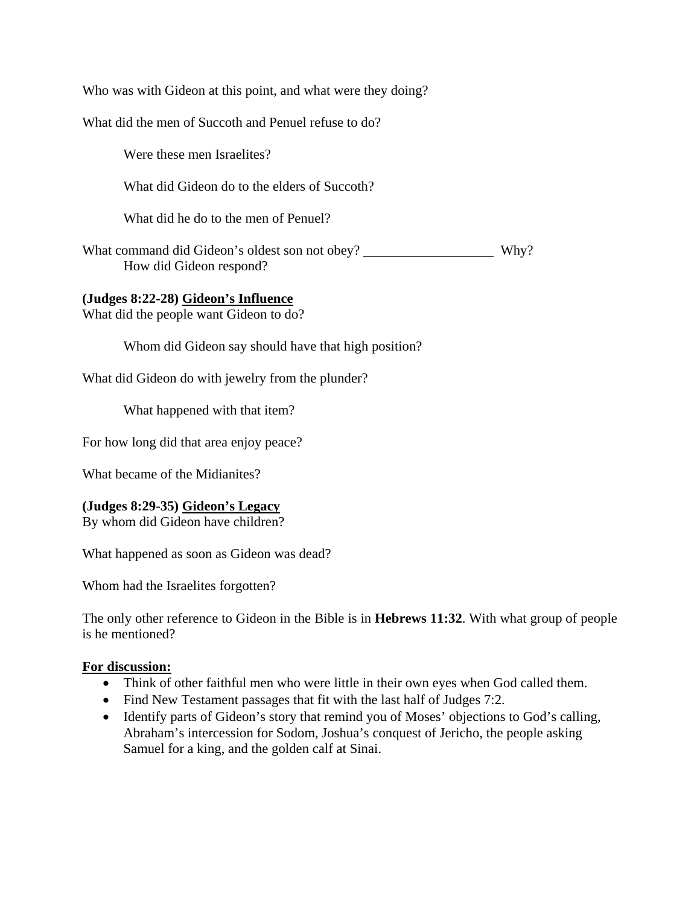Who was with Gideon at this point, and what were they doing?

What did the men of Succoth and Penuel refuse to do?

  Were these men Israelites?

  What did Gideon do to the elders of Succoth?

  What did he do to the men of Penuel?

What command did Gideon's oldest son not obey? ___________________ Why?
  How did Gideon respond?

**(Judges 8:22-28) Gideon's Influence**
What did the people want Gideon to do?

  Whom did Gideon say should have that high position?

What did Gideon do with jewelry from the plunder?

  What happened with that item?

For how long did that area enjoy peace?

What became of the Midianites?

**(Judges 8:29-35) Gideon's Legacy**
By whom did Gideon have children?

What happened as soon as Gideon was dead?

Whom had the Israelites forgotten?

The only other reference to Gideon in the Bible is in **Hebrews 11:32**. With what group of people is he mentioned?

**For discussion:**

- Think of other faithful men who were little in their own eyes when God called them.
- Find New Testament passages that fit with the last half of Judges 7:2.
- Identify parts of Gideon's story that remind you of Moses' objections to God's calling, Abraham's intercession for Sodom, Joshua's conquest of Jericho, the people asking Samuel for a king, and the golden calf at Sinai.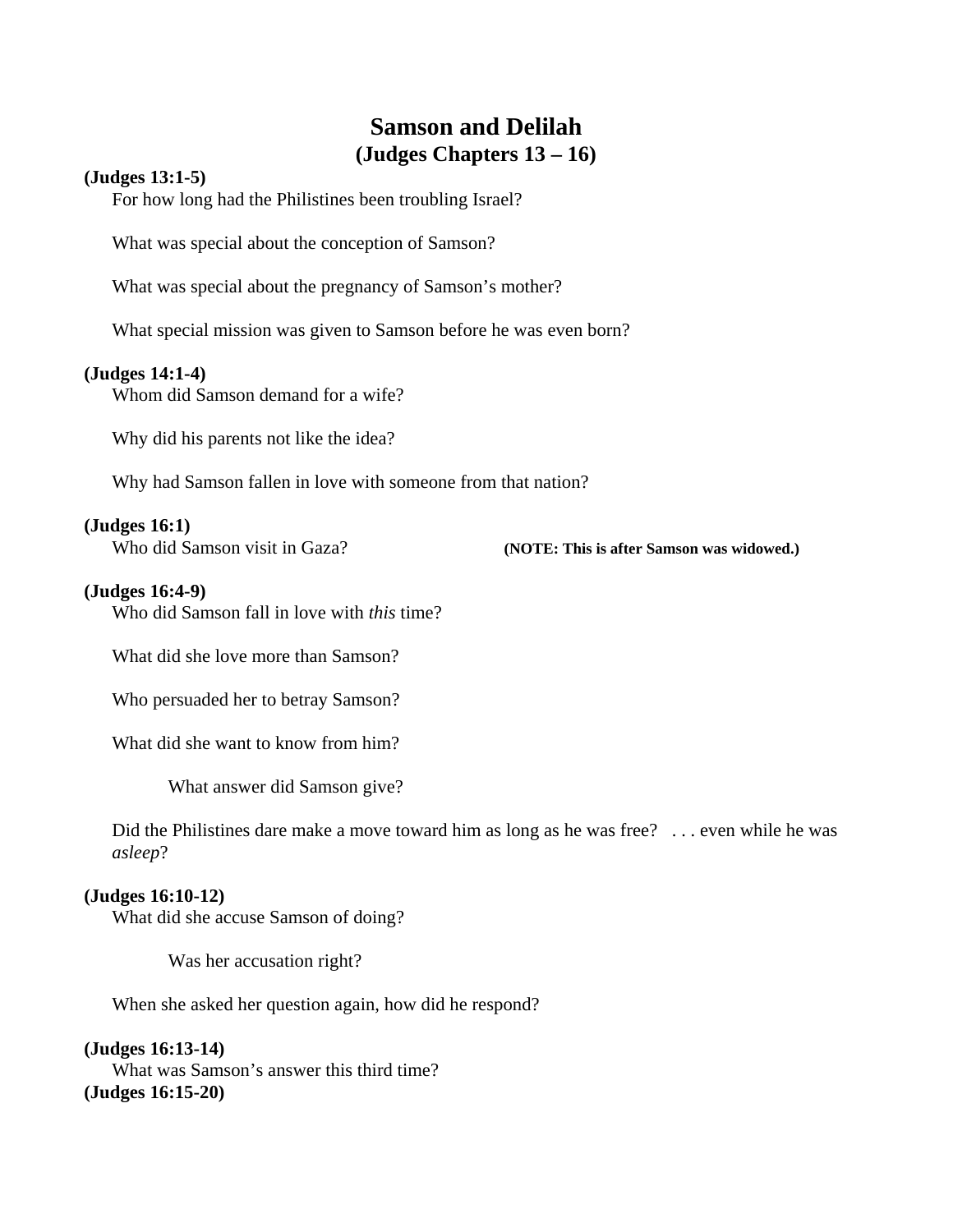# Samson and Delilah
## (Judges Chapters 13 – 16)

**(Judges 13:1-5)**

For how long had the Philistines been troubling Israel?

What was special about the conception of Samson?

What was special about the pregnancy of Samson's mother?

What special mission was given to Samson before he was even born?

**(Judges 14:1-4)**

Whom did Samson demand for a wife?

Why did his parents not like the idea?

Why had Samson fallen in love with someone from that nation?

**(Judges 16:1)**

Who did Samson visit in Gaza? **(NOTE: This is after Samson was widowed.)**

**(Judges 16:4-9)**

Who did Samson fall in love with *this* time?

What did she love more than Samson?

Who persuaded her to betray Samson?

What did she want to know from him?

What answer did Samson give?

Did the Philistines dare make a move toward him as long as he was free? . . . even while he was *asleep*?

**(Judges 16:10-12)**

What did she accuse Samson of doing?

Was her accusation right?

When she asked her question again, how did he respond?

**(Judges 16:13-14)**

What was Samson's answer this third time?

**(Judges 16:15-20)**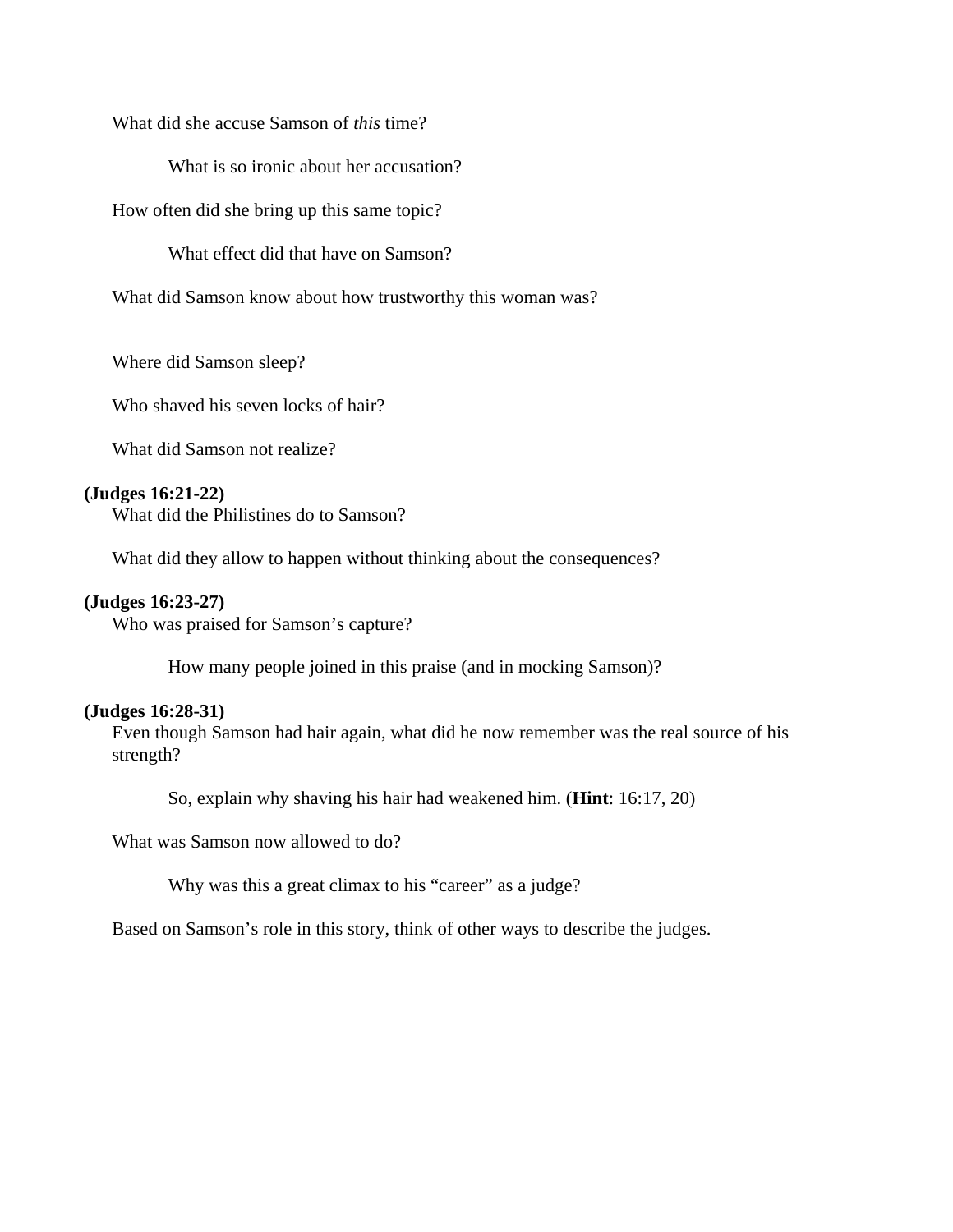What did she accuse Samson of *this* time?

What is so ironic about her accusation?

How often did she bring up this same topic?

What effect did that have on Samson?

What did Samson know about how trustworthy this woman was?

Where did Samson sleep?

Who shaved his seven locks of hair?

What did Samson not realize?

**(Judges 16:21-22)**

What did the Philistines do to Samson?

What did they allow to happen without thinking about the consequences?

**(Judges 16:23-27)**

Who was praised for Samson's capture?

How many people joined in this praise (and in mocking Samson)?

**(Judges 16:28-31)**

Even though Samson had hair again, what did he now remember was the real source of his strength?

So, explain why shaving his hair had weakened him. (**Hint**: 16:17, 20)

What was Samson now allowed to do?

Why was this a great climax to his "career" as a judge?

Based on Samson's role in this story, think of other ways to describe the judges.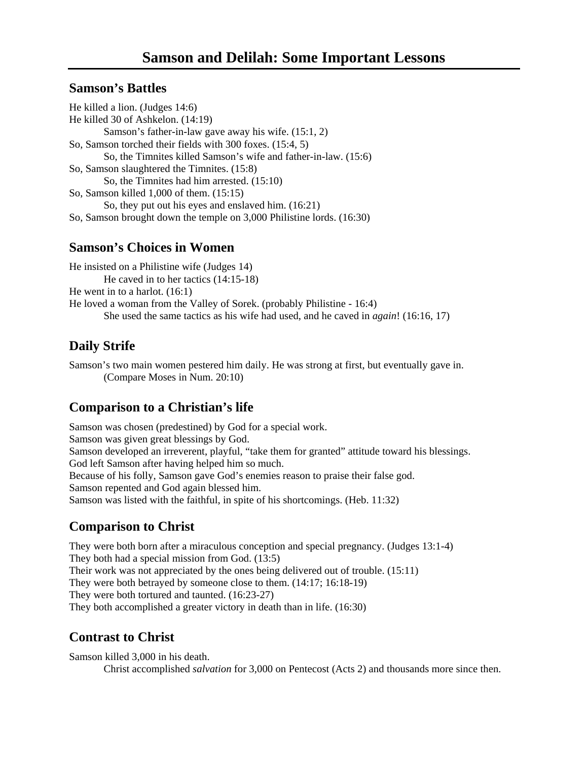# Samson and Delilah: Some Important Lessons

## Samson's Battles

He killed a lion. (Judges 14:6)
He killed 30 of Ashkelon. (14:19)
    Samson's father-in-law gave away his wife. (15:1, 2)
So, Samson torched their fields with 300 foxes. (15:4, 5)
    So, the Timnites killed Samson's wife and father-in-law. (15:6)
So, Samson slaughtered the Timnites. (15:8)
    So, the Timnites had him arrested. (15:10)
So, Samson killed 1,000 of them. (15:15)
    So, they put out his eyes and enslaved him. (16:21)
So, Samson brought down the temple on 3,000 Philistine lords. (16:30)

## Samson's Choices in Women

He insisted on a Philistine wife (Judges 14)
    He caved in to her tactics (14:15-18)
He went in to a harlot. (16:1)
He loved a woman from the Valley of Sorek. (probably Philistine - 16:4)
    She used the same tactics as his wife had used, and he caved in *again*! (16:16, 17)

## Daily Strife

Samson's two main women pestered him daily. He was strong at first, but eventually gave in.
    (Compare Moses in Num. 20:10)

## Comparison to a Christian's life

Samson was chosen (predestined) by God for a special work.
Samson was given great blessings by God.
Samson developed an irreverent, playful, "take them for granted" attitude toward his blessings.
God left Samson after having helped him so much.
Because of his folly, Samson gave God's enemies reason to praise their false god.
Samson repented and God again blessed him.
Samson was listed with the faithful, in spite of his shortcomings. (Heb. 11:32)

## Comparison to Christ

They were both born after a miraculous conception and special pregnancy. (Judges 13:1-4)
They both had a special mission from God. (13:5)
Their work was not appreciated by the ones being delivered out of trouble. (15:11)
They were both betrayed by someone close to them. (14:17; 16:18-19)
They were both tortured and taunted. (16:23-27)
They both accomplished a greater victory in death than in life. (16:30)

## Contrast to Christ

Samson killed 3,000 in his death.
    Christ accomplished *salvation* for 3,000 on Pentecost (Acts 2) and thousands more since then.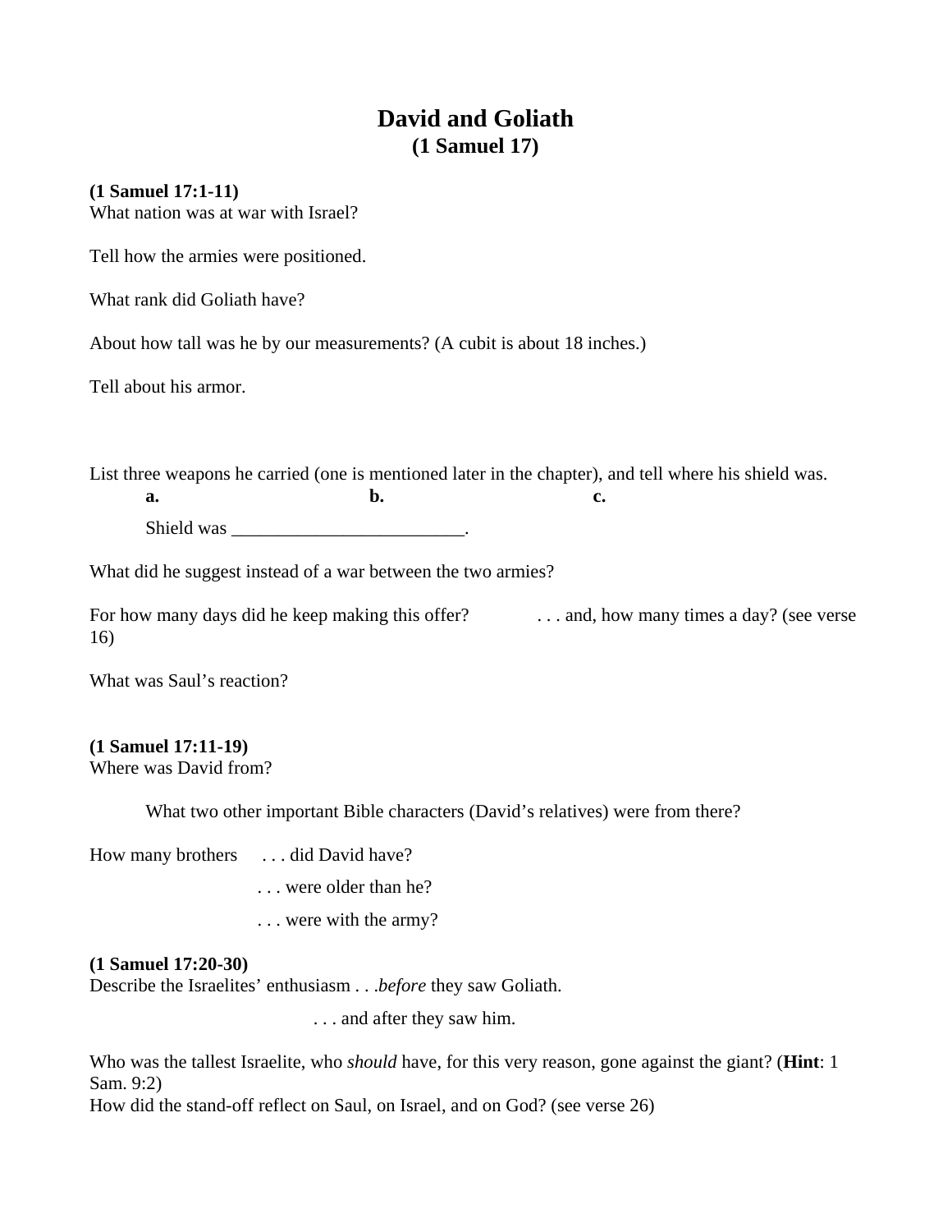# David and Goliath
## (1 Samuel 17)

**(1 Samuel 17:1-11)**
What nation was at war with Israel?

Tell how the armies were positioned.

What rank did Goliath have?

About how tall was he by our measurements? (A cubit is about 18 inches.)

Tell about his armor.

List three weapons he carried (one is mentioned later in the chapter), and tell where his shield was.

**a.** **b.** **c.**

Shield was _________________________.

What did he suggest instead of a war between the two armies?

For how many days did he keep making this offer? . . . and, how many times a day? (see verse 16)

What was Saul's reaction?

**(1 Samuel 17:11-19)**
Where was David from?

What two other important Bible characters (David's relatives) were from there?

How many brothers . . . did David have?

. . . were older than he?

. . . were with the army?

**(1 Samuel 17:20-30)**
Describe the Israelites' enthusiasm . . .*before* they saw Goliath.

. . . and after they saw him.

Who was the tallest Israelite, who *should* have, for this very reason, gone against the giant? (**Hint**: 1 Sam. 9:2)
How did the stand-off reflect on Saul, on Israel, and on God? (see verse 26)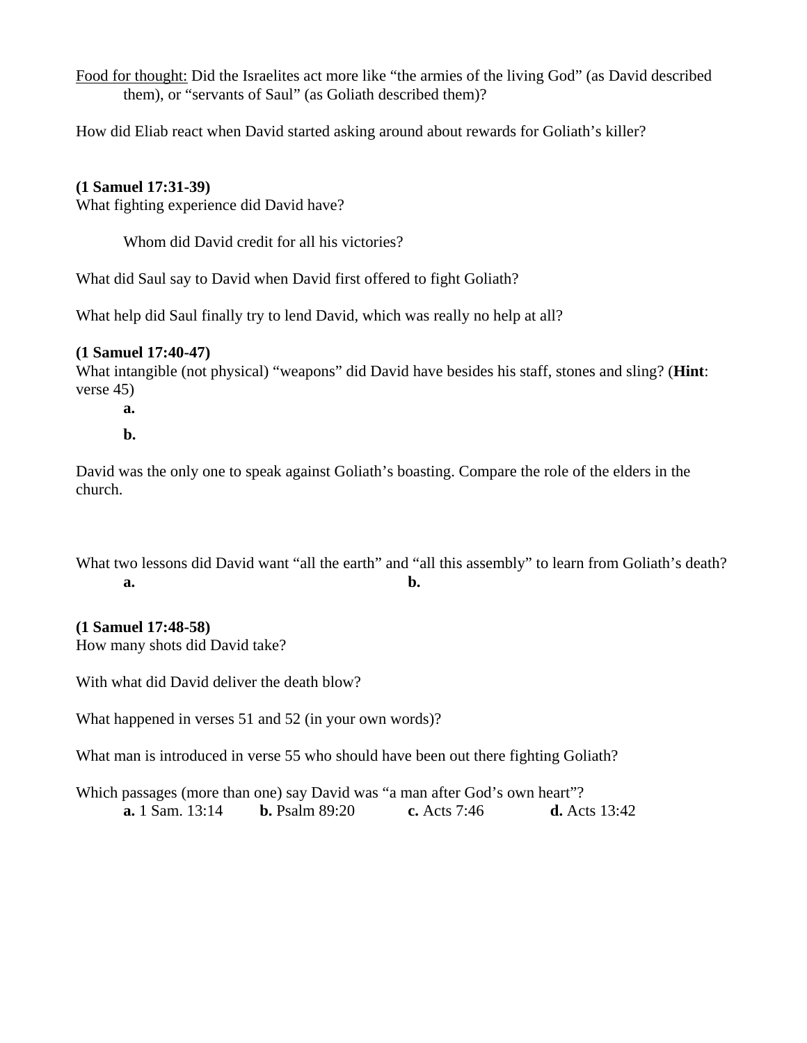<u>Food for thought:</u> Did the Israelites act more like "the armies of the living God" (as David described them), or "servants of Saul" (as Goliath described them)?

How did Eliab react when David started asking around about rewards for Goliath's killer?

**(1 Samuel 17:31-39)**

What fighting experience did David have?

Whom did David credit for all his victories?

What did Saul say to David when David first offered to fight Goliath?

What help did Saul finally try to lend David, which was really no help at all?

**(1 Samuel 17:40-47)**

What intangible (not physical) "weapons" did David have besides his staff, stones and sling? (**Hint**: verse 45)

**a.**

**b.**

David was the only one to speak against Goliath's boasting. Compare the role of the elders in the church.

What two lessons did David want "all the earth" and "all this assembly" to learn from Goliath's death?

**a.** **b.**

**(1 Samuel 17:48-58)**

How many shots did David take?

With what did David deliver the death blow?

What happened in verses 51 and 52 (in your own words)?

What man is introduced in verse 55 who should have been out there fighting Goliath?

Which passages (more than one) say David was "a man after God's own heart"?

**a.** 1 Sam. 13:14 **b.** Psalm 89:20 **c.** Acts 7:46 **d.** Acts 13:42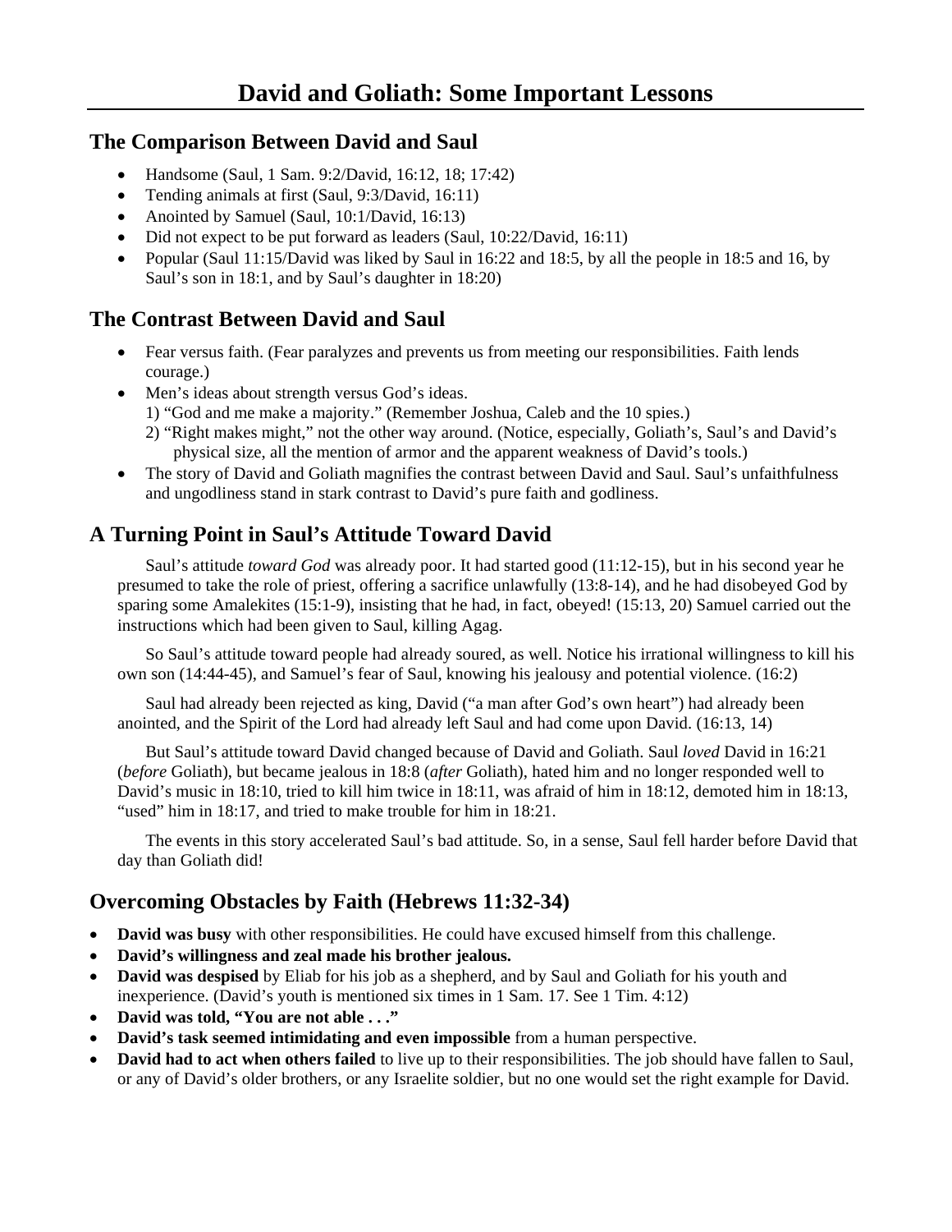# David and Goliath: Some Important Lessons

## The Comparison Between David and Saul

- Handsome (Saul, 1 Sam. 9:2/David, 16:12, 18; 17:42)
- Tending animals at first (Saul, 9:3/David, 16:11)
- Anointed by Samuel (Saul, 10:1/David, 16:13)
- Did not expect to be put forward as leaders (Saul, 10:22/David, 16:11)
- Popular (Saul 11:15/David was liked by Saul in 16:22 and 18:5, by all the people in 18:5 and 16, by Saul's son in 18:1, and by Saul's daughter in 18:20)

## The Contrast Between David and Saul

- Fear versus faith. (Fear paralyzes and prevents us from meeting our responsibilities. Faith lends courage.)
- Men's ideas about strength versus God's ideas.
  1) "God and me make a majority." (Remember Joshua, Caleb and the 10 spies.)
  2) "Right makes might," not the other way around. (Notice, especially, Goliath's, Saul's and David's physical size, all the mention of armor and the apparent weakness of David's tools.)
- The story of David and Goliath magnifies the contrast between David and Saul. Saul's unfaithfulness and ungodliness stand in stark contrast to David's pure faith and godliness.

## A Turning Point in Saul's Attitude Toward David

Saul's attitude *toward God* was already poor. It had started good (11:12-15), but in his second year he presumed to take the role of priest, offering a sacrifice unlawfully (13:8-14), and he had disobeyed God by sparing some Amalekites (15:1-9), insisting that he had, in fact, obeyed! (15:13, 20) Samuel carried out the instructions which had been given to Saul, killing Agag.

So Saul's attitude toward people had already soured, as well. Notice his irrational willingness to kill his own son (14:44-45), and Samuel's fear of Saul, knowing his jealousy and potential violence. (16:2)

Saul had already been rejected as king, David ("a man after God's own heart") had already been anointed, and the Spirit of the Lord had already left Saul and had come upon David. (16:13, 14)

But Saul's attitude toward David changed because of David and Goliath. Saul *loved* David in 16:21 (*before* Goliath), but became jealous in 18:8 (*after* Goliath), hated him and no longer responded well to David's music in 18:10, tried to kill him twice in 18:11, was afraid of him in 18:12, demoted him in 18:13, "used" him in 18:17, and tried to make trouble for him in 18:21.

The events in this story accelerated Saul's bad attitude. So, in a sense, Saul fell harder before David that day than Goliath did!

## Overcoming Obstacles by Faith (Hebrews 11:32-34)

- **David was busy** with other responsibilities. He could have excused himself from this challenge.
- **David's willingness and zeal made his brother jealous.**
- **David was despised** by Eliab for his job as a shepherd, and by Saul and Goliath for his youth and inexperience. (David's youth is mentioned six times in 1 Sam. 17. See 1 Tim. 4:12)
- **David was told, "You are not able . . ."**
- **David's task seemed intimidating and even impossible** from a human perspective.
- **David had to act when others failed** to live up to their responsibilities. The job should have fallen to Saul, or any of David's older brothers, or any Israelite soldier, but no one would set the right example for David.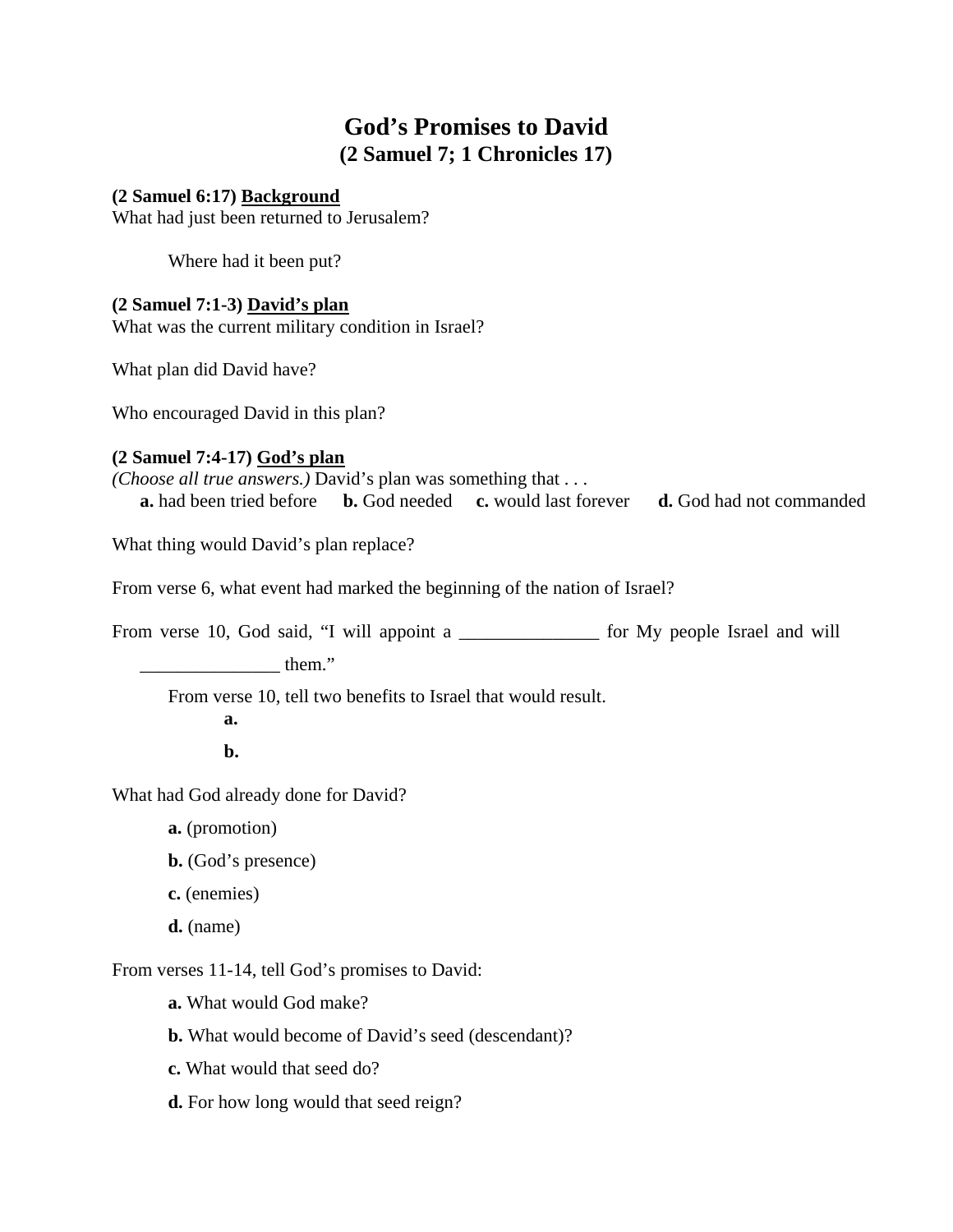# God's Promises to David
## (2 Samuel 7; 1 Chronicles 17)

**(2 Samuel 6:17) <u>Background</u>**

What had just been returned to Jerusalem?

Where had it been put?

**(2 Samuel 7:1-3) <u>David's plan</u>**

What was the current military condition in Israel?

What plan did David have?

Who encouraged David in this plan?

**(2 Samuel 7:4-17) <u>God's plan</u>**

*(Choose all true answers.)* David's plan was something that . . .

**a.** had been tried before **b.** God needed **c.** would last forever **d.** God had not commanded

What thing would David's plan replace?

From verse 6, what event had marked the beginning of the nation of Israel?

From verse 10, God said, "I will appoint a _______________ for My people Israel and will _______________ them."

From verse 10, tell two benefits to Israel that would result.

**a.**

**b.**

What had God already done for David?

**a.** (promotion)

**b.** (God's presence)

**c.** (enemies)

**d.** (name)

From verses 11-14, tell God's promises to David:

**a.** What would God make?

**b.** What would become of David's seed (descendant)?

**c.** What would that seed do?

**d.** For how long would that seed reign?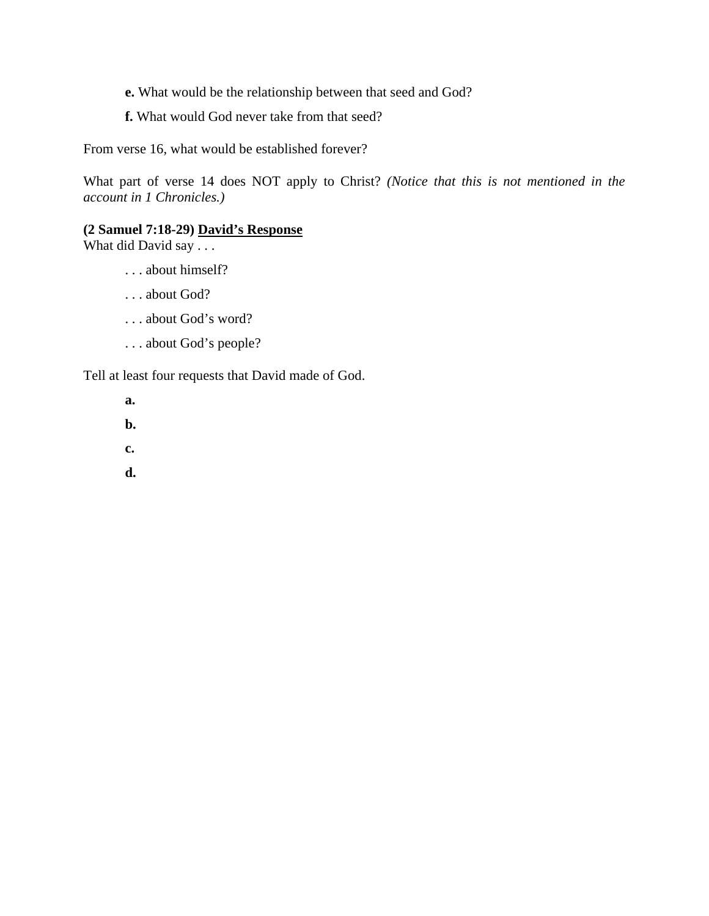**e.** What would be the relationship between that seed and God?

**f.** What would God never take from that seed?

From verse 16, what would be established forever?

What part of verse 14 does NOT apply to Christ? *(Notice that this is not mentioned in the account in 1 Chronicles.)*

**(2 Samuel 7:18-29) <u>David's Response</u>**
What did David say . . .

. . . about himself?

. . . about God?

. . . about God's word?

. . . about God's people?

Tell at least four requests that David made of God.

**a.**

**b.**

**c.**

**d.**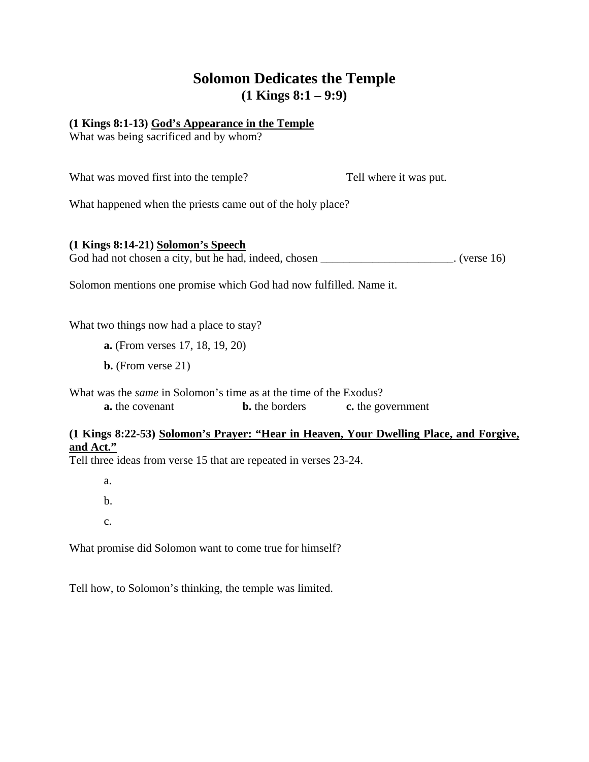# Solomon Dedicates the Temple
## (1 Kings 8:1 – 9:9)

**(1 Kings 8:1-13)** **<u>God's Appearance in the Temple</u>**
What was being sacrificed and by whom?

What was moved first into the temple? Tell where it was put.

What happened when the priests came out of the holy place?

**(1 Kings 8:14-21)** **<u>Solomon's Speech</u>**
God had not chosen a city, but he had, indeed, chosen ______________________. (verse 16)

Solomon mentions one promise which God had now fulfilled. Name it.

What two things now had a place to stay?

**a.** (From verses 17, 18, 19, 20)

**b.** (From verse 21)

What was the *same* in Solomon's time as at the time of the Exodus?
**a.** the covenant **b.** the borders **c.** the government

**(1 Kings 8:22-53)** **<u>Solomon's Prayer: "Hear in Heaven, Your Dwelling Place, and Forgive, and Act."</u>**
Tell three ideas from verse 15 that are repeated in verses 23-24.

a.

b.

c.

What promise did Solomon want to come true for himself?

Tell how, to Solomon's thinking, the temple was limited.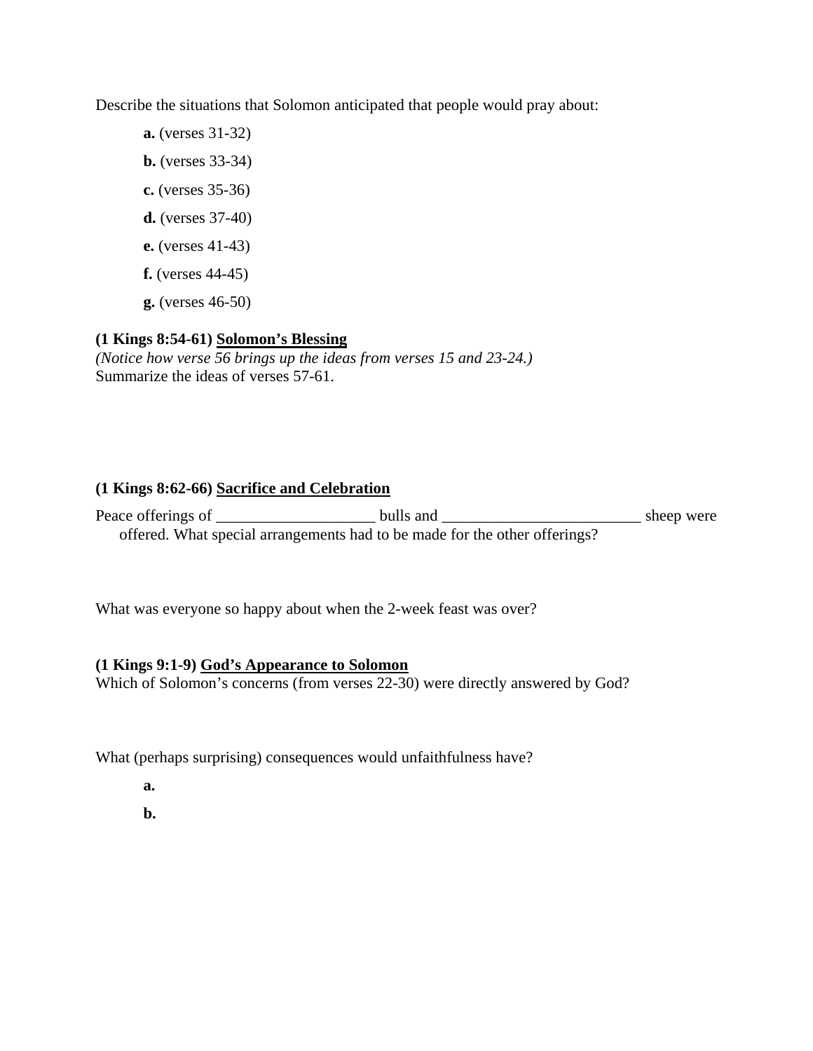Describe the situations that Solomon anticipated that people would pray about:

**a.** (verses 31-32)

**b.** (verses 33-34)

**c.** (verses 35-36)

**d.** (verses 37-40)

**e.** (verses 41-43)

**f.** (verses 44-45)

**g.** (verses 46-50)

**(1 Kings 8:54-61)** **Solomon's Blessing**

*(Notice how verse 56 brings up the ideas from verses 15 and 23-24.)*

Summarize the ideas of verses 57-61.

**(1 Kings 8:62-66)** **Sacrifice and Celebration**

Peace offerings of ____________________ bulls and _________________________ sheep were offered. What special arrangements had to be made for the other offerings?

What was everyone so happy about when the 2-week feast was over?

**(1 Kings 9:1-9)** **God's Appearance to Solomon**

Which of Solomon's concerns (from verses 22-30) were directly answered by God?

What (perhaps surprising) consequences would unfaithfulness have?

**a.**

**b.**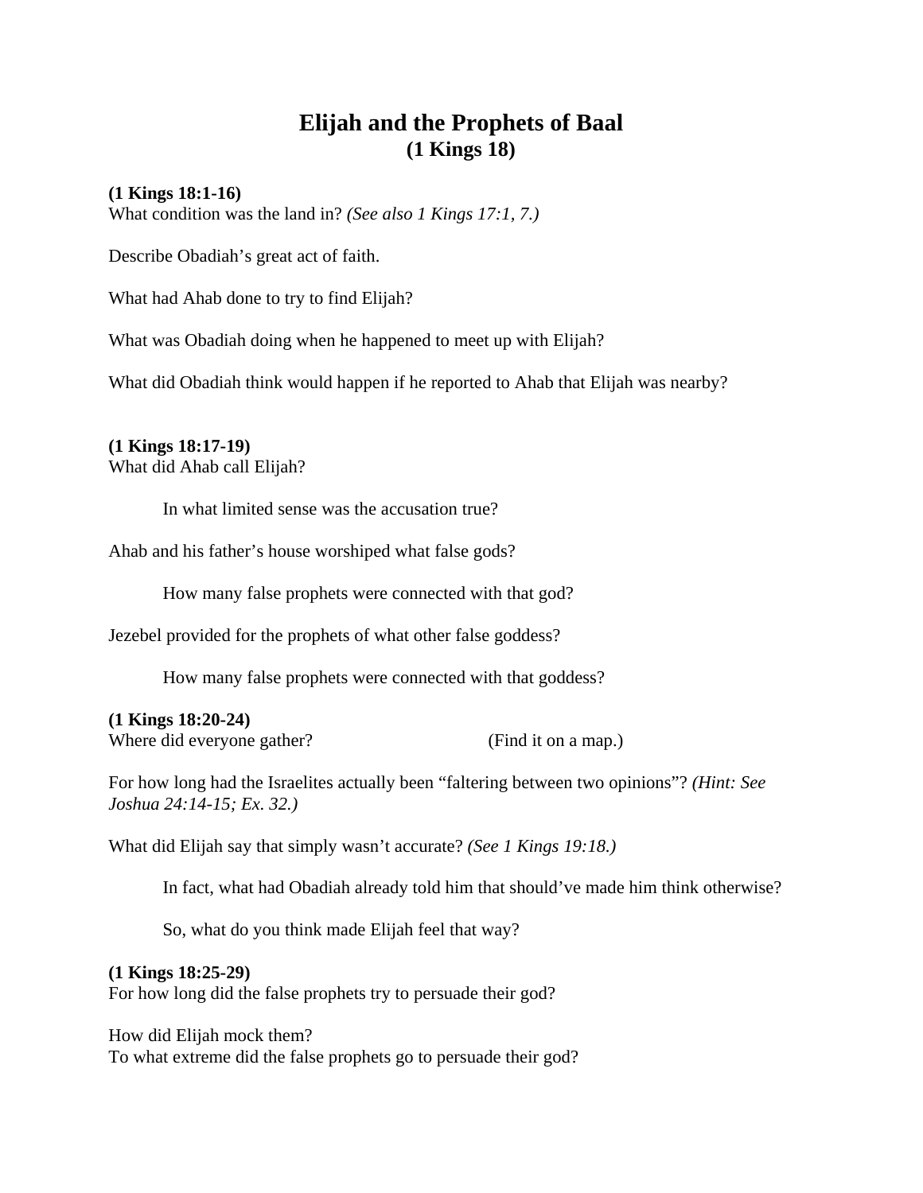# Elijah and the Prophets of Baal
## (1 Kings 18)

**(1 Kings 18:1-16)**
What condition was the land in? *(See also 1 Kings 17:1, 7.)*

Describe Obadiah's great act of faith.

What had Ahab done to try to find Elijah?

What was Obadiah doing when he happened to meet up with Elijah?

What did Obadiah think would happen if he reported to Ahab that Elijah was nearby?

**(1 Kings 18:17-19)**
What did Ahab call Elijah?

> In what limited sense was the accusation true?

Ahab and his father's house worshiped what false gods?

> How many false prophets were connected with that god?

Jezebel provided for the prophets of what other false goddess?

> How many false prophets were connected with that goddess?

**(1 Kings 18:20-24)**
Where did everyone gather? (Find it on a map.)

For how long had the Israelites actually been "faltering between two opinions"? *(Hint: See Joshua 24:14-15; Ex. 32.)*

What did Elijah say that simply wasn't accurate? *(See 1 Kings 19:18.)*

> In fact, what had Obadiah already told him that should've made him think otherwise?

> So, what do you think made Elijah feel that way?

**(1 Kings 18:25-29)**
For how long did the false prophets try to persuade their god?

How did Elijah mock them?
To what extreme did the false prophets go to persuade their god?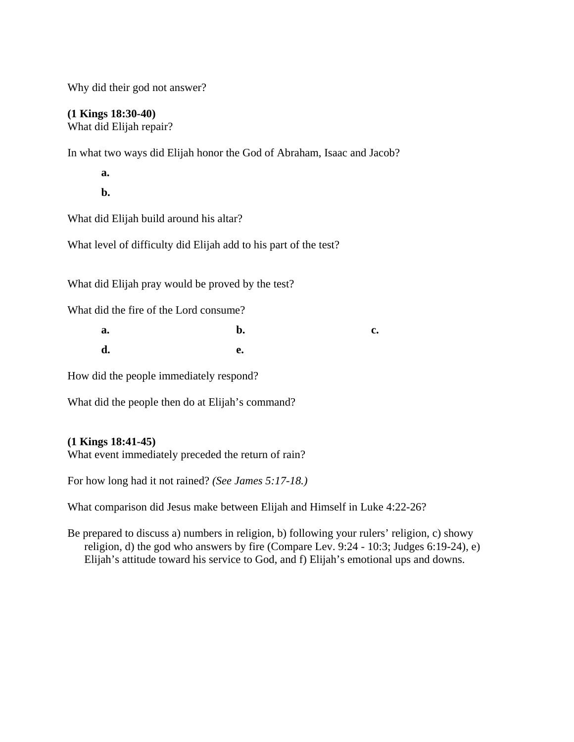Why did their god not answer?

**(1 Kings 18:30-40)**
What did Elijah repair?

In what two ways did Elijah honor the God of Abraham, Isaac and Jacob?

**a.**

**b.**

What did Elijah build around his altar?

What level of difficulty did Elijah add to his part of the test?

What did Elijah pray would be proved by the test?

What did the fire of the Lord consume?

**a.** **b.** **c.**

**d.** **e.**

How did the people immediately respond?

What did the people then do at Elijah's command?

**(1 Kings 18:41-45)**
What event immediately preceded the return of rain?

For how long had it not rained? *(See James 5:17-18.)*

What comparison did Jesus make between Elijah and Himself in Luke 4:22-26?

Be prepared to discuss a) numbers in religion, b) following your rulers' religion, c) showy religion, d) the god who answers by fire (Compare Lev. 9:24 - 10:3; Judges 6:19-24), e) Elijah's attitude toward his service to God, and f) Elijah's emotional ups and downs.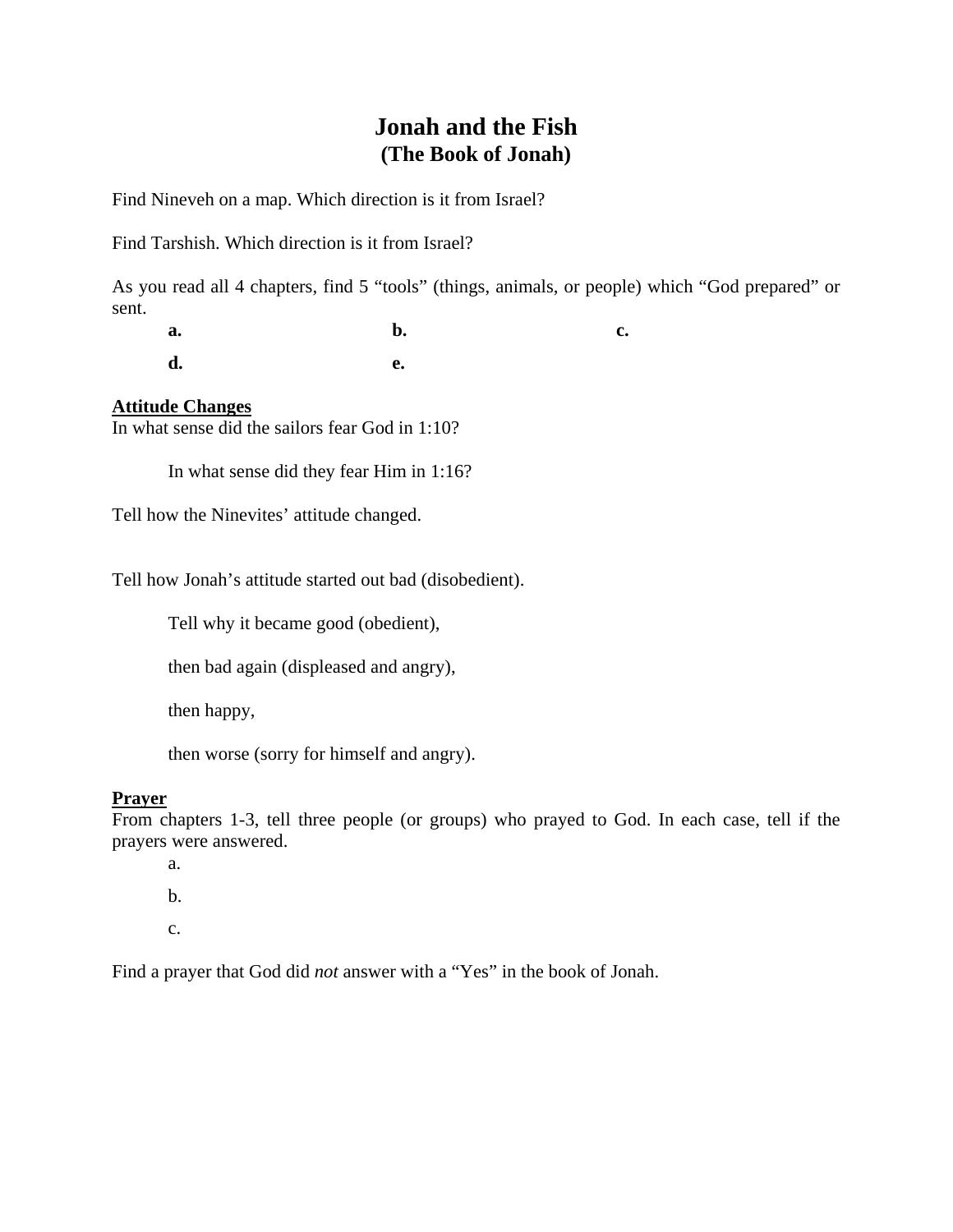# Jonah and the Fish
## (The Book of Jonah)

Find Nineveh on a map. Which direction is it from Israel?

Find Tarshish. Which direction is it from Israel?

As you read all 4 chapters, find 5 "tools" (things, animals, or people) which "God prepared" or sent.

**a.** **b.** **c.**

**d.** **e.**

**<u>Attitude Changes</u>**

In what sense did the sailors fear God in 1:10?

In what sense did they fear Him in 1:16?

Tell how the Ninevites' attitude changed.

Tell how Jonah's attitude started out bad (disobedient).

Tell why it became good (obedient),

then bad again (displeased and angry),

then happy,

then worse (sorry for himself and angry).

**<u>Prayer</u>**

From chapters 1-3, tell three people (or groups) who prayed to God. In each case, tell if the prayers were answered.

a.

b.

c.

Find a prayer that God did *not* answer with a "Yes" in the book of Jonah.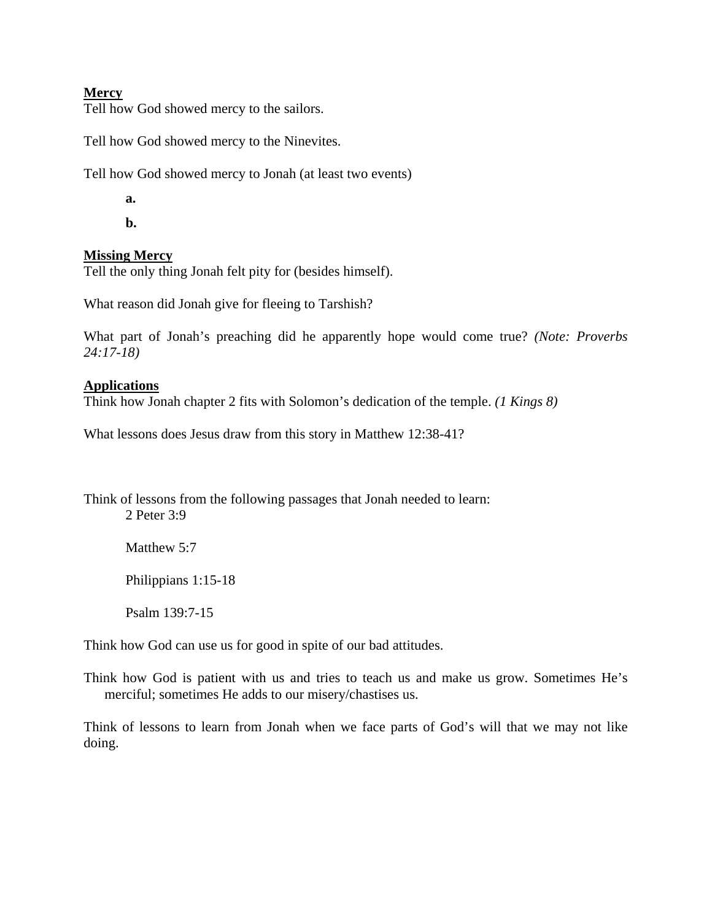**Mercy**

Tell how God showed mercy to the sailors.

Tell how God showed mercy to the Ninevites.

Tell how God showed mercy to Jonah (at least two events)

**a.**

**b.**

**Missing Mercy**

Tell the only thing Jonah felt pity for (besides himself).

What reason did Jonah give for fleeing to Tarshish?

What part of Jonah's preaching did he apparently hope would come true? *(Note: Proverbs 24:17-18)*

**Applications**

Think how Jonah chapter 2 fits with Solomon's dedication of the temple. *(1 Kings 8)*

What lessons does Jesus draw from this story in Matthew 12:38-41?

Think of lessons from the following passages that Jonah needed to learn:

2 Peter 3:9

Matthew 5:7

Philippians 1:15-18

Psalm 139:7-15

Think how God can use us for good in spite of our bad attitudes.

Think how God is patient with us and tries to teach us and make us grow. Sometimes He's merciful; sometimes He adds to our misery/chastises us.

Think of lessons to learn from Jonah when we face parts of God's will that we may not like doing.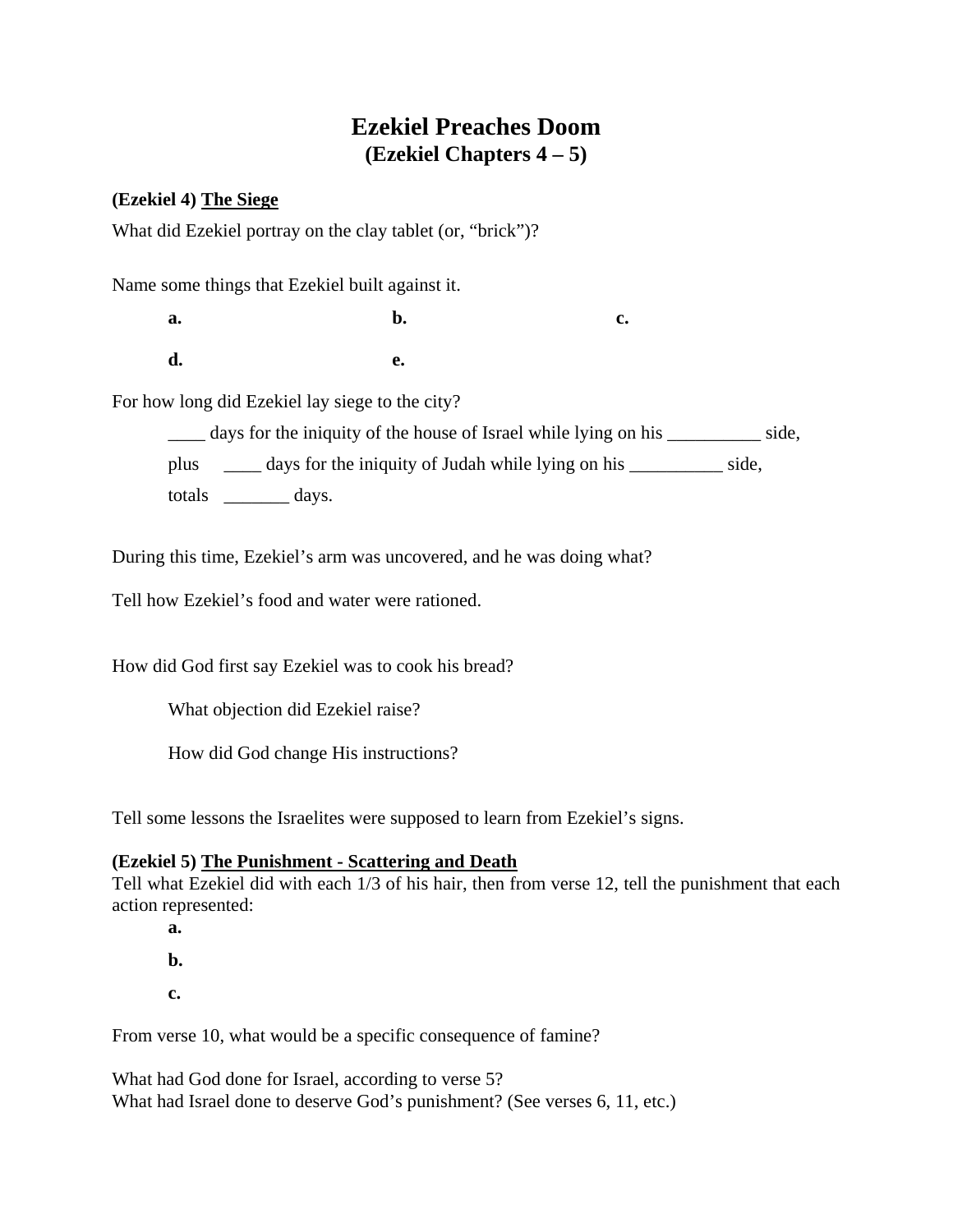# Ezekiel Preaches Doom
## (Ezekiel Chapters 4 – 5)

**(Ezekiel 4)** **<u>The Siege</u>**

What did Ezekiel portray on the clay tablet (or, "brick")?

Name some things that Ezekiel built against it.

**a.** **b.** **c.**

**d.** **e.**

For how long did Ezekiel lay siege to the city?

____ days for the iniquity of the house of Israel while lying on his __________ side,

plus ____ days for the iniquity of Judah while lying on his __________ side,

totals _______ days.

During this time, Ezekiel's arm was uncovered, and he was doing what?

Tell how Ezekiel's food and water were rationed.

How did God first say Ezekiel was to cook his bread?

What objection did Ezekiel raise?

How did God change His instructions?

Tell some lessons the Israelites were supposed to learn from Ezekiel's signs.

**(Ezekiel 5)** **<u>The Punishment - Scattering and Death</u>**

Tell what Ezekiel did with each 1/3 of his hair, then from verse 12, tell the punishment that each action represented:

**a.**

**b.**

**c.**

From verse 10, what would be a specific consequence of famine?

What had God done for Israel, according to verse 5?
What had Israel done to deserve God's punishment? (See verses 6, 11, etc.)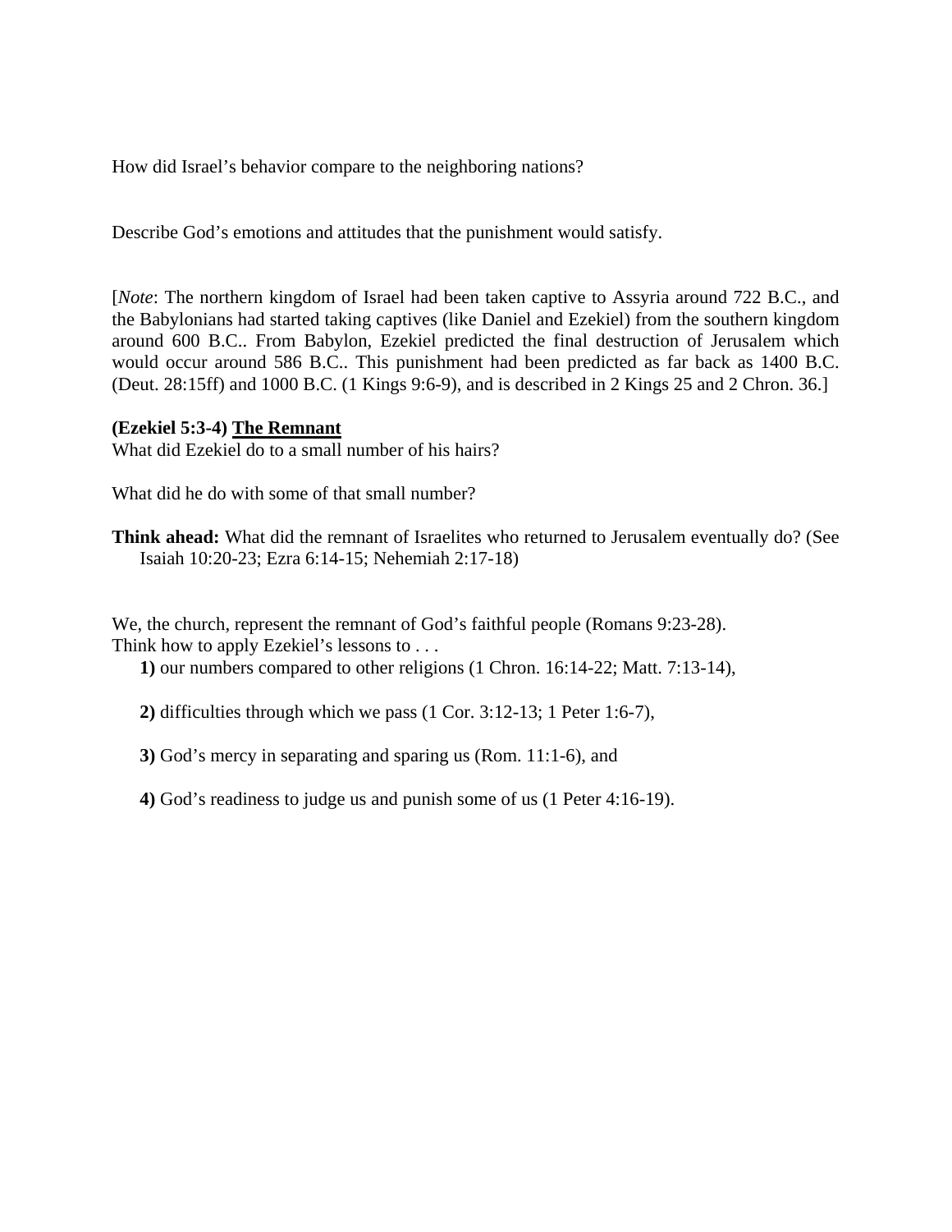How did Israel's behavior compare to the neighboring nations?

Describe God's emotions and attitudes that the punishment would satisfy.

[*Note*: The northern kingdom of Israel had been taken captive to Assyria around 722 B.C., and the Babylonians had started taking captives (like Daniel and Ezekiel) from the southern kingdom around 600 B.C.. From Babylon, Ezekiel predicted the final destruction of Jerusalem which would occur around 586 B.C.. This punishment had been predicted as far back as 1400 B.C. (Deut. 28:15ff) and 1000 B.C. (1 Kings 9:6-9), and is described in 2 Kings 25 and 2 Chron. 36.]

**(Ezekiel 5:3-4) <u>The Remnant</u>**

What did Ezekiel do to a small number of his hairs?

What did he do with some of that small number?

**Think ahead:** What did the remnant of Israelites who returned to Jerusalem eventually do? (See Isaiah 10:20-23; Ezra 6:14-15; Nehemiah 2:17-18)

We, the church, represent the remnant of God's faithful people (Romans 9:23-28).
Think how to apply Ezekiel's lessons to . . .

**1)** our numbers compared to other religions (1 Chron. 16:14-22; Matt. 7:13-14),

**2)** difficulties through which we pass (1 Cor. 3:12-13; 1 Peter 1:6-7),

**3)** God's mercy in separating and sparing us (Rom. 11:1-6), and

**4)** God's readiness to judge us and punish some of us (1 Peter 4:16-19).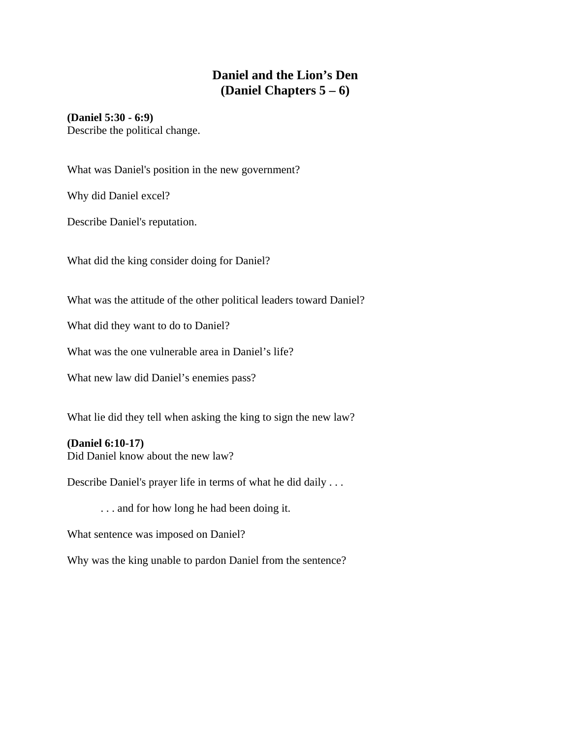# Daniel and the Lion's Den
# (Daniel Chapters 5 – 6)

**(Daniel 5:30 - 6:9)**
Describe the political change.

What was Daniel's position in the new government?

Why did Daniel excel?

Describe Daniel's reputation.

What did the king consider doing for Daniel?

What was the attitude of the other political leaders toward Daniel?

What did they want to do to Daniel?

What was the one vulnerable area in Daniel's life?

What new law did Daniel's enemies pass?

What lie did they tell when asking the king to sign the new law?

**(Daniel 6:10-17)**
Did Daniel know about the new law?

Describe Daniel's prayer life in terms of what he did daily . . .

. . . and for how long he had been doing it.

What sentence was imposed on Daniel?

Why was the king unable to pardon Daniel from the sentence?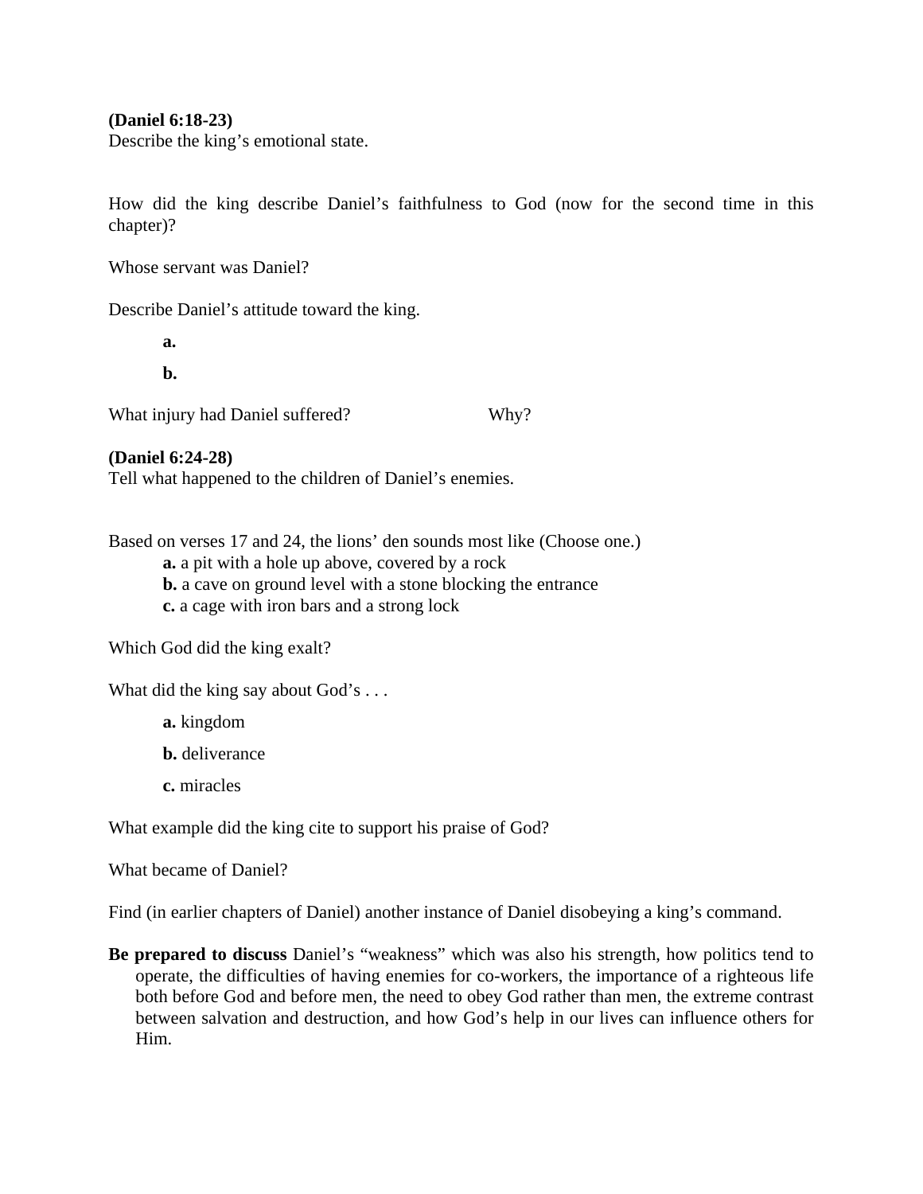**(Daniel 6:18-23)**
Describe the king's emotional state.

How did the king describe Daniel's faithfulness to God (now for the second time in this chapter)?

Whose servant was Daniel?

Describe Daniel's attitude toward the king.

**a.**

**b.**

What injury had Daniel suffered? Why?

**(Daniel 6:24-28)**
Tell what happened to the children of Daniel's enemies.

Based on verses 17 and 24, the lions' den sounds most like (Choose one.)

**a.** a pit with a hole up above, covered by a rock
**b.** a cave on ground level with a stone blocking the entrance
**c.** a cage with iron bars and a strong lock

Which God did the king exalt?

What did the king say about God's . . .

**a.** kingdom

**b.** deliverance

**c.** miracles

What example did the king cite to support his praise of God?

What became of Daniel?

Find (in earlier chapters of Daniel) another instance of Daniel disobeying a king's command.

**Be prepared to discuss** Daniel's "weakness" which was also his strength, how politics tend to operate, the difficulties of having enemies for co-workers, the importance of a righteous life both before God and before men, the need to obey God rather than men, the extreme contrast between salvation and destruction, and how God's help in our lives can influence others for Him.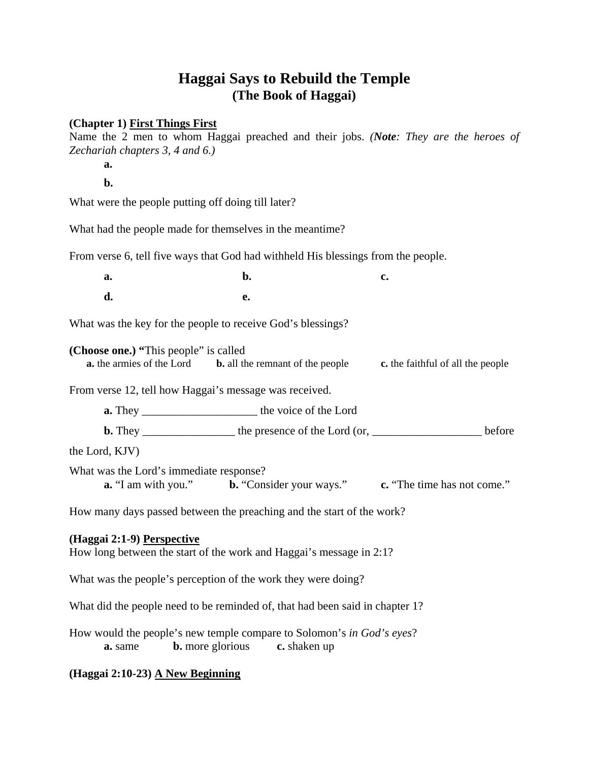# Haggai Says to Rebuild the Temple
## (The Book of Haggai)

**(Chapter 1)** **First Things First**

Name the 2 men to whom Haggai preached and their jobs. *(**Note**: They are the heroes of Zechariah chapters 3, 4 and 6.)*

**a.**

**b.**

What were the people putting off doing till later?

What had the people made for themselves in the meantime?

From verse 6, tell five ways that God had withheld His blessings from the people.

**a.** **b.** **c.**

**d.** **e.**

What was the key for the people to receive God's blessings?

**(Choose one.) "**This people" is called

**a.** the armies of the Lord **b.** all the remnant of the people **c.** the faithful of all the people

From verse 12, tell how Haggai's message was received.

**a.** They ____________________ the voice of the Lord

**b.** They ________________ the presence of the Lord (or, ___________________ before the Lord, KJV)

What was the Lord's immediate response?

**a.** "I am with you." **b.** "Consider your ways." **c.** "The time has not come."

How many days passed between the preaching and the start of the work?

**(Haggai 2:1-9)** **Perspective**

How long between the start of the work and Haggai's message in 2:1?

What was the people's perception of the work they were doing?

What did the people need to be reminded of, that had been said in chapter 1?

How would the people's new temple compare to Solomon's *in God's eyes*?

**a.** same **b.** more glorious **c.** shaken up

**(Haggai 2:10-23)** **A New Beginning**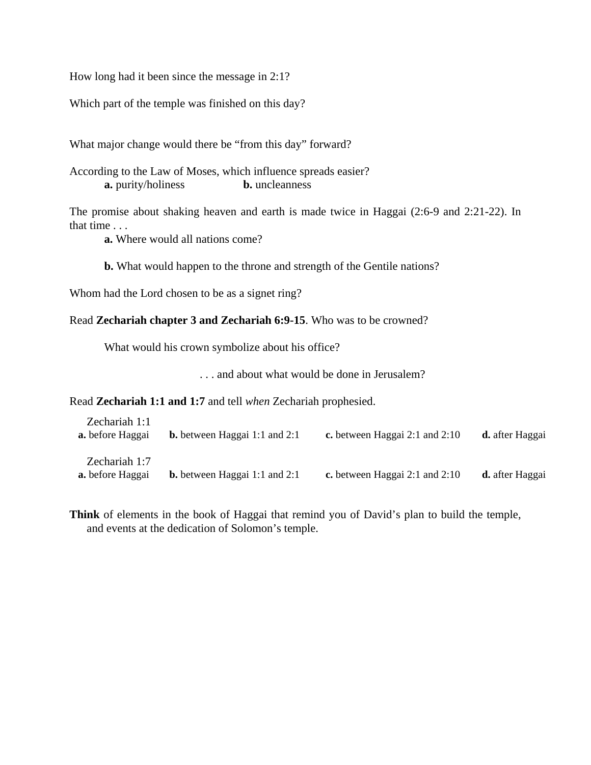How long had it been since the message in 2:1?

Which part of the temple was finished on this day?

What major change would there be "from this day" forward?

According to the Law of Moses, which influence spreads easier?

**a.** purity/holiness **b.** uncleanness

The promise about shaking heaven and earth is made twice in Haggai (2:6-9 and 2:21-22). In that time . . .

**a.** Where would all nations come?

**b.** What would happen to the throne and strength of the Gentile nations?

Whom had the Lord chosen to be as a signet ring?

Read **Zechariah chapter 3 and Zechariah 6:9-15**. Who was to be crowned?

What would his crown symbolize about his office?

. . . and about what would be done in Jerusalem?

Read **Zechariah 1:1 and 1:7** and tell *when* Zechariah prophesied.

Zechariah 1:1

**a.** before Haggai **b.** between Haggai 1:1 and 2:1 **c.** between Haggai 2:1 and 2:10 **d.** after Haggai

Zechariah 1:7

**a.** before Haggai **b.** between Haggai 1:1 and 2:1 **c.** between Haggai 2:1 and 2:10 **d.** after Haggai

**Think** of elements in the book of Haggai that remind you of David's plan to build the temple, and events at the dedication of Solomon's temple.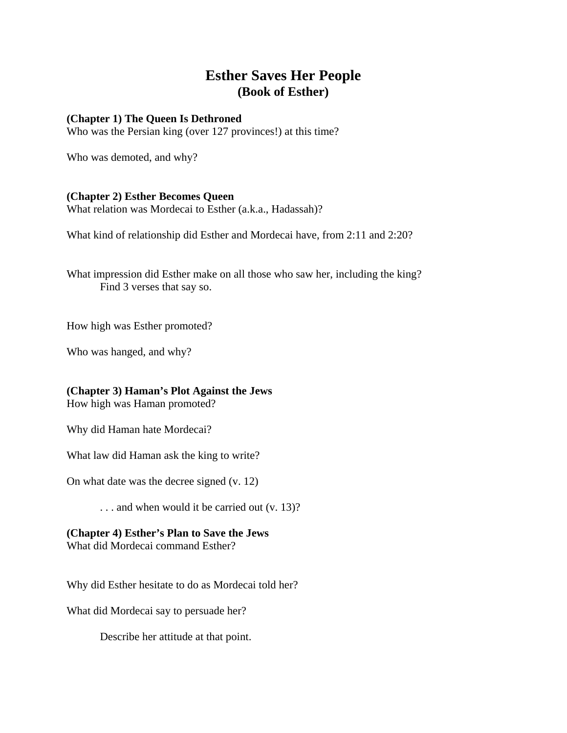# Esther Saves Her People
## (Book of Esther)

**(Chapter 1) The Queen Is Dethroned**

Who was the Persian king (over 127 provinces!) at this time?

Who was demoted, and why?

**(Chapter 2) Esther Becomes Queen**

What relation was Mordecai to Esther (a.k.a., Hadassah)?

What kind of relationship did Esther and Mordecai have, from 2:11 and 2:20?

What impression did Esther make on all those who saw her, including the king?
    Find 3 verses that say so.

How high was Esther promoted?

Who was hanged, and why?

**(Chapter 3) Haman's Plot Against the Jews**

How high was Haman promoted?

Why did Haman hate Mordecai?

What law did Haman ask the king to write?

On what date was the decree signed (v. 12)

    . . . and when would it be carried out (v. 13)?

**(Chapter 4) Esther's Plan to Save the Jews**

What did Mordecai command Esther?

Why did Esther hesitate to do as Mordecai told her?

What did Mordecai say to persuade her?

    Describe her attitude at that point.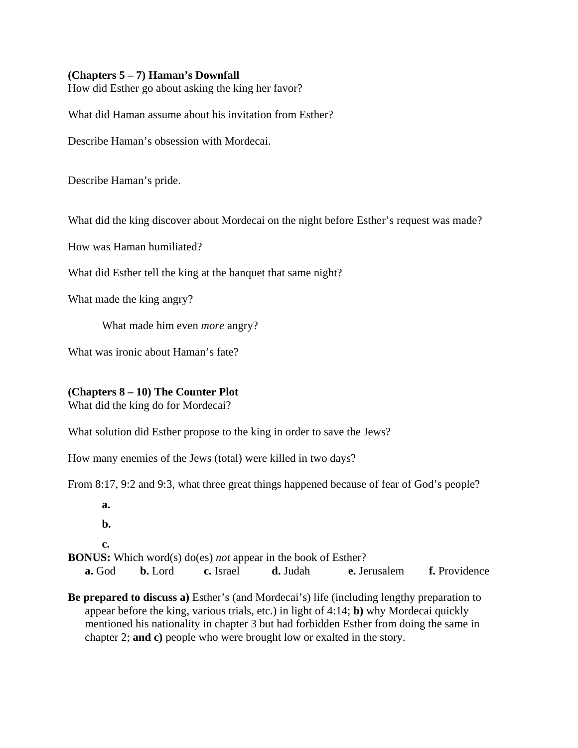**(Chapters 5 – 7) Haman's Downfall**

How did Esther go about asking the king her favor?

What did Haman assume about his invitation from Esther?

Describe Haman's obsession with Mordecai.

Describe Haman's pride.

What did the king discover about Mordecai on the night before Esther's request was made?

How was Haman humiliated?

What did Esther tell the king at the banquet that same night?

What made the king angry?

> What made him even *more* angry?

What was ironic about Haman's fate?

**(Chapters 8 – 10) The Counter Plot**

What did the king do for Mordecai?

What solution did Esther propose to the king in order to save the Jews?

How many enemies of the Jews (total) were killed in two days?

From 8:17, 9:2 and 9:3, what three great things happened because of fear of God's people?

> **a.**
>
> **b.**
>
> **c.**

**BONUS:** Which word(s) do(es) *not* appear in the book of Esther?

**a.** God **b.** Lord **c.** Israel **d.** Judah **e.** Jerusalem **f.** Providence

**Be prepared to discuss a)** Esther's (and Mordecai's) life (including lengthy preparation to appear before the king, various trials, etc.) in light of 4:14; **b)** why Mordecai quickly mentioned his nationality in chapter 3 but had forbidden Esther from doing the same in chapter 2; **and c)** people who were brought low or exalted in the story.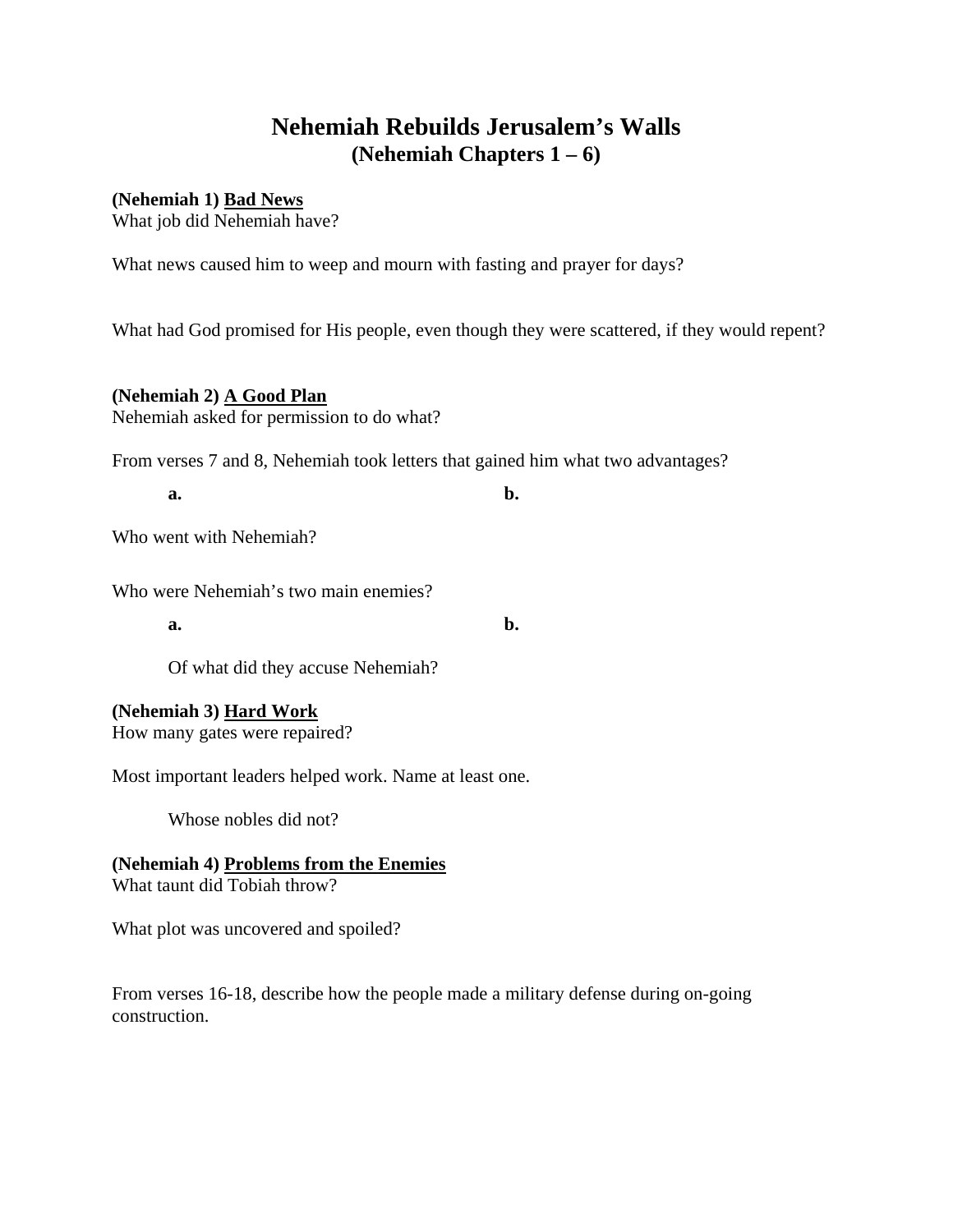# Nehemiah Rebuilds Jerusalem's Walls
## (Nehemiah Chapters 1 – 6)

**(Nehemiah 1)** **<u>Bad News</u>**
What job did Nehemiah have?

What news caused him to weep and mourn with fasting and prayer for days?

What had God promised for His people, even though they were scattered, if they would repent?

**(Nehemiah 2)** **<u>A Good Plan</u>**
Nehemiah asked for permission to do what?

From verses 7 and 8, Nehemiah took letters that gained him what two advantages?

**a.** **b.**

Who went with Nehemiah?

Who were Nehemiah's two main enemies?

**a.** **b.**

Of what did they accuse Nehemiah?

**(Nehemiah 3)** **<u>Hard Work</u>**
How many gates were repaired?

Most important leaders helped work. Name at least one.

Whose nobles did not?

**(Nehemiah 4)** **<u>Problems from the Enemies</u>**
What taunt did Tobiah throw?

What plot was uncovered and spoiled?

From verses 16-18, describe how the people made a military defense during on-going construction.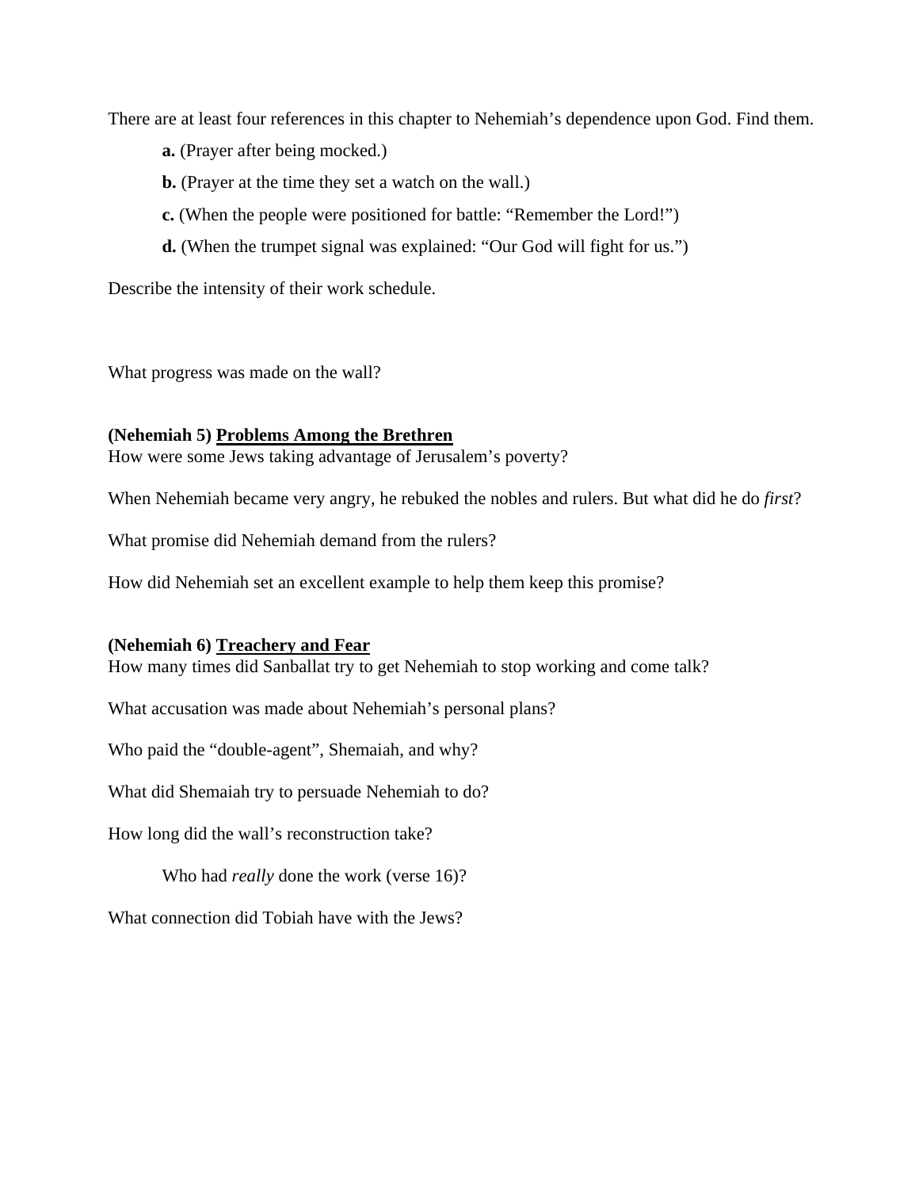There are at least four references in this chapter to Nehemiah's dependence upon God. Find them.

**a.** (Prayer after being mocked.)

**b.** (Prayer at the time they set a watch on the wall.)

**c.** (When the people were positioned for battle: "Remember the Lord!")

**d.** (When the trumpet signal was explained: "Our God will fight for us.")

Describe the intensity of their work schedule.

What progress was made on the wall?

**(Nehemiah 5) <u>Problems Among the Brethren</u>**

How were some Jews taking advantage of Jerusalem's poverty?

When Nehemiah became very angry, he rebuked the nobles and rulers. But what did he do *first*?

What promise did Nehemiah demand from the rulers?

How did Nehemiah set an excellent example to help them keep this promise?

**(Nehemiah 6) <u>Treachery and Fear</u>**

How many times did Sanballat try to get Nehemiah to stop working and come talk?

What accusation was made about Nehemiah's personal plans?

Who paid the "double-agent", Shemaiah, and why?

What did Shemaiah try to persuade Nehemiah to do?

How long did the wall's reconstruction take?

Who had *really* done the work (verse 16)?

What connection did Tobiah have with the Jews?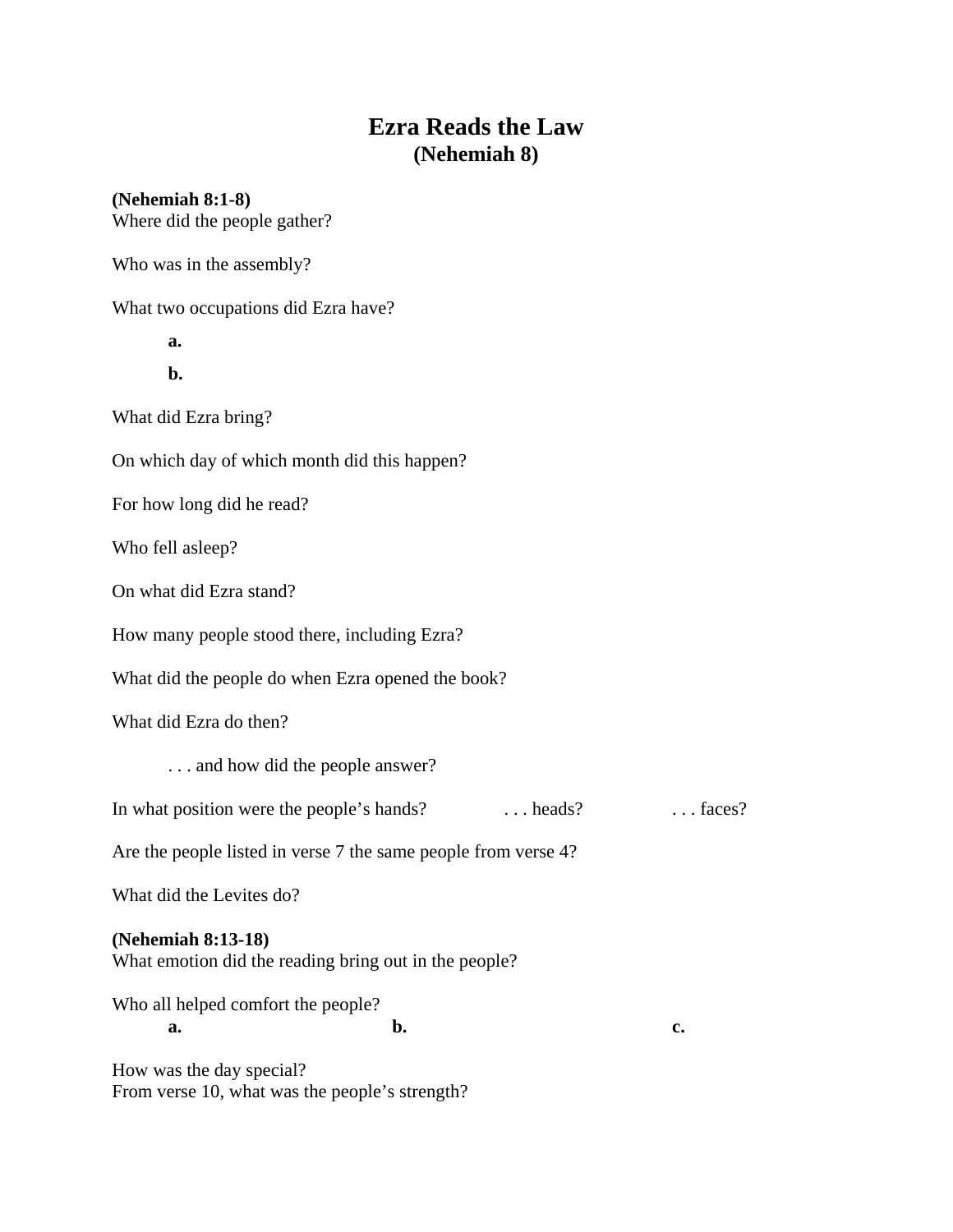# Ezra Reads the Law
## (Nehemiah 8)

**(Nehemiah 8:1-8)**
Where did the people gather?

Who was in the assembly?

What two occupations did Ezra have?

**a.**

**b.**

What did Ezra bring?

On which day of which month did this happen?

For how long did he read?

Who fell asleep?

On what did Ezra stand?

How many people stood there, including Ezra?

What did the people do when Ezra opened the book?

What did Ezra do then?

. . . and how did the people answer?

In what position were the people's hands? . . . heads? . . . faces?

Are the people listed in verse 7 the same people from verse 4?

What did the Levites do?

**(Nehemiah 8:13-18)**
What emotion did the reading bring out in the people?

Who all helped comfort the people?

**a.** **b.** **c.**

How was the day special?
From verse 10, what was the people's strength?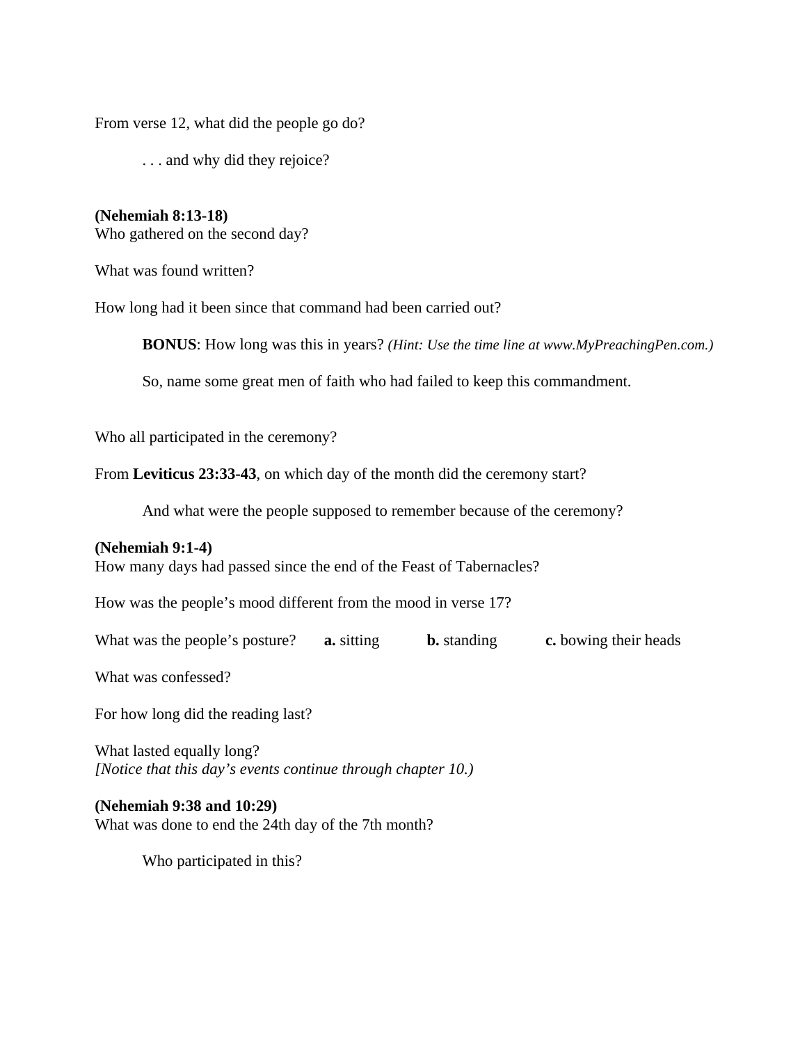From verse 12, what did the people go do?

. . . and why did they rejoice?

**(Nehemiah 8:13-18)**
Who gathered on the second day?

What was found written?

How long had it been since that command had been carried out?

**BONUS**: How long was this in years? *(Hint: Use the time line at www.MyPreachingPen.com.)*

So, name some great men of faith who had failed to keep this commandment.

Who all participated in the ceremony?

From **Leviticus 23:33-43**, on which day of the month did the ceremony start?

And what were the people supposed to remember because of the ceremony?

**(Nehemiah 9:1-4)**
How many days had passed since the end of the Feast of Tabernacles?

How was the people's mood different from the mood in verse 17?

What was the people's posture? **a.** sitting **b.** standing **c.** bowing their heads

What was confessed?

For how long did the reading last?

What lasted equally long?
*[Notice that this day's events continue through chapter 10.)*

**(Nehemiah 9:38 and 10:29)**
What was done to end the 24th day of the 7th month?

Who participated in this?